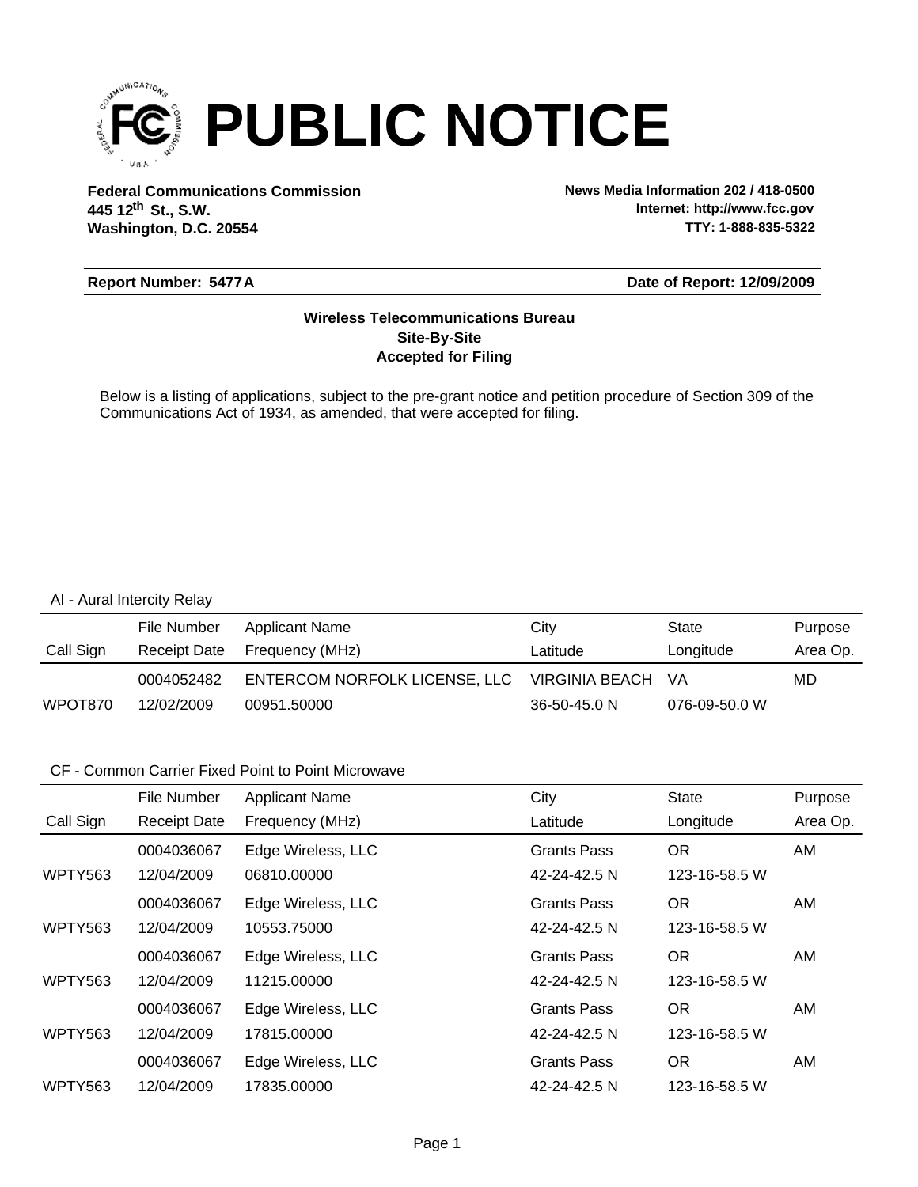# PUBLIC NOTICE

**Federal Communications Commission**
**445 12th St., S.W.**
**Washington, D.C. 20554**

**News Media Information 202 / 418-0500**
**Internet: http://www.fcc.gov**
**TTY: 1-888-835-5322**

**Report Number: 5477A** | **Date of Report: 12/09/2009**

**Wireless Telecommunications Bureau**
**Site-By-Site**
**Accepted for Filing**

Below is a listing of applications, subject to the pre-grant notice and petition procedure of Section 309 of the Communications Act of 1934, as amended, that were accepted for filing.

AI - Aural Intercity Relay

| Call Sign | File Number / Receipt Date | Applicant Name / Frequency (MHz) | City / Latitude | State / Longitude | Purpose / Area Op. |
|---|---|---|---|---|---|
| | 0004052482 | ENTERCOM NORFOLK LICENSE, LLC | VIRGINIA BEACH | VA | MD |
| WPOT870 | 12/02/2009 | 00951.50000 | 36-50-45.0 N | 076-09-50.0 W | |

CF - Common Carrier Fixed Point to Point Microwave

| Call Sign | File Number / Receipt Date | Applicant Name / Frequency (MHz) | City / Latitude | State / Longitude | Purpose / Area Op. |
|---|---|---|---|---|---|
| | 0004036067 | Edge Wireless, LLC | Grants Pass | OR | AM |
| WPTY563 | 12/04/2009 | 06810.00000 | 42-24-42.5 N | 123-16-58.5 W | |
| | 0004036067 | Edge Wireless, LLC | Grants Pass | OR | AM |
| WPTY563 | 12/04/2009 | 10553.75000 | 42-24-42.5 N | 123-16-58.5 W | |
| | 0004036067 | Edge Wireless, LLC | Grants Pass | OR | AM |
| WPTY563 | 12/04/2009 | 11215.00000 | 42-24-42.5 N | 123-16-58.5 W | |
| | 0004036067 | Edge Wireless, LLC | Grants Pass | OR | AM |
| WPTY563 | 12/04/2009 | 17815.00000 | 42-24-42.5 N | 123-16-58.5 W | |
| | 0004036067 | Edge Wireless, LLC | Grants Pass | OR | AM |
| WPTY563 | 12/04/2009 | 17835.00000 | 42-24-42.5 N | 123-16-58.5 W | |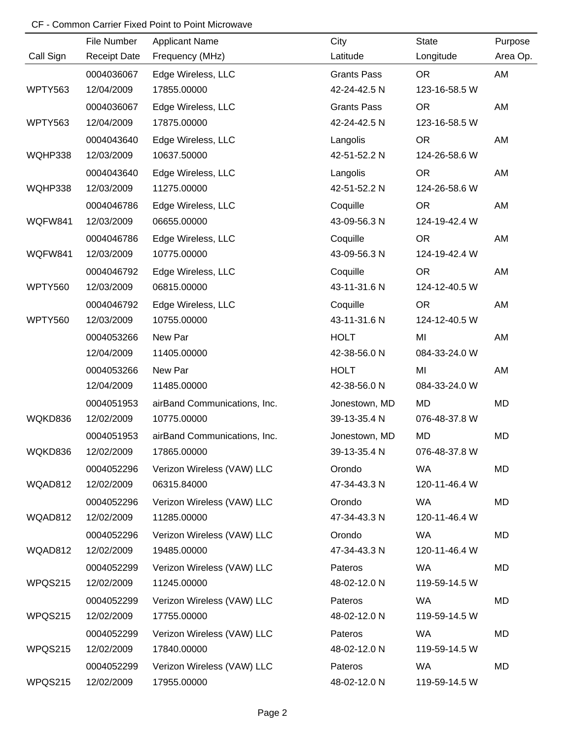CF - Common Carrier Fixed Point to Point Microwave

| Call Sign | File Number / Receipt Date | Applicant Name / Frequency (MHz) | City / Latitude | State / Longitude | Purpose / Area Op. |
|---|---|---|---|---|---|
| WPTY563 | 0004036067 / 12/04/2009 | Edge Wireless, LLC / 17855.00000 | Grants Pass / 42-24-42.5 N | OR / 123-16-58.5 W | AM |
| WPTY563 | 0004036067 / 12/04/2009 | Edge Wireless, LLC / 17875.00000 | Grants Pass / 42-24-42.5 N | OR / 123-16-58.5 W | AM |
| WQHP338 | 0004043640 / 12/03/2009 | Edge Wireless, LLC / 10637.50000 | Langolis / 42-51-52.2 N | OR / 124-26-58.6 W | AM |
| WQHP338 | 0004043640 / 12/03/2009 | Edge Wireless, LLC / 11275.00000 | Langolis / 42-51-52.2 N | OR / 124-26-58.6 W | AM |
| WQFW841 | 0004046786 / 12/03/2009 | Edge Wireless, LLC / 06655.00000 | Coquille / 43-09-56.3 N | OR / 124-19-42.4 W | AM |
| WQFW841 | 0004046786 / 12/03/2009 | Edge Wireless, LLC / 10775.00000 | Coquille / 43-09-56.3 N | OR / 124-19-42.4 W | AM |
| WPTY560 | 0004046792 / 12/03/2009 | Edge Wireless, LLC / 06815.00000 | Coquille / 43-11-31.6 N | OR / 124-12-40.5 W | AM |
| WPTY560 | 0004046792 / 12/03/2009 | Edge Wireless, LLC / 10755.00000 | Coquille / 43-11-31.6 N | OR / 124-12-40.5 W | AM |
| | 0004053266 / 12/04/2009 | New Par / 11405.00000 | HOLT / 42-38-56.0 N | MI / 084-33-24.0 W | AM |
| | 0004053266 / 12/04/2009 | New Par / 11485.00000 | HOLT / 42-38-56.0 N | MI / 084-33-24.0 W | AM |
| WQKD836 | 0004051953 / 12/02/2009 | airBand Communications, Inc. / 10775.00000 | Jonestown, MD / 39-13-35.4 N | MD / 076-48-37.8 W | MD |
| WQKD836 | 0004051953 / 12/02/2009 | airBand Communications, Inc. / 17865.00000 | Jonestown, MD / 39-13-35.4 N | MD / 076-48-37.8 W | MD |
| WQAD812 | 0004052296 / 12/02/2009 | Verizon Wireless (VAW) LLC / 06315.84000 | Orondo / 47-34-43.3 N | WA / 120-11-46.4 W | MD |
| WQAD812 | 0004052296 / 12/02/2009 | Verizon Wireless (VAW) LLC / 11285.00000 | Orondo / 47-34-43.3 N | WA / 120-11-46.4 W | MD |
| WQAD812 | 0004052296 / 12/02/2009 | Verizon Wireless (VAW) LLC / 19485.00000 | Orondo / 47-34-43.3 N | WA / 120-11-46.4 W | MD |
| WPQS215 | 0004052299 / 12/02/2009 | Verizon Wireless (VAW) LLC / 11245.00000 | Pateros / 48-02-12.0 N | WA / 119-59-14.5 W | MD |
| WPQS215 | 0004052299 / 12/02/2009 | Verizon Wireless (VAW) LLC / 17755.00000 | Pateros / 48-02-12.0 N | WA / 119-59-14.5 W | MD |
| WPQS215 | 0004052299 / 12/02/2009 | Verizon Wireless (VAW) LLC / 17840.00000 | Pateros / 48-02-12.0 N | WA / 119-59-14.5 W | MD |
| WPQS215 | 0004052299 / 12/02/2009 | Verizon Wireless (VAW) LLC / 17955.00000 | Pateros / 48-02-12.0 N | WA / 119-59-14.5 W | MD |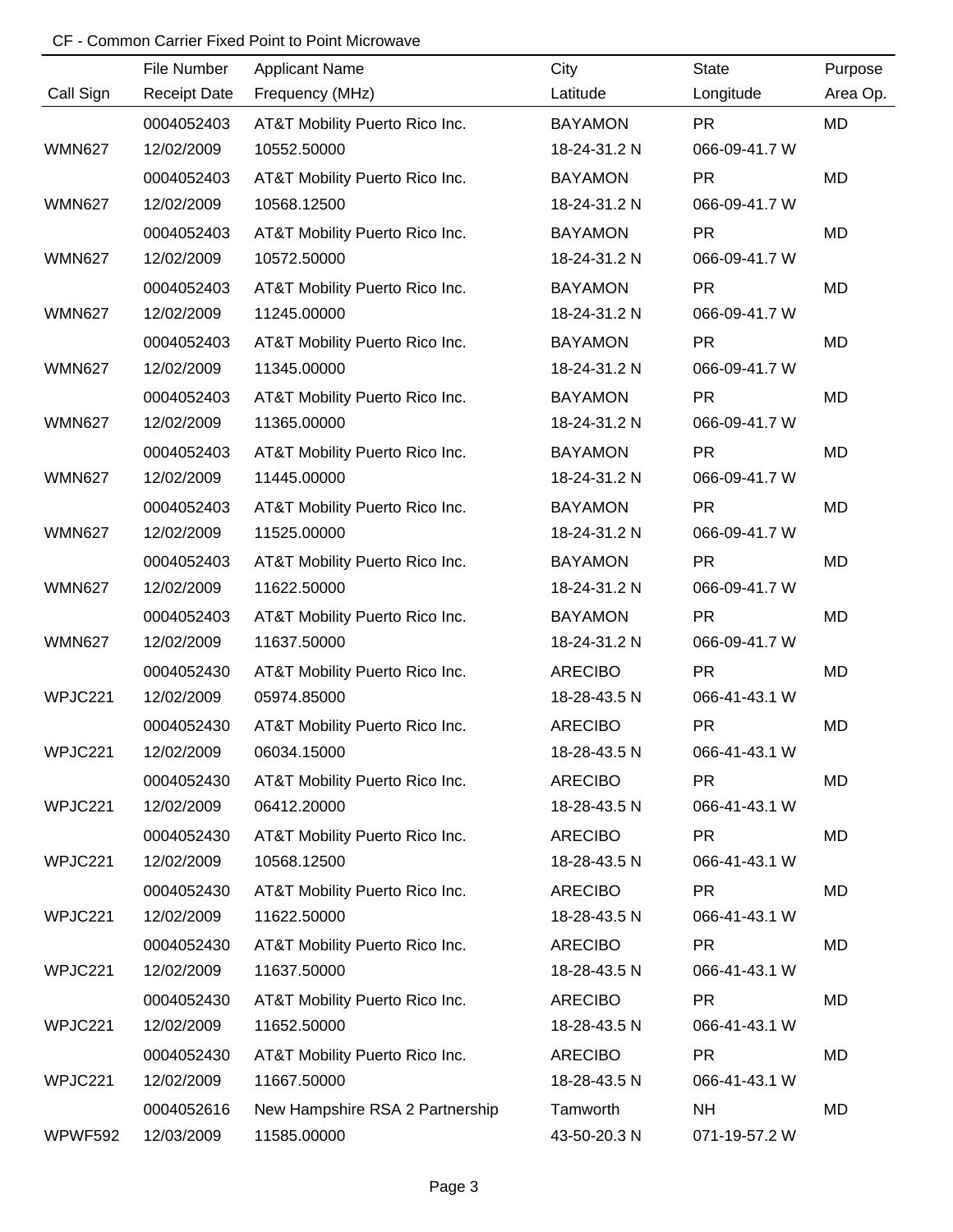CF - Common Carrier Fixed Point to Point Microwave

| Call Sign | File Number / Receipt Date | Applicant Name / Frequency (MHz) | City / Latitude | State / Longitude | Purpose / Area Op. |
|---|---|---|---|---|---|
| | 0004052403 | AT&T Mobility Puerto Rico Inc. | BAYAMON | PR | MD |
| WMN627 | 12/02/2009 | 10552.50000 | 18-24-31.2 N | 066-09-41.7 W | |
| | 0004052403 | AT&T Mobility Puerto Rico Inc. | BAYAMON | PR | MD |
| WMN627 | 12/02/2009 | 10568.12500 | 18-24-31.2 N | 066-09-41.7 W | |
| | 0004052403 | AT&T Mobility Puerto Rico Inc. | BAYAMON | PR | MD |
| WMN627 | 12/02/2009 | 10572.50000 | 18-24-31.2 N | 066-09-41.7 W | |
| | 0004052403 | AT&T Mobility Puerto Rico Inc. | BAYAMON | PR | MD |
| WMN627 | 12/02/2009 | 11245.00000 | 18-24-31.2 N | 066-09-41.7 W | |
| | 0004052403 | AT&T Mobility Puerto Rico Inc. | BAYAMON | PR | MD |
| WMN627 | 12/02/2009 | 11345.00000 | 18-24-31.2 N | 066-09-41.7 W | |
| | 0004052403 | AT&T Mobility Puerto Rico Inc. | BAYAMON | PR | MD |
| WMN627 | 12/02/2009 | 11365.00000 | 18-24-31.2 N | 066-09-41.7 W | |
| | 0004052403 | AT&T Mobility Puerto Rico Inc. | BAYAMON | PR | MD |
| WMN627 | 12/02/2009 | 11445.00000 | 18-24-31.2 N | 066-09-41.7 W | |
| | 0004052403 | AT&T Mobility Puerto Rico Inc. | BAYAMON | PR | MD |
| WMN627 | 12/02/2009 | 11525.00000 | 18-24-31.2 N | 066-09-41.7 W | |
| | 0004052403 | AT&T Mobility Puerto Rico Inc. | BAYAMON | PR | MD |
| WMN627 | 12/02/2009 | 11622.50000 | 18-24-31.2 N | 066-09-41.7 W | |
| | 0004052403 | AT&T Mobility Puerto Rico Inc. | BAYAMON | PR | MD |
| WMN627 | 12/02/2009 | 11637.50000 | 18-24-31.2 N | 066-09-41.7 W | |
| | 0004052430 | AT&T Mobility Puerto Rico Inc. | ARECIBO | PR | MD |
| WPJC221 | 12/02/2009 | 05974.85000 | 18-28-43.5 N | 066-41-43.1 W | |
| | 0004052430 | AT&T Mobility Puerto Rico Inc. | ARECIBO | PR | MD |
| WPJC221 | 12/02/2009 | 06034.15000 | 18-28-43.5 N | 066-41-43.1 W | |
| | 0004052430 | AT&T Mobility Puerto Rico Inc. | ARECIBO | PR | MD |
| WPJC221 | 12/02/2009 | 06412.20000 | 18-28-43.5 N | 066-41-43.1 W | |
| | 0004052430 | AT&T Mobility Puerto Rico Inc. | ARECIBO | PR | MD |
| WPJC221 | 12/02/2009 | 10568.12500 | 18-28-43.5 N | 066-41-43.1 W | |
| | 0004052430 | AT&T Mobility Puerto Rico Inc. | ARECIBO | PR | MD |
| WPJC221 | 12/02/2009 | 11622.50000 | 18-28-43.5 N | 066-41-43.1 W | |
| | 0004052430 | AT&T Mobility Puerto Rico Inc. | ARECIBO | PR | MD |
| WPJC221 | 12/02/2009 | 11637.50000 | 18-28-43.5 N | 066-41-43.1 W | |
| | 0004052430 | AT&T Mobility Puerto Rico Inc. | ARECIBO | PR | MD |
| WPJC221 | 12/02/2009 | 11652.50000 | 18-28-43.5 N | 066-41-43.1 W | |
| | 0004052430 | AT&T Mobility Puerto Rico Inc. | ARECIBO | PR | MD |
| WPJC221 | 12/02/2009 | 11667.50000 | 18-28-43.5 N | 066-41-43.1 W | |
| | 0004052616 | New Hampshire RSA 2 Partnership | Tamworth | NH | MD |
| WPWF592 | 12/03/2009 | 11585.00000 | 43-50-20.3 N | 071-19-57.2 W | |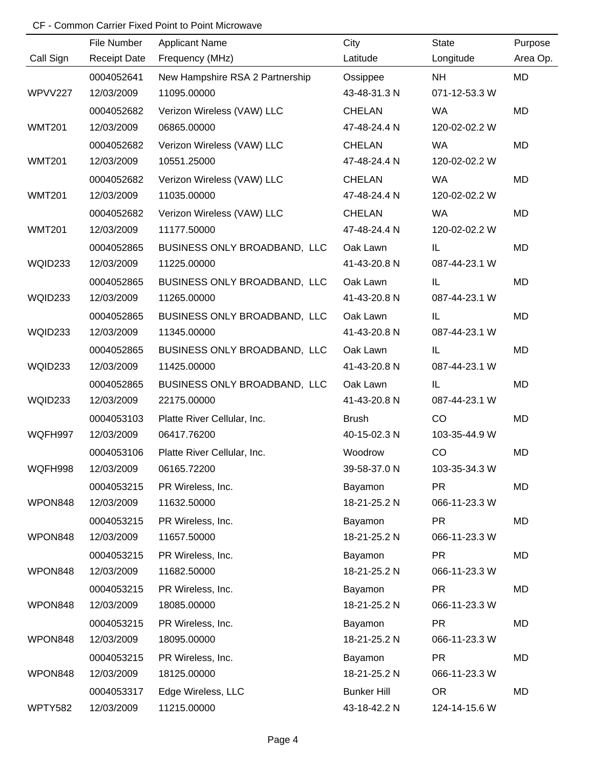CF - Common Carrier Fixed Point to Point Microwave

| Call Sign | File Number / Receipt Date | Applicant Name / Frequency (MHz) | City / Latitude | State / Longitude | Purpose / Area Op. |
|---|---|---|---|---|---|
| WPVV227 | 0004052641 / 12/03/2009 | New Hampshire RSA 2 Partnership / 11095.00000 | Ossippee / 43-48-31.3 N | NH / 071-12-53.3 W | MD |
| WMT201 | 0004052682 / 12/03/2009 | Verizon Wireless (VAW) LLC / 06865.00000 | CHELAN / 47-48-24.4 N | WA / 120-02-02.2 W | MD |
| WMT201 | 0004052682 / 12/03/2009 | Verizon Wireless (VAW) LLC / 10551.25000 | CHELAN / 47-48-24.4 N | WA / 120-02-02.2 W | MD |
| WMT201 | 0004052682 / 12/03/2009 | Verizon Wireless (VAW) LLC / 11035.00000 | CHELAN / 47-48-24.4 N | WA / 120-02-02.2 W | MD |
| WMT201 | 0004052682 / 12/03/2009 | Verizon Wireless (VAW) LLC / 11177.50000 | CHELAN / 47-48-24.4 N | WA / 120-02-02.2 W | MD |
| WQID233 | 0004052865 / 12/03/2009 | BUSINESS ONLY BROADBAND, LLC / 11225.00000 | Oak Lawn / 41-43-20.8 N | IL / 087-44-23.1 W | MD |
| WQID233 | 0004052865 / 12/03/2009 | BUSINESS ONLY BROADBAND, LLC / 11265.00000 | Oak Lawn / 41-43-20.8 N | IL / 087-44-23.1 W | MD |
| WQID233 | 0004052865 / 12/03/2009 | BUSINESS ONLY BROADBAND, LLC / 11345.00000 | Oak Lawn / 41-43-20.8 N | IL / 087-44-23.1 W | MD |
| WQID233 | 0004052865 / 12/03/2009 | BUSINESS ONLY BROADBAND, LLC / 11425.00000 | Oak Lawn / 41-43-20.8 N | IL / 087-44-23.1 W | MD |
| WQID233 | 0004052865 / 12/03/2009 | BUSINESS ONLY BROADBAND, LLC / 22175.00000 | Oak Lawn / 41-43-20.8 N | IL / 087-44-23.1 W | MD |
| WQFH997 | 0004053103 / 12/03/2009 | Platte River Cellular, Inc. / 06417.76200 | Brush / 40-15-02.3 N | CO / 103-35-44.9 W | MD |
| WQFH998 | 0004053106 / 12/03/2009 | Platte River Cellular, Inc. / 06165.72200 | Woodrow / 39-58-37.0 N | CO / 103-35-34.3 W | MD |
| WPON848 | 0004053215 / 12/03/2009 | PR Wireless, Inc. / 11632.50000 | Bayamon / 18-21-25.2 N | PR / 066-11-23.3 W | MD |
| WPON848 | 0004053215 / 12/03/2009 | PR Wireless, Inc. / 11657.50000 | Bayamon / 18-21-25.2 N | PR / 066-11-23.3 W | MD |
| WPON848 | 0004053215 / 12/03/2009 | PR Wireless, Inc. / 11682.50000 | Bayamon / 18-21-25.2 N | PR / 066-11-23.3 W | MD |
| WPON848 | 0004053215 / 12/03/2009 | PR Wireless, Inc. / 18085.00000 | Bayamon / 18-21-25.2 N | PR / 066-11-23.3 W | MD |
| WPON848 | 0004053215 / 12/03/2009 | PR Wireless, Inc. / 18095.00000 | Bayamon / 18-21-25.2 N | PR / 066-11-23.3 W | MD |
| WPON848 | 0004053215 / 12/03/2009 | PR Wireless, Inc. / 18125.00000 | Bayamon / 18-21-25.2 N | PR / 066-11-23.3 W | MD |
| WPTY582 | 0004053317 / 12/03/2009 | Edge Wireless, LLC / 11215.00000 | Bunker Hill / 43-18-42.2 N | OR / 124-14-15.6 W | MD |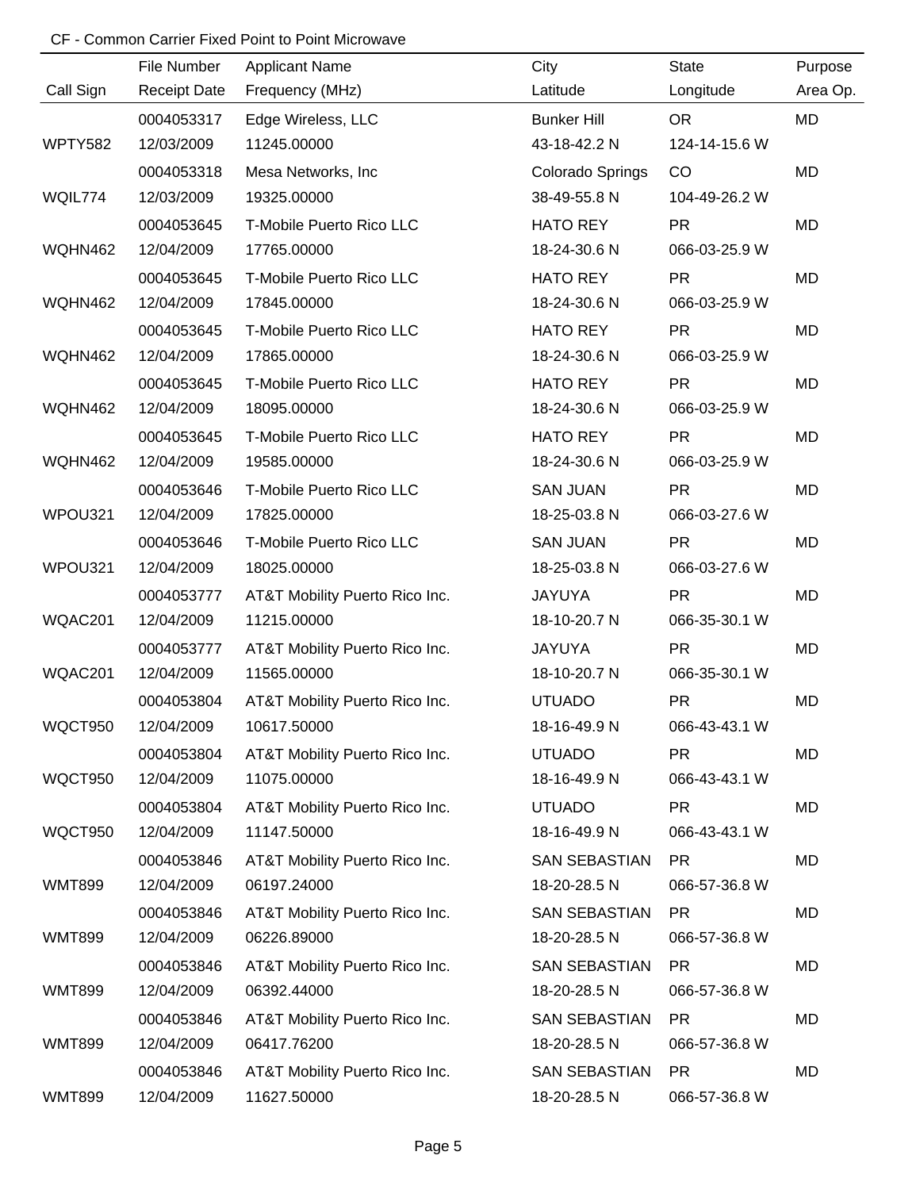CF - Common Carrier Fixed Point to Point Microwave

| Call Sign | File Number / Receipt Date | Applicant Name / Frequency (MHz) | City / Latitude | State / Longitude | Purpose / Area Op. |
|---|---|---|---|---|---|
| WPTY582 | 0004053317 / 12/03/2009 | Edge Wireless, LLC / 11245.00000 | Bunker Hill / 43-18-42.2 N | OR / 124-14-15.6 W | MD |
| WQIL774 | 0004053318 / 12/03/2009 | Mesa Networks, Inc / 19325.00000 | Colorado Springs / 38-49-55.8 N | CO / 104-49-26.2 W | MD |
| WQHN462 | 0004053645 / 12/04/2009 | T-Mobile Puerto Rico LLC / 17765.00000 | HATO REY / 18-24-30.6 N | PR / 066-03-25.9 W | MD |
| WQHN462 | 0004053645 / 12/04/2009 | T-Mobile Puerto Rico LLC / 17845.00000 | HATO REY / 18-24-30.6 N | PR / 066-03-25.9 W | MD |
| WQHN462 | 0004053645 / 12/04/2009 | T-Mobile Puerto Rico LLC / 17865.00000 | HATO REY / 18-24-30.6 N | PR / 066-03-25.9 W | MD |
| WQHN462 | 0004053645 / 12/04/2009 | T-Mobile Puerto Rico LLC / 18095.00000 | HATO REY / 18-24-30.6 N | PR / 066-03-25.9 W | MD |
| WQHN462 | 0004053645 / 12/04/2009 | T-Mobile Puerto Rico LLC / 19585.00000 | HATO REY / 18-24-30.6 N | PR / 066-03-25.9 W | MD |
| WPOU321 | 0004053646 / 12/04/2009 | T-Mobile Puerto Rico LLC / 17825.00000 | SAN JUAN / 18-25-03.8 N | PR / 066-03-27.6 W | MD |
| WPOU321 | 0004053646 / 12/04/2009 | T-Mobile Puerto Rico LLC / 18025.00000 | SAN JUAN / 18-25-03.8 N | PR / 066-03-27.6 W | MD |
| WQAC201 | 0004053777 / 12/04/2009 | AT&T Mobility Puerto Rico Inc. / 11215.00000 | JAYUYA / 18-10-20.7 N | PR / 066-35-30.1 W | MD |
| WQAC201 | 0004053777 / 12/04/2009 | AT&T Mobility Puerto Rico Inc. / 11565.00000 | JAYUYA / 18-10-20.7 N | PR / 066-35-30.1 W | MD |
| WQCT950 | 0004053804 / 12/04/2009 | AT&T Mobility Puerto Rico Inc. / 10617.50000 | UTUADO / 18-16-49.9 N | PR / 066-43-43.1 W | MD |
| WQCT950 | 0004053804 / 12/04/2009 | AT&T Mobility Puerto Rico Inc. / 11075.00000 | UTUADO / 18-16-49.9 N | PR / 066-43-43.1 W | MD |
| WQCT950 | 0004053804 / 12/04/2009 | AT&T Mobility Puerto Rico Inc. / 11147.50000 | UTUADO / 18-16-49.9 N | PR / 066-43-43.1 W | MD |
| WMT899 | 0004053846 / 12/04/2009 | AT&T Mobility Puerto Rico Inc. / 06197.24000 | SAN SEBASTIAN / 18-20-28.5 N | PR / 066-57-36.8 W | MD |
| WMT899 | 0004053846 / 12/04/2009 | AT&T Mobility Puerto Rico Inc. / 06226.89000 | SAN SEBASTIAN / 18-20-28.5 N | PR / 066-57-36.8 W | MD |
| WMT899 | 0004053846 / 12/04/2009 | AT&T Mobility Puerto Rico Inc. / 06392.44000 | SAN SEBASTIAN / 18-20-28.5 N | PR / 066-57-36.8 W | MD |
| WMT899 | 0004053846 / 12/04/2009 | AT&T Mobility Puerto Rico Inc. / 06417.76200 | SAN SEBASTIAN / 18-20-28.5 N | PR / 066-57-36.8 W | MD |
| WMT899 | 0004053846 / 12/04/2009 | AT&T Mobility Puerto Rico Inc. / 11627.50000 | SAN SEBASTIAN / 18-20-28.5 N | PR / 066-57-36.8 W | MD |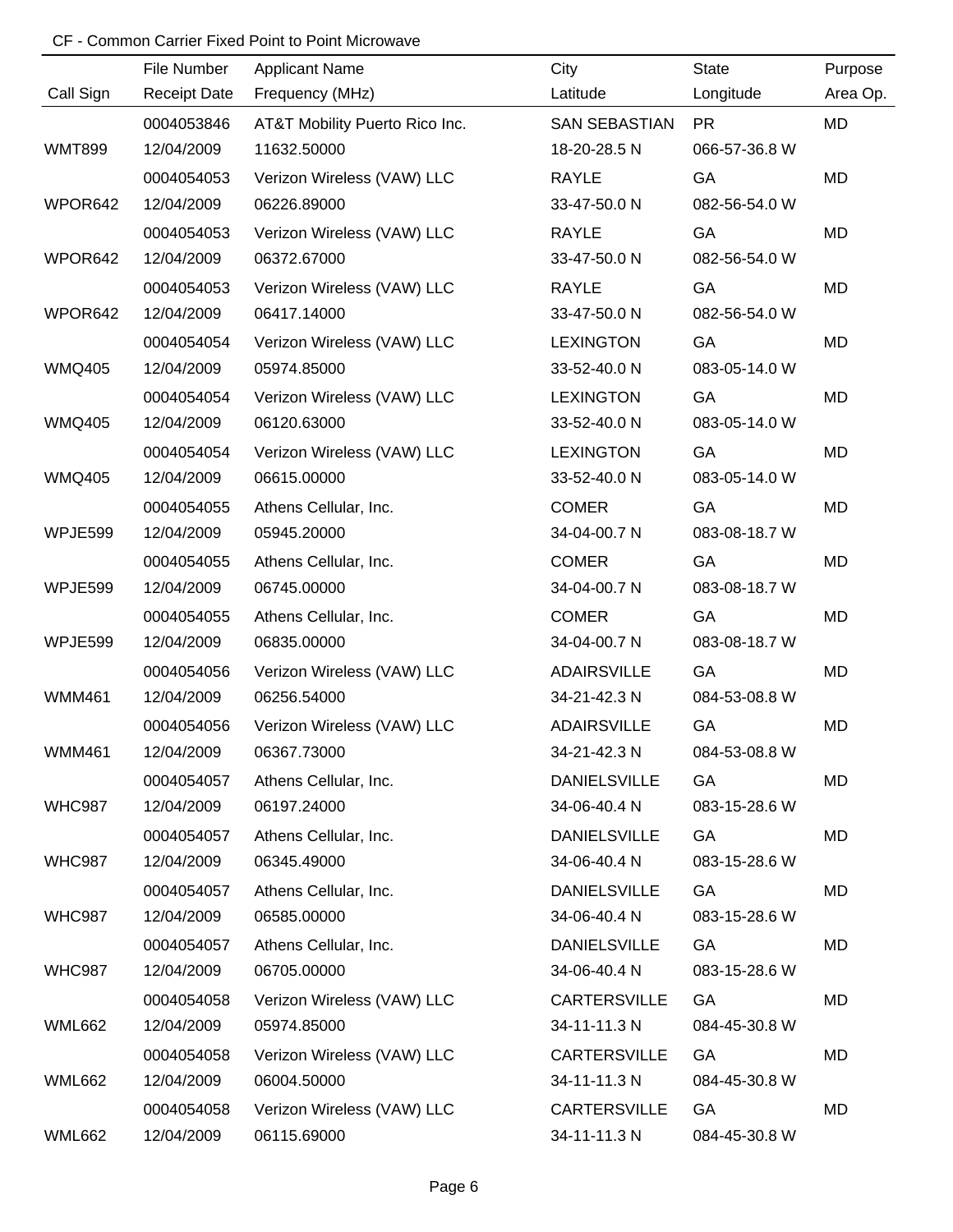CF - Common Carrier Fixed Point to Point Microwave

| Call Sign | File Number / Receipt Date | Applicant Name / Frequency (MHz) | City / Latitude | State / Longitude | Purpose / Area Op. |
|---|---|---|---|---|---|
| WMT899 | 0004053846 / 12/04/2009 | AT&T Mobility Puerto Rico Inc. / 11632.50000 | SAN SEBASTIAN / 18-20-28.5 N | PR / 066-57-36.8 W | MD |
| WPOR642 | 0004054053 / 12/04/2009 | Verizon Wireless (VAW) LLC / 06226.89000 | RAYLE / 33-47-50.0 N | GA / 082-56-54.0 W | MD |
| WPOR642 | 0004054053 / 12/04/2009 | Verizon Wireless (VAW) LLC / 06372.67000 | RAYLE / 33-47-50.0 N | GA / 082-56-54.0 W | MD |
| WPOR642 | 0004054053 / 12/04/2009 | Verizon Wireless (VAW) LLC / 06417.14000 | RAYLE / 33-47-50.0 N | GA / 082-56-54.0 W | MD |
| WMQ405 | 0004054054 / 12/04/2009 | Verizon Wireless (VAW) LLC / 05974.85000 | LEXINGTON / 33-52-40.0 N | GA / 083-05-14.0 W | MD |
| WMQ405 | 0004054054 / 12/04/2009 | Verizon Wireless (VAW) LLC / 06120.63000 | LEXINGTON / 33-52-40.0 N | GA / 083-05-14.0 W | MD |
| WMQ405 | 0004054054 / 12/04/2009 | Verizon Wireless (VAW) LLC / 06615.00000 | LEXINGTON / 33-52-40.0 N | GA / 083-05-14.0 W | MD |
| WPJE599 | 0004054055 / 12/04/2009 | Athens Cellular, Inc. / 05945.20000 | COMER / 34-04-00.7 N | GA / 083-08-18.7 W | MD |
| WPJE599 | 0004054055 / 12/04/2009 | Athens Cellular, Inc. / 06745.00000 | COMER / 34-04-00.7 N | GA / 083-08-18.7 W | MD |
| WPJE599 | 0004054055 / 12/04/2009 | Athens Cellular, Inc. / 06835.00000 | COMER / 34-04-00.7 N | GA / 083-08-18.7 W | MD |
| WMM461 | 0004054056 / 12/04/2009 | Verizon Wireless (VAW) LLC / 06256.54000 | ADAIRSVILLE / 34-21-42.3 N | GA / 084-53-08.8 W | MD |
| WMM461 | 0004054056 / 12/04/2009 | Verizon Wireless (VAW) LLC / 06367.73000 | ADAIRSVILLE / 34-21-42.3 N | GA / 084-53-08.8 W | MD |
| WHC987 | 0004054057 / 12/04/2009 | Athens Cellular, Inc. / 06197.24000 | DANIELSVILLE / 34-06-40.4 N | GA / 083-15-28.6 W | MD |
| WHC987 | 0004054057 / 12/04/2009 | Athens Cellular, Inc. / 06345.49000 | DANIELSVILLE / 34-06-40.4 N | GA / 083-15-28.6 W | MD |
| WHC987 | 0004054057 / 12/04/2009 | Athens Cellular, Inc. / 06585.00000 | DANIELSVILLE / 34-06-40.4 N | GA / 083-15-28.6 W | MD |
| WHC987 | 0004054057 / 12/04/2009 | Athens Cellular, Inc. / 06705.00000 | DANIELSVILLE / 34-06-40.4 N | GA / 083-15-28.6 W | MD |
| WML662 | 0004054058 / 12/04/2009 | Verizon Wireless (VAW) LLC / 05974.85000 | CARTERSVILLE / 34-11-11.3 N | GA / 084-45-30.8 W | MD |
| WML662 | 0004054058 / 12/04/2009 | Verizon Wireless (VAW) LLC / 06004.50000 | CARTERSVILLE / 34-11-11.3 N | GA / 084-45-30.8 W | MD |
| WML662 | 0004054058 / 12/04/2009 | Verizon Wireless (VAW) LLC / 06115.69000 | CARTERSVILLE / 34-11-11.3 N | GA / 084-45-30.8 W | MD |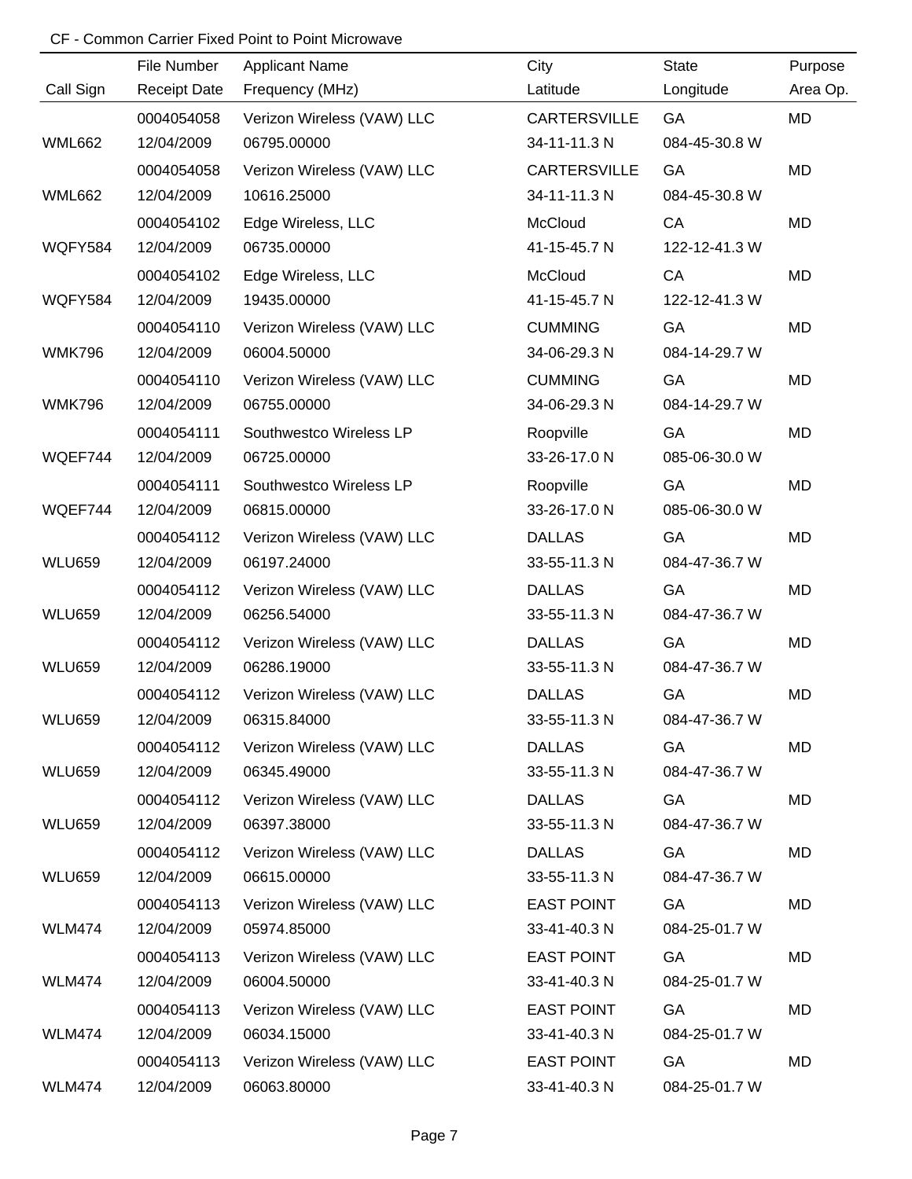CF - Common Carrier Fixed Point to Point Microwave

| Call Sign | File Number / Receipt Date | Applicant Name / Frequency (MHz) | City / Latitude | State / Longitude | Purpose / Area Op. |
|---|---|---|---|---|---|
| WML662 | 0004054058<br>12/04/2009 | Verizon Wireless (VAW) LLC<br>06795.00000 | CARTERSVILLE<br>34-11-11.3 N | GA<br>084-45-30.8 W | MD |
| WML662 | 0004054058<br>12/04/2009 | Verizon Wireless (VAW) LLC<br>10616.25000 | CARTERSVILLE<br>34-11-11.3 N | GA<br>084-45-30.8 W | MD |
| WQFY584 | 0004054102<br>12/04/2009 | Edge Wireless, LLC<br>06735.00000 | McCloud<br>41-15-45.7 N | CA<br>122-12-41.3 W | MD |
| WQFY584 | 0004054102<br>12/04/2009 | Edge Wireless, LLC<br>19435.00000 | McCloud<br>41-15-45.7 N | CA<br>122-12-41.3 W | MD |
| WMK796 | 0004054110<br>12/04/2009 | Verizon Wireless (VAW) LLC<br>06004.50000 | CUMMING<br>34-06-29.3 N | GA<br>084-14-29.7 W | MD |
| WMK796 | 0004054110<br>12/04/2009 | Verizon Wireless (VAW) LLC<br>06755.00000 | CUMMING<br>34-06-29.3 N | GA<br>084-14-29.7 W | MD |
| WQEF744 | 0004054111<br>12/04/2009 | Southwestco Wireless LP<br>06725.00000 | Roopville<br>33-26-17.0 N | GA<br>085-06-30.0 W | MD |
| WQEF744 | 0004054111<br>12/04/2009 | Southwestco Wireless LP<br>06815.00000 | Roopville<br>33-26-17.0 N | GA<br>085-06-30.0 W | MD |
| WLU659 | 0004054112<br>12/04/2009 | Verizon Wireless (VAW) LLC<br>06197.24000 | DALLAS<br>33-55-11.3 N | GA<br>084-47-36.7 W | MD |
| WLU659 | 0004054112<br>12/04/2009 | Verizon Wireless (VAW) LLC<br>06256.54000 | DALLAS<br>33-55-11.3 N | GA<br>084-47-36.7 W | MD |
| WLU659 | 0004054112<br>12/04/2009 | Verizon Wireless (VAW) LLC<br>06286.19000 | DALLAS<br>33-55-11.3 N | GA<br>084-47-36.7 W | MD |
| WLU659 | 0004054112<br>12/04/2009 | Verizon Wireless (VAW) LLC<br>06315.84000 | DALLAS<br>33-55-11.3 N | GA<br>084-47-36.7 W | MD |
| WLU659 | 0004054112<br>12/04/2009 | Verizon Wireless (VAW) LLC<br>06345.49000 | DALLAS<br>33-55-11.3 N | GA<br>084-47-36.7 W | MD |
| WLU659 | 0004054112<br>12/04/2009 | Verizon Wireless (VAW) LLC<br>06397.38000 | DALLAS<br>33-55-11.3 N | GA<br>084-47-36.7 W | MD |
| WLU659 | 0004054112<br>12/04/2009 | Verizon Wireless (VAW) LLC<br>06615.00000 | DALLAS<br>33-55-11.3 N | GA<br>084-47-36.7 W | MD |
| WLM474 | 0004054113<br>12/04/2009 | Verizon Wireless (VAW) LLC<br>05974.85000 | EAST POINT<br>33-41-40.3 N | GA<br>084-25-01.7 W | MD |
| WLM474 | 0004054113<br>12/04/2009 | Verizon Wireless (VAW) LLC<br>06004.50000 | EAST POINT<br>33-41-40.3 N | GA<br>084-25-01.7 W | MD |
| WLM474 | 0004054113<br>12/04/2009 | Verizon Wireless (VAW) LLC<br>06034.15000 | EAST POINT<br>33-41-40.3 N | GA<br>084-25-01.7 W | MD |
| WLM474 | 0004054113<br>12/04/2009 | Verizon Wireless (VAW) LLC<br>06063.80000 | EAST POINT<br>33-41-40.3 N | GA<br>084-25-01.7 W | MD |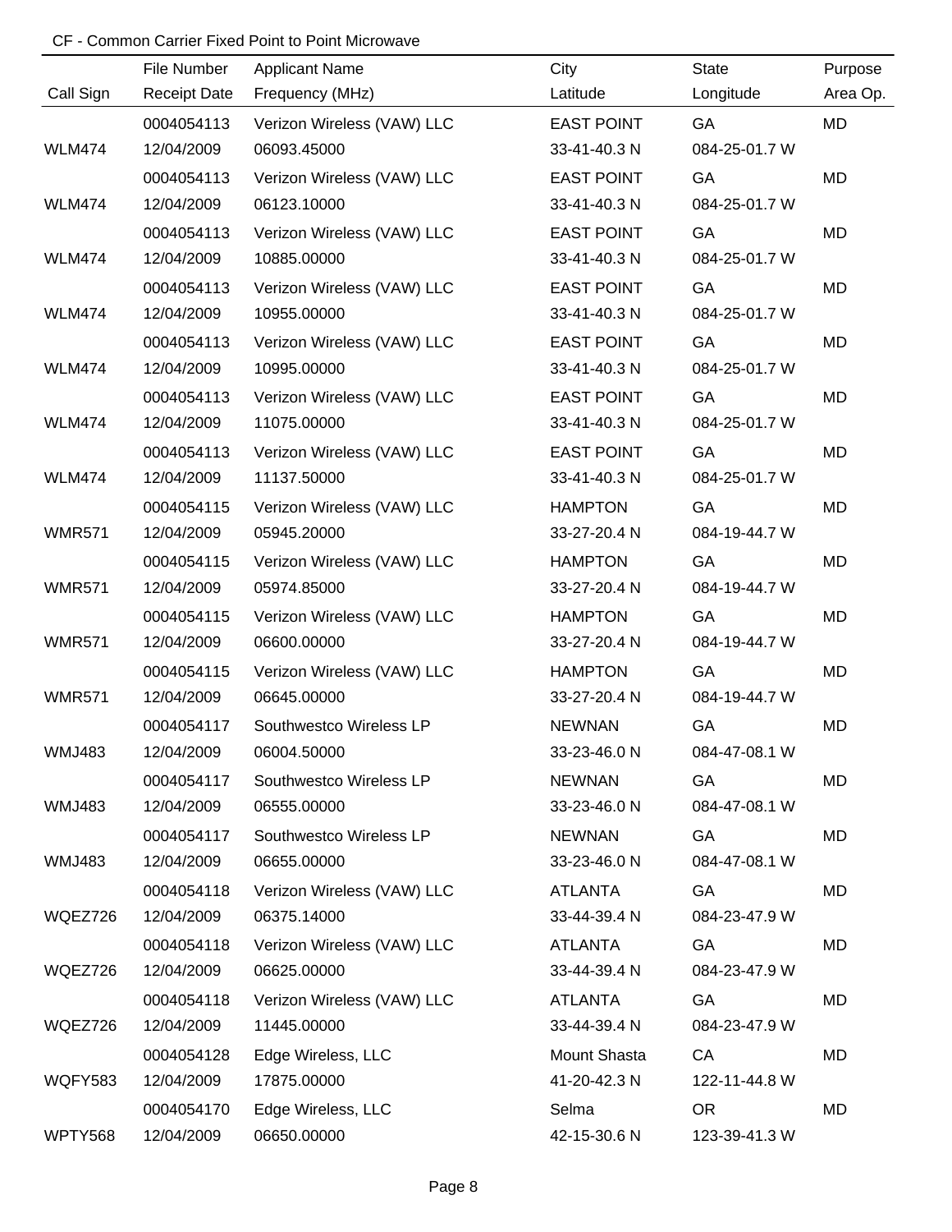CF - Common Carrier Fixed Point to Point Microwave

| Call Sign | File Number / Receipt Date | Applicant Name / Frequency (MHz) | City / Latitude | State / Longitude | Purpose / Area Op. |
|---|---|---|---|---|---|
| | 0004054113 | Verizon Wireless (VAW) LLC | EAST POINT | GA | MD |
| WLM474 | 12/04/2009 | 06093.45000 | 33-41-40.3 N | 084-25-01.7 W | |
| | 0004054113 | Verizon Wireless (VAW) LLC | EAST POINT | GA | MD |
| WLM474 | 12/04/2009 | 06123.10000 | 33-41-40.3 N | 084-25-01.7 W | |
| | 0004054113 | Verizon Wireless (VAW) LLC | EAST POINT | GA | MD |
| WLM474 | 12/04/2009 | 10885.00000 | 33-41-40.3 N | 084-25-01.7 W | |
| | 0004054113 | Verizon Wireless (VAW) LLC | EAST POINT | GA | MD |
| WLM474 | 12/04/2009 | 10955.00000 | 33-41-40.3 N | 084-25-01.7 W | |
| | 0004054113 | Verizon Wireless (VAW) LLC | EAST POINT | GA | MD |
| WLM474 | 12/04/2009 | 10995.00000 | 33-41-40.3 N | 084-25-01.7 W | |
| | 0004054113 | Verizon Wireless (VAW) LLC | EAST POINT | GA | MD |
| WLM474 | 12/04/2009 | 11075.00000 | 33-41-40.3 N | 084-25-01.7 W | |
| | 0004054113 | Verizon Wireless (VAW) LLC | EAST POINT | GA | MD |
| WLM474 | 12/04/2009 | 11137.50000 | 33-41-40.3 N | 084-25-01.7 W | |
| | 0004054115 | Verizon Wireless (VAW) LLC | HAMPTON | GA | MD |
| WMR571 | 12/04/2009 | 05945.20000 | 33-27-20.4 N | 084-19-44.7 W | |
| | 0004054115 | Verizon Wireless (VAW) LLC | HAMPTON | GA | MD |
| WMR571 | 12/04/2009 | 05974.85000 | 33-27-20.4 N | 084-19-44.7 W | |
| | 0004054115 | Verizon Wireless (VAW) LLC | HAMPTON | GA | MD |
| WMR571 | 12/04/2009 | 06600.00000 | 33-27-20.4 N | 084-19-44.7 W | |
| | 0004054115 | Verizon Wireless (VAW) LLC | HAMPTON | GA | MD |
| WMR571 | 12/04/2009 | 06645.00000 | 33-27-20.4 N | 084-19-44.7 W | |
| | 0004054117 | Southwestco Wireless LP | NEWNAN | GA | MD |
| WMJ483 | 12/04/2009 | 06004.50000 | 33-23-46.0 N | 084-47-08.1 W | |
| | 0004054117 | Southwestco Wireless LP | NEWNAN | GA | MD |
| WMJ483 | 12/04/2009 | 06555.00000 | 33-23-46.0 N | 084-47-08.1 W | |
| | 0004054117 | Southwestco Wireless LP | NEWNAN | GA | MD |
| WMJ483 | 12/04/2009 | 06655.00000 | 33-23-46.0 N | 084-47-08.1 W | |
| | 0004054118 | Verizon Wireless (VAW) LLC | ATLANTA | GA | MD |
| WQEZ726 | 12/04/2009 | 06375.14000 | 33-44-39.4 N | 084-23-47.9 W | |
| | 0004054118 | Verizon Wireless (VAW) LLC | ATLANTA | GA | MD |
| WQEZ726 | 12/04/2009 | 06625.00000 | 33-44-39.4 N | 084-23-47.9 W | |
| | 0004054118 | Verizon Wireless (VAW) LLC | ATLANTA | GA | MD |
| WQEZ726 | 12/04/2009 | 11445.00000 | 33-44-39.4 N | 084-23-47.9 W | |
| | 0004054128 | Edge Wireless, LLC | Mount Shasta | CA | MD |
| WQFY583 | 12/04/2009 | 17875.00000 | 41-20-42.3 N | 122-11-44.8 W | |
| | 0004054170 | Edge Wireless, LLC | Selma | OR | MD |
| WPTY568 | 12/04/2009 | 06650.00000 | 42-15-30.6 N | 123-39-41.3 W | |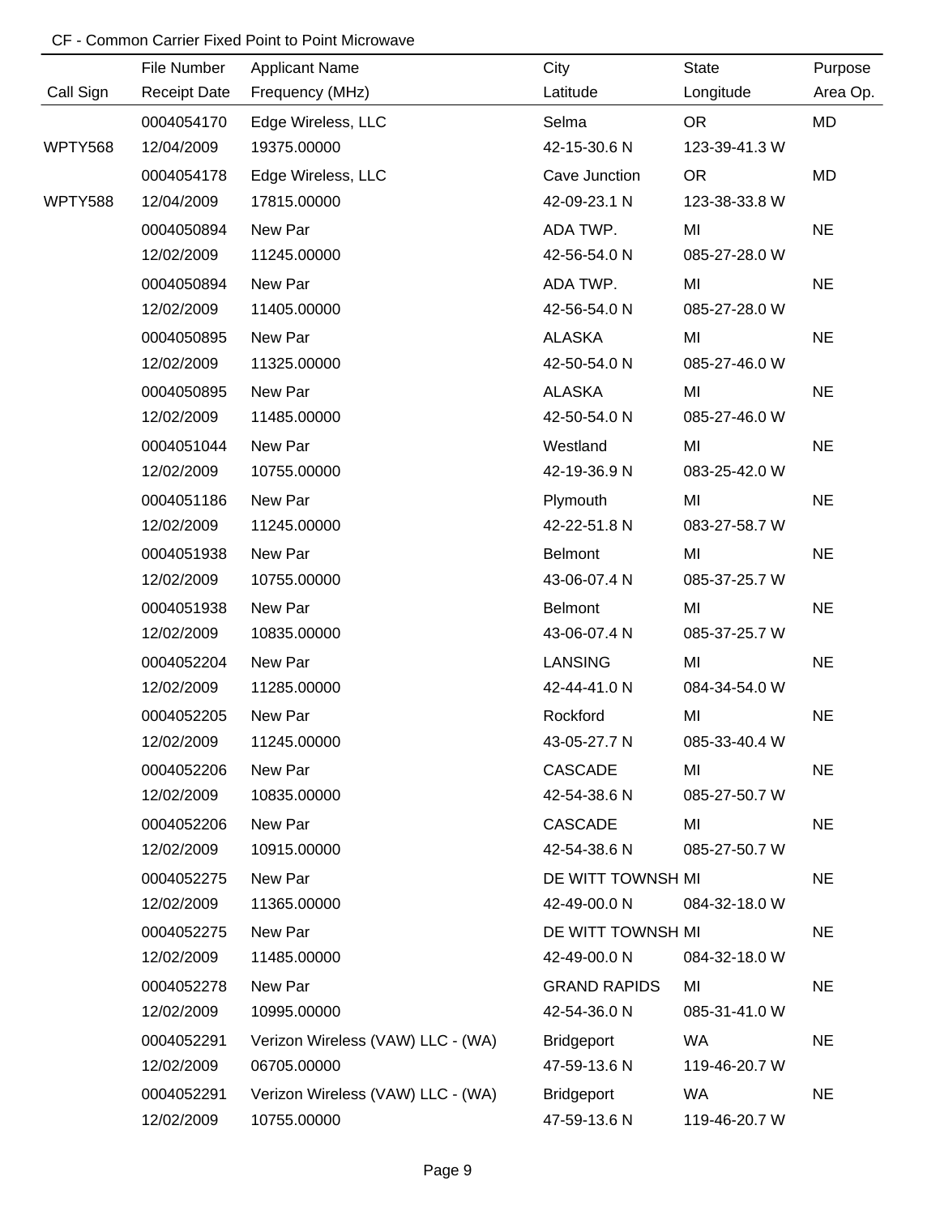CF - Common Carrier Fixed Point to Point Microwave

| Call Sign | File Number<br>Receipt Date | Applicant Name<br>Frequency (MHz) | City<br>Latitude | State<br>Longitude | Purpose<br>Area Op. |
|---|---|---|---|---|---|
| WPTY568 | 0004054170<br>12/04/2009 | Edge Wireless, LLC<br>19375.00000 | Selma<br>42-15-30.6 N | OR<br>123-39-41.3 W | MD |
| WPTY588 | 0004054178<br>12/04/2009 | Edge Wireless, LLC<br>17815.00000 | Cave Junction<br>42-09-23.1 N | OR<br>123-38-33.8 W | MD |
| | 0004050894<br>12/02/2009 | New Par<br>11245.00000 | ADA TWP.<br>42-56-54.0 N | MI<br>085-27-28.0 W | NE |
| | 0004050894<br>12/02/2009 | New Par<br>11405.00000 | ADA TWP.<br>42-56-54.0 N | MI<br>085-27-28.0 W | NE |
| | 0004050895<br>12/02/2009 | New Par<br>11325.00000 | ALASKA<br>42-50-54.0 N | MI<br>085-27-46.0 W | NE |
| | 0004050895<br>12/02/2009 | New Par<br>11485.00000 | ALASKA<br>42-50-54.0 N | MI<br>085-27-46.0 W | NE |
| | 0004051044<br>12/02/2009 | New Par<br>10755.00000 | Westland<br>42-19-36.9 N | MI<br>083-25-42.0 W | NE |
| | 0004051186<br>12/02/2009 | New Par<br>11245.00000 | Plymouth<br>42-22-51.8 N | MI<br>083-27-58.7 W | NE |
| | 0004051938<br>12/02/2009 | New Par<br>10755.00000 | Belmont<br>43-06-07.4 N | MI<br>085-37-25.7 W | NE |
| | 0004051938<br>12/02/2009 | New Par<br>10835.00000 | Belmont<br>43-06-07.4 N | MI<br>085-37-25.7 W | NE |
| | 0004052204<br>12/02/2009 | New Par<br>11285.00000 | LANSING<br>42-44-41.0 N | MI<br>084-34-54.0 W | NE |
| | 0004052205<br>12/02/2009 | New Par<br>11245.00000 | Rockford<br>43-05-27.7 N | MI<br>085-33-40.4 W | NE |
| | 0004052206<br>12/02/2009 | New Par<br>10835.00000 | CASCADE<br>42-54-38.6 N | MI<br>085-27-50.7 W | NE |
| | 0004052206<br>12/02/2009 | New Par<br>10915.00000 | CASCADE<br>42-54-38.6 N | MI<br>085-27-50.7 W | NE |
| | 0004052275<br>12/02/2009 | New Par<br>11365.00000 | DE WITT TOWNSH<br>42-49-00.0 N | MI<br>084-32-18.0 W | NE |
| | 0004052275<br>12/02/2009 | New Par<br>11485.00000 | DE WITT TOWNSH<br>42-49-00.0 N | MI<br>084-32-18.0 W | NE |
| | 0004052278<br>12/02/2009 | New Par<br>10995.00000 | GRAND RAPIDS<br>42-54-36.0 N | MI<br>085-31-41.0 W | NE |
| | 0004052291<br>12/02/2009 | Verizon Wireless (VAW) LLC - (WA)<br>06705.00000 | Bridgeport<br>47-59-13.6 N | WA<br>119-46-20.7 W | NE |
| | 0004052291<br>12/02/2009 | Verizon Wireless (VAW) LLC - (WA)<br>10755.00000 | Bridgeport<br>47-59-13.6 N | WA<br>119-46-20.7 W | NE |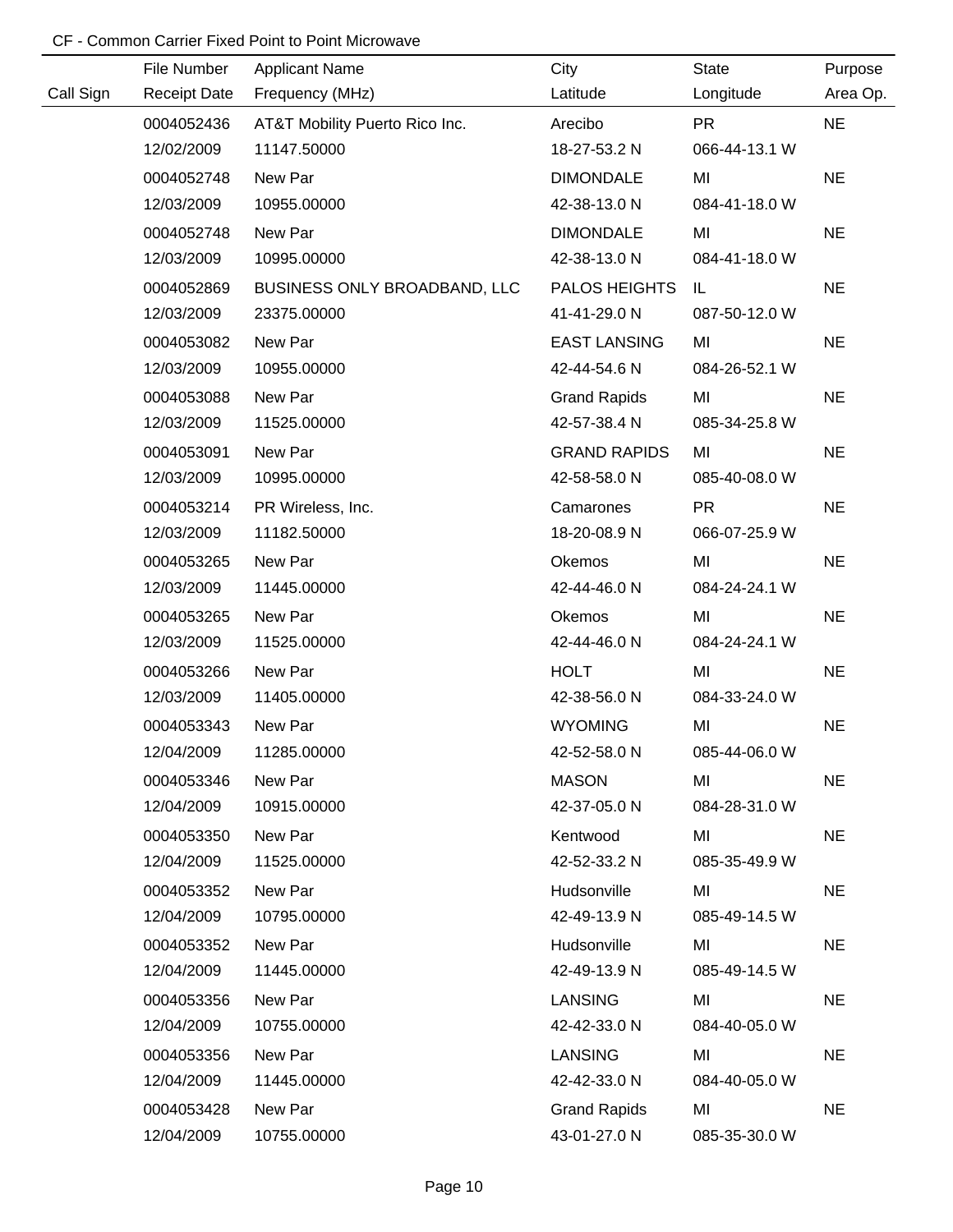CF - Common Carrier Fixed Point to Point Microwave

| Call Sign | File Number<br>Receipt Date | Applicant Name<br>Frequency (MHz) | City<br>Latitude | State<br>Longitude | Purpose<br>Area Op. |
|---|---|---|---|---|---|
| | 0004052436<br>12/02/2009 | AT&T Mobility Puerto Rico Inc.<br>11147.50000 | Arecibo<br>18-27-53.2 N | PR<br>066-44-13.1 W | NE |
| | 0004052748<br>12/03/2009 | New Par<br>10955.00000 | DIMONDALE<br>42-38-13.0 N | MI<br>084-41-18.0 W | NE |
| | 0004052748<br>12/03/2009 | New Par<br>10995.00000 | DIMONDALE<br>42-38-13.0 N | MI<br>084-41-18.0 W | NE |
| | 0004052869<br>12/03/2009 | BUSINESS ONLY BROADBAND, LLC<br>23375.00000 | PALOS HEIGHTS<br>41-41-29.0 N | IL<br>087-50-12.0 W | NE |
| | 0004053082<br>12/03/2009 | New Par<br>10955.00000 | EAST LANSING<br>42-44-54.6 N | MI<br>084-26-52.1 W | NE |
| | 0004053088<br>12/03/2009 | New Par<br>11525.00000 | Grand Rapids<br>42-57-38.4 N | MI<br>085-34-25.8 W | NE |
| | 0004053091<br>12/03/2009 | New Par<br>10995.00000 | GRAND RAPIDS<br>42-58-58.0 N | MI<br>085-40-08.0 W | NE |
| | 0004053214<br>12/03/2009 | PR Wireless, Inc.<br>11182.50000 | Camarones<br>18-20-08.9 N | PR<br>066-07-25.9 W | NE |
| | 0004053265<br>12/03/2009 | New Par<br>11445.00000 | Okemos<br>42-44-46.0 N | MI<br>084-24-24.1 W | NE |
| | 0004053265<br>12/03/2009 | New Par<br>11525.00000 | Okemos<br>42-44-46.0 N | MI<br>084-24-24.1 W | NE |
| | 0004053266<br>12/03/2009 | New Par<br>11405.00000 | HOLT<br>42-38-56.0 N | MI<br>084-33-24.0 W | NE |
| | 0004053343<br>12/04/2009 | New Par<br>11285.00000 | WYOMING<br>42-52-58.0 N | MI<br>085-44-06.0 W | NE |
| | 0004053346<br>12/04/2009 | New Par<br>10915.00000 | MASON<br>42-37-05.0 N | MI<br>084-28-31.0 W | NE |
| | 0004053350<br>12/04/2009 | New Par<br>11525.00000 | Kentwood<br>42-52-33.2 N | MI<br>085-35-49.9 W | NE |
| | 0004053352<br>12/04/2009 | New Par<br>10795.00000 | Hudsonville<br>42-49-13.9 N | MI<br>085-49-14.5 W | NE |
| | 0004053352<br>12/04/2009 | New Par<br>11445.00000 | Hudsonville<br>42-49-13.9 N | MI<br>085-49-14.5 W | NE |
| | 0004053356<br>12/04/2009 | New Par<br>10755.00000 | LANSING<br>42-42-33.0 N | MI<br>084-40-05.0 W | NE |
| | 0004053356<br>12/04/2009 | New Par<br>11445.00000 | LANSING<br>42-42-33.0 N | MI<br>084-40-05.0 W | NE |
| | 0004053428<br>12/04/2009 | New Par<br>10755.00000 | Grand Rapids<br>43-01-27.0 N | MI<br>085-35-30.0 W | NE |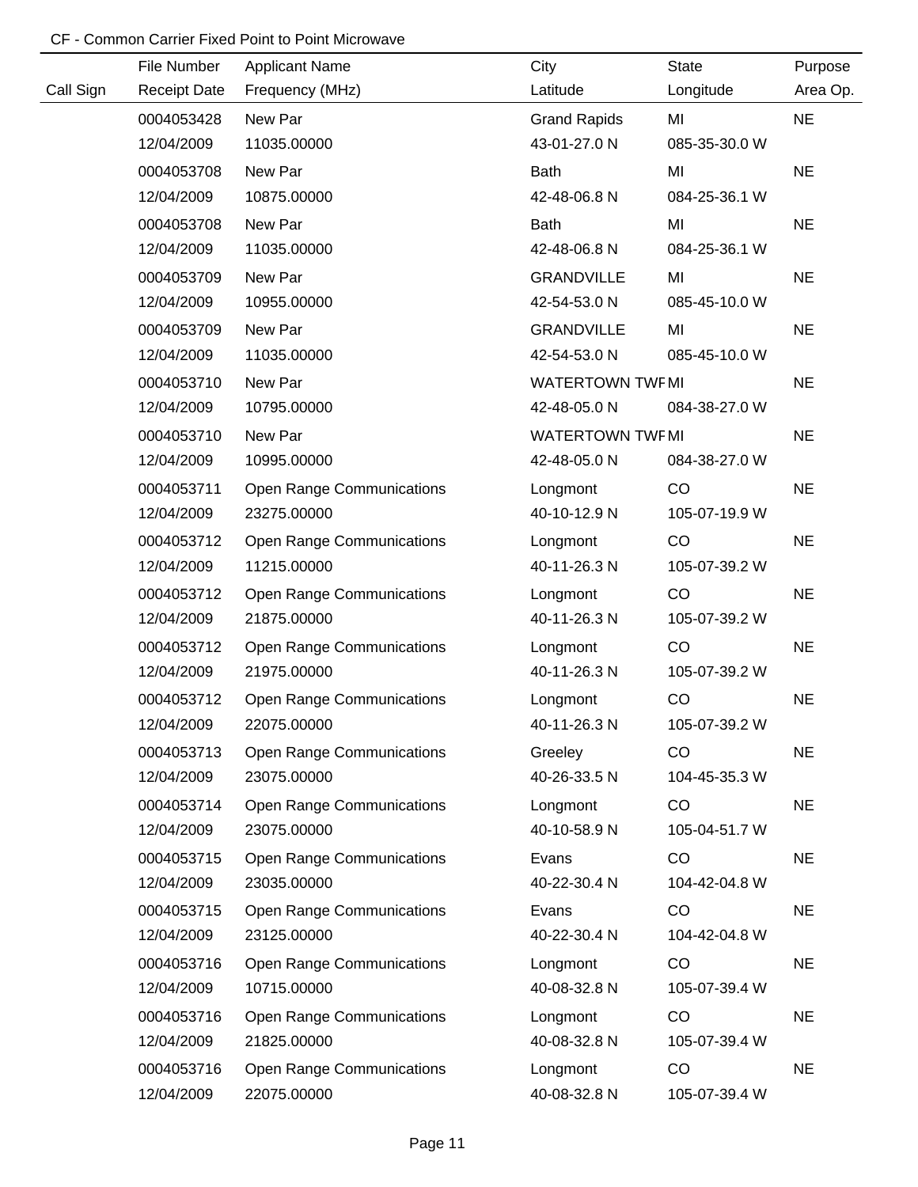CF - Common Carrier Fixed Point to Point Microwave

| Call Sign | File Number<br>Receipt Date | Applicant Name<br>Frequency (MHz) | City<br>Latitude | State<br>Longitude | Purpose<br>Area Op. |
|---|---|---|---|---|---|
| | 0004053428<br>12/04/2009 | New Par<br>11035.00000 | Grand Rapids<br>43-01-27.0 N | MI<br>085-35-30.0 W | NE |
| | 0004053708<br>12/04/2009 | New Par<br>10875.00000 | Bath<br>42-48-06.8 N | MI<br>084-25-36.1 W | NE |
| | 0004053708<br>12/04/2009 | New Par<br>11035.00000 | Bath<br>42-48-06.8 N | MI<br>084-25-36.1 W | NE |
| | 0004053709<br>12/04/2009 | New Par<br>10955.00000 | GRANDVILLE<br>42-54-53.0 N | MI<br>085-45-10.0 W | NE |
| | 0004053709<br>12/04/2009 | New Par<br>11035.00000 | GRANDVILLE<br>42-54-53.0 N | MI<br>085-45-10.0 W | NE |
| | 0004053710<br>12/04/2009 | New Par<br>10795.00000 | WATERTOWN TWF<br>42-48-05.0 N | MI<br>084-38-27.0 W | NE |
| | 0004053710<br>12/04/2009 | New Par<br>10995.00000 | WATERTOWN TWF<br>42-48-05.0 N | MI<br>084-38-27.0 W | NE |
| | 0004053711<br>12/04/2009 | Open Range Communications<br>23275.00000 | Longmont<br>40-10-12.9 N | CO<br>105-07-19.9 W | NE |
| | 0004053712<br>12/04/2009 | Open Range Communications<br>11215.00000 | Longmont<br>40-11-26.3 N | CO<br>105-07-39.2 W | NE |
| | 0004053712<br>12/04/2009 | Open Range Communications<br>21875.00000 | Longmont<br>40-11-26.3 N | CO<br>105-07-39.2 W | NE |
| | 0004053712<br>12/04/2009 | Open Range Communications<br>21975.00000 | Longmont<br>40-11-26.3 N | CO<br>105-07-39.2 W | NE |
| | 0004053712<br>12/04/2009 | Open Range Communications<br>22075.00000 | Longmont<br>40-11-26.3 N | CO<br>105-07-39.2 W | NE |
| | 0004053713<br>12/04/2009 | Open Range Communications<br>23075.00000 | Greeley<br>40-26-33.5 N | CO<br>104-45-35.3 W | NE |
| | 0004053714<br>12/04/2009 | Open Range Communications<br>23075.00000 | Longmont<br>40-10-58.9 N | CO<br>105-04-51.7 W | NE |
| | 0004053715<br>12/04/2009 | Open Range Communications<br>23035.00000 | Evans<br>40-22-30.4 N | CO<br>104-42-04.8 W | NE |
| | 0004053715<br>12/04/2009 | Open Range Communications<br>23125.00000 | Evans<br>40-22-30.4 N | CO<br>104-42-04.8 W | NE |
| | 0004053716<br>12/04/2009 | Open Range Communications<br>10715.00000 | Longmont<br>40-08-32.8 N | CO<br>105-07-39.4 W | NE |
| | 0004053716<br>12/04/2009 | Open Range Communications<br>21825.00000 | Longmont<br>40-08-32.8 N | CO<br>105-07-39.4 W | NE |
| | 0004053716<br>12/04/2009 | Open Range Communications<br>22075.00000 | Longmont<br>40-08-32.8 N | CO<br>105-07-39.4 W | NE |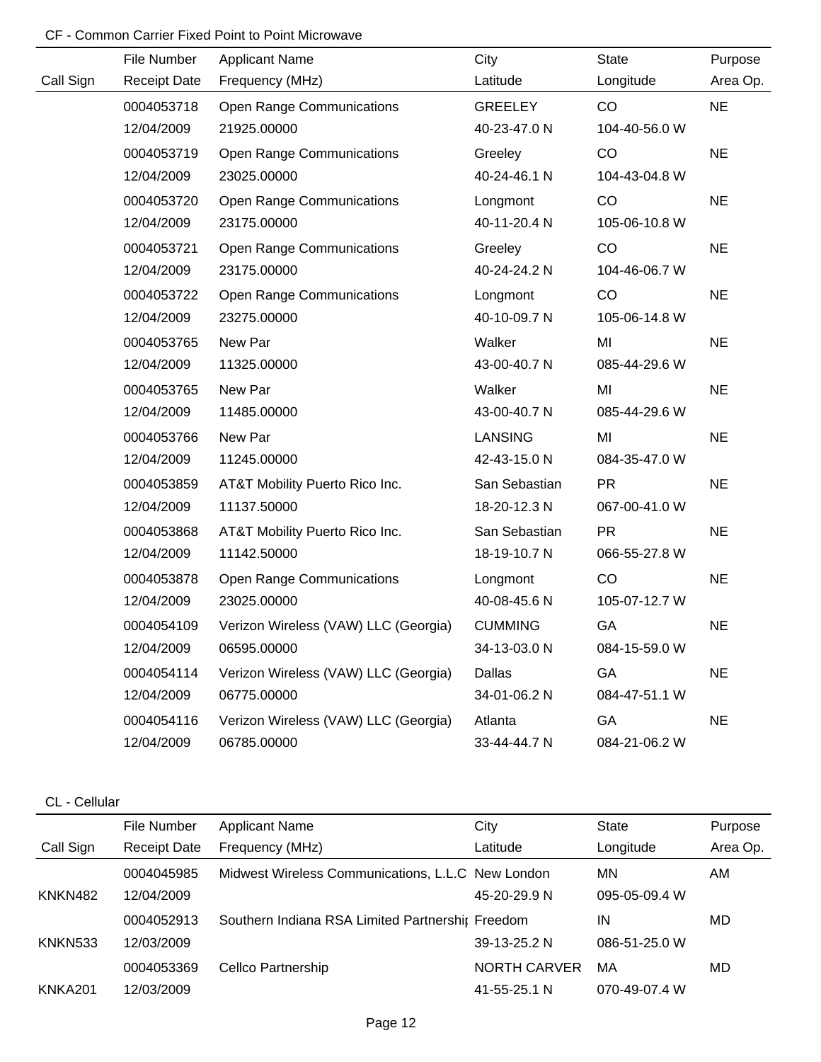## CF - Common Carrier Fixed Point to Point Microwave

| Call Sign | File Number / Receipt Date | Applicant Name / Frequency (MHz) | City / Latitude | State / Longitude | Purpose / Area Op. |
|---|---|---|---|---|---|
| | 0004053718 | Open Range Communications | GREELEY | CO | NE |
| | 12/04/2009 | 21925.00000 | 40-23-47.0 N | 104-40-56.0 W | |
| | 0004053719 | Open Range Communications | Greeley | CO | NE |
| | 12/04/2009 | 23025.00000 | 40-24-46.1 N | 104-43-04.8 W | |
| | 0004053720 | Open Range Communications | Longmont | CO | NE |
| | 12/04/2009 | 23175.00000 | 40-11-20.4 N | 105-06-10.8 W | |
| | 0004053721 | Open Range Communications | Greeley | CO | NE |
| | 12/04/2009 | 23175.00000 | 40-24-24.2 N | 104-46-06.7 W | |
| | 0004053722 | Open Range Communications | Longmont | CO | NE |
| | 12/04/2009 | 23275.00000 | 40-10-09.7 N | 105-06-14.8 W | |
| | 0004053765 | New Par | Walker | MI | NE |
| | 12/04/2009 | 11325.00000 | 43-00-40.7 N | 085-44-29.6 W | |
| | 0004053765 | New Par | Walker | MI | NE |
| | 12/04/2009 | 11485.00000 | 43-00-40.7 N | 085-44-29.6 W | |
| | 0004053766 | New Par | LANSING | MI | NE |
| | 12/04/2009 | 11245.00000 | 42-43-15.0 N | 084-35-47.0 W | |
| | 0004053859 | AT&T Mobility Puerto Rico Inc. | San Sebastian | PR | NE |
| | 12/04/2009 | 11137.50000 | 18-20-12.3 N | 067-00-41.0 W | |
| | 0004053868 | AT&T Mobility Puerto Rico Inc. | San Sebastian | PR | NE |
| | 12/04/2009 | 11142.50000 | 18-19-10.7 N | 066-55-27.8 W | |
| | 0004053878 | Open Range Communications | Longmont | CO | NE |
| | 12/04/2009 | 23025.00000 | 40-08-45.6 N | 105-07-12.7 W | |
| | 0004054109 | Verizon Wireless (VAW) LLC (Georgia) | CUMMING | GA | NE |
| | 12/04/2009 | 06595.00000 | 34-13-03.0 N | 084-15-59.0 W | |
| | 0004054114 | Verizon Wireless (VAW) LLC (Georgia) | Dallas | GA | NE |
| | 12/04/2009 | 06775.00000 | 34-01-06.2 N | 084-47-51.1 W | |
| | 0004054116 | Verizon Wireless (VAW) LLC (Georgia) | Atlanta | GA | NE |
| | 12/04/2009 | 06785.00000 | 33-44-44.7 N | 084-21-06.2 W | |

## CL - Cellular

| Call Sign | File Number / Receipt Date | Applicant Name / Frequency (MHz) | City / Latitude | State / Longitude | Purpose / Area Op. |
|---|---|---|---|---|---|
| | 0004045985 | Midwest Wireless Communications, L.L.C | New London | MN | AM |
| KNKN482 | 12/04/2009 | | 45-20-29.9 N | 095-05-09.4 W | |
| | 0004052913 | Southern Indiana RSA Limited Partnershi | Freedom | IN | MD |
| KNKN533 | 12/03/2009 | | 39-13-25.2 N | 086-51-25.0 W | |
| | 0004053369 | Cellco Partnership | NORTH CARVER | MA | MD |
| KNKA201 | 12/03/2009 | | 41-55-25.1 N | 070-49-07.4 W | |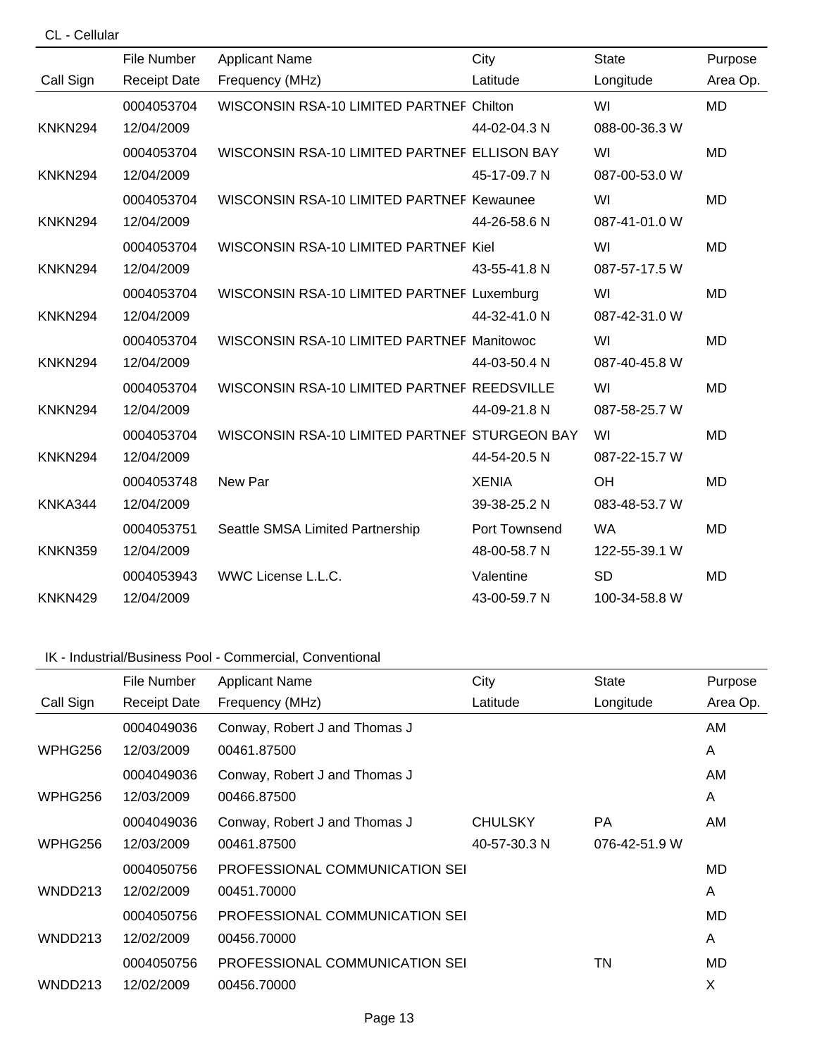CL - Cellular

| Call Sign | File Number / Receipt Date | Applicant Name / Frequency (MHz) | City / Latitude | State / Longitude | Purpose / Area Op. |
| --- | --- | --- | --- | --- | --- |
| | 0004053704 | WISCONSIN RSA-10 LIMITED PARTNEF | Chilton | WI | MD |
| KNKN294 | 12/04/2009 | | 44-02-04.3 N | 088-00-36.3 W | |
| | 0004053704 | WISCONSIN RSA-10 LIMITED PARTNEF | ELLISON BAY | WI | MD |
| KNKN294 | 12/04/2009 | | 45-17-09.7 N | 087-00-53.0 W | |
| | 0004053704 | WISCONSIN RSA-10 LIMITED PARTNEF | Kewaunee | WI | MD |
| KNKN294 | 12/04/2009 | | 44-26-58.6 N | 087-41-01.0 W | |
| | 0004053704 | WISCONSIN RSA-10 LIMITED PARTNEF | Kiel | WI | MD |
| KNKN294 | 12/04/2009 | | 43-55-41.8 N | 087-57-17.5 W | |
| | 0004053704 | WISCONSIN RSA-10 LIMITED PARTNEF | Luxemburg | WI | MD |
| KNKN294 | 12/04/2009 | | 44-32-41.0 N | 087-42-31.0 W | |
| | 0004053704 | WISCONSIN RSA-10 LIMITED PARTNEF | Manitowoc | WI | MD |
| KNKN294 | 12/04/2009 | | 44-03-50.4 N | 087-40-45.8 W | |
| | 0004053704 | WISCONSIN RSA-10 LIMITED PARTNEF | REEDSVILLE | WI | MD |
| KNKN294 | 12/04/2009 | | 44-09-21.8 N | 087-58-25.7 W | |
| | 0004053704 | WISCONSIN RSA-10 LIMITED PARTNEF | STURGEON BAY | WI | MD |
| KNKN294 | 12/04/2009 | | 44-54-20.5 N | 087-22-15.7 W | |
| | 0004053748 | New Par | XENIA | OH | MD |
| KNKA344 | 12/04/2009 | | 39-38-25.2 N | 083-48-53.7 W | |
| | 0004053751 | Seattle SMSA Limited Partnership | Port Townsend | WA | MD |
| KNKN359 | 12/04/2009 | | 48-00-58.7 N | 122-55-39.1 W | |
| | 0004053943 | WWC License L.L.C. | Valentine | SD | MD |
| KNKN429 | 12/04/2009 | | 43-00-59.7 N | 100-34-58.8 W | |

IK - Industrial/Business Pool - Commercial, Conventional

| Call Sign | File Number / Receipt Date | Applicant Name / Frequency (MHz) | City / Latitude | State / Longitude | Purpose / Area Op. |
| --- | --- | --- | --- | --- | --- |
| | 0004049036 | Conway, Robert J and Thomas J | | | AM |
| WPHG256 | 12/03/2009 | 00461.87500 | | | A |
| | 0004049036 | Conway, Robert J and Thomas J | | | AM |
| WPHG256 | 12/03/2009 | 00466.87500 | | | A |
| | 0004049036 | Conway, Robert J and Thomas J | CHULSKY | PA | AM |
| WPHG256 | 12/03/2009 | 00461.87500 | 40-57-30.3 N | 076-42-51.9 W | |
| | 0004050756 | PROFESSIONAL COMMUNICATION SEI | | | MD |
| WNDD213 | 12/02/2009 | 00451.70000 | | | A |
| | 0004050756 | PROFESSIONAL COMMUNICATION SEI | | | MD |
| WNDD213 | 12/02/2009 | 00456.70000 | | | A |
| | 0004050756 | PROFESSIONAL COMMUNICATION SEI | | TN | MD |
| WNDD213 | 12/02/2009 | 00456.70000 | | | X |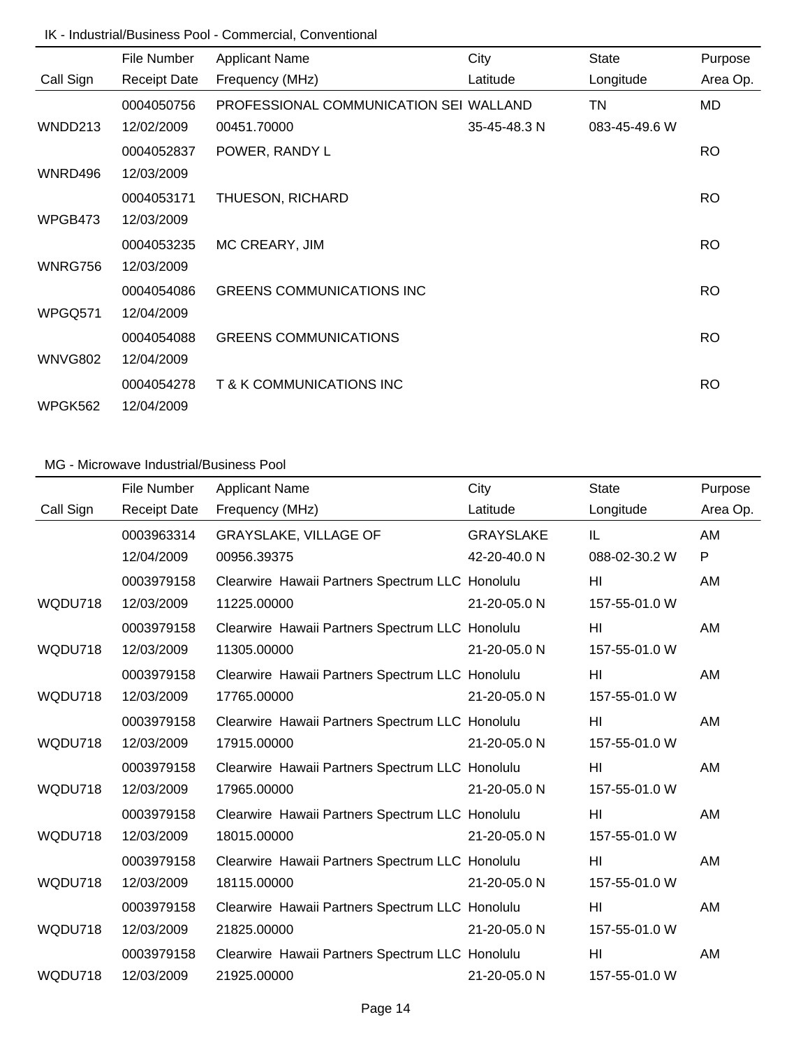IK - Industrial/Business Pool - Commercial, Conventional

| Call Sign | File Number<br>Receipt Date | Applicant Name<br>Frequency (MHz) | City<br>Latitude | State<br>Longitude | Purpose<br>Area Op. |
|---|---|---|---|---|---|
| WNDD213 | 0004050756<br>12/02/2009 | PROFESSIONAL COMMUNICATION SEI<br>00451.70000 | WALLAND<br>35-45-48.3 N | TN<br>083-45-49.6 W | MD |
| WNRD496 | 0004052837<br>12/03/2009 | POWER, RANDY L | | | RO |
| WPGB473 | 0004053171<br>12/03/2009 | THUESON, RICHARD | | | RO |
| WNRG756 | 0004053235<br>12/03/2009 | MC CREARY, JIM | | | RO |
| WPGQ571 | 0004054086<br>12/04/2009 | GREENS COMMUNICATIONS INC | | | RO |
| WNVG802 | 0004054088<br>12/04/2009 | GREENS COMMUNICATIONS | | | RO |
| WPGK562 | 0004054278<br>12/04/2009 | T & K COMMUNICATIONS INC | | | RO |

MG - Microwave Industrial/Business Pool

| Call Sign | File Number<br>Receipt Date | Applicant Name<br>Frequency (MHz) | City<br>Latitude | State<br>Longitude | Purpose<br>Area Op. |
|---|---|---|---|---|---|
| | 0003963314<br>12/04/2009 | GRAYSLAKE, VILLAGE OF<br>00956.39375 | GRAYSLAKE<br>42-20-40.0 N | IL<br>088-02-30.2 W | AM<br>P |
| WQDU718 | 0003979158<br>12/03/2009 | Clearwire Hawaii Partners Spectrum LLC<br>11225.00000 | Honolulu<br>21-20-05.0 N | HI<br>157-55-01.0 W | AM |
| WQDU718 | 0003979158<br>12/03/2009 | Clearwire Hawaii Partners Spectrum LLC<br>11305.00000 | Honolulu<br>21-20-05.0 N | HI<br>157-55-01.0 W | AM |
| WQDU718 | 0003979158<br>12/03/2009 | Clearwire Hawaii Partners Spectrum LLC<br>17765.00000 | Honolulu<br>21-20-05.0 N | HI<br>157-55-01.0 W | AM |
| WQDU718 | 0003979158<br>12/03/2009 | Clearwire Hawaii Partners Spectrum LLC<br>17915.00000 | Honolulu<br>21-20-05.0 N | HI<br>157-55-01.0 W | AM |
| WQDU718 | 0003979158<br>12/03/2009 | Clearwire Hawaii Partners Spectrum LLC<br>17965.00000 | Honolulu<br>21-20-05.0 N | HI<br>157-55-01.0 W | AM |
| WQDU718 | 0003979158<br>12/03/2009 | Clearwire Hawaii Partners Spectrum LLC<br>18015.00000 | Honolulu<br>21-20-05.0 N | HI<br>157-55-01.0 W | AM |
| WQDU718 | 0003979158<br>12/03/2009 | Clearwire Hawaii Partners Spectrum LLC<br>18115.00000 | Honolulu<br>21-20-05.0 N | HI<br>157-55-01.0 W | AM |
| WQDU718 | 0003979158<br>12/03/2009 | Clearwire Hawaii Partners Spectrum LLC<br>21825.00000 | Honolulu<br>21-20-05.0 N | HI<br>157-55-01.0 W | AM |
| WQDU718 | 0003979158<br>12/03/2009 | Clearwire Hawaii Partners Spectrum LLC<br>21925.00000 | Honolulu<br>21-20-05.0 N | HI<br>157-55-01.0 W | AM |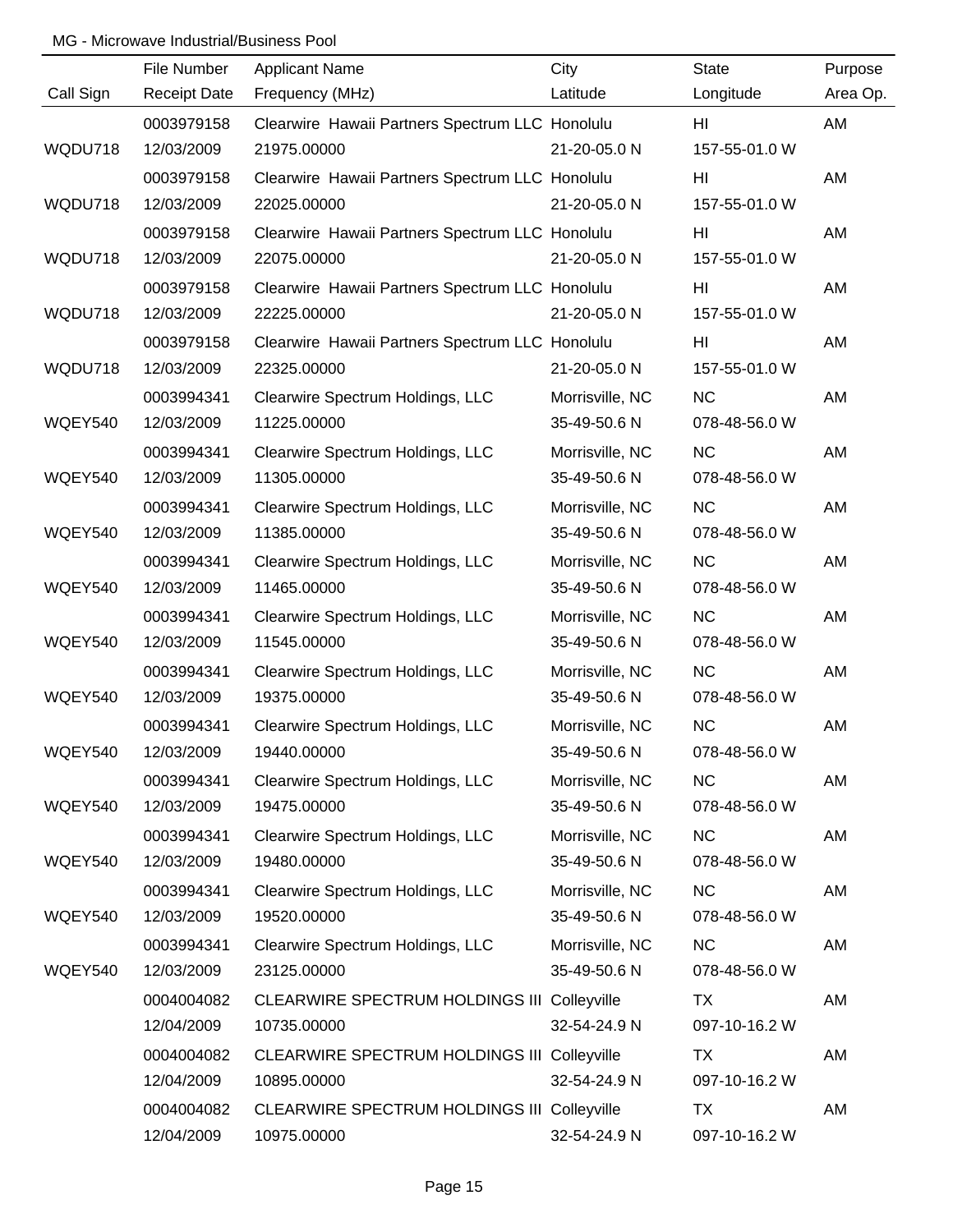MG - Microwave Industrial/Business Pool

| Call Sign | File Number<br>Receipt Date | Applicant Name<br>Frequency (MHz) | City<br>Latitude | State<br>Longitude | Purpose<br>Area Op. |
|---|---|---|---|---|---|
| WQDU718 | 0003979158<br>12/03/2009 | Clearwire Hawaii Partners Spectrum LLC<br>21975.00000 | Honolulu<br>21-20-05.0 N | HI<br>157-55-01.0 W | AM |
| WQDU718 | 0003979158<br>12/03/2009 | Clearwire Hawaii Partners Spectrum LLC<br>22025.00000 | Honolulu<br>21-20-05.0 N | HI<br>157-55-01.0 W | AM |
| WQDU718 | 0003979158<br>12/03/2009 | Clearwire Hawaii Partners Spectrum LLC<br>22075.00000 | Honolulu<br>21-20-05.0 N | HI<br>157-55-01.0 W | AM |
| WQDU718 | 0003979158<br>12/03/2009 | Clearwire Hawaii Partners Spectrum LLC<br>22225.00000 | Honolulu<br>21-20-05.0 N | HI<br>157-55-01.0 W | AM |
| WQDU718 | 0003979158<br>12/03/2009 | Clearwire Hawaii Partners Spectrum LLC<br>22325.00000 | Honolulu<br>21-20-05.0 N | HI<br>157-55-01.0 W | AM |
| WQEY540 | 0003994341<br>12/03/2009 | Clearwire Spectrum Holdings, LLC<br>11225.00000 | Morrisville, NC<br>35-49-50.6 N | NC<br>078-48-56.0 W | AM |
| WQEY540 | 0003994341<br>12/03/2009 | Clearwire Spectrum Holdings, LLC<br>11305.00000 | Morrisville, NC<br>35-49-50.6 N | NC<br>078-48-56.0 W | AM |
| WQEY540 | 0003994341<br>12/03/2009 | Clearwire Spectrum Holdings, LLC<br>11385.00000 | Morrisville, NC<br>35-49-50.6 N | NC<br>078-48-56.0 W | AM |
| WQEY540 | 0003994341<br>12/03/2009 | Clearwire Spectrum Holdings, LLC<br>11465.00000 | Morrisville, NC<br>35-49-50.6 N | NC<br>078-48-56.0 W | AM |
| WQEY540 | 0003994341<br>12/03/2009 | Clearwire Spectrum Holdings, LLC<br>11545.00000 | Morrisville, NC<br>35-49-50.6 N | NC<br>078-48-56.0 W | AM |
| WQEY540 | 0003994341<br>12/03/2009 | Clearwire Spectrum Holdings, LLC<br>19375.00000 | Morrisville, NC<br>35-49-50.6 N | NC<br>078-48-56.0 W | AM |
| WQEY540 | 0003994341<br>12/03/2009 | Clearwire Spectrum Holdings, LLC<br>19440.00000 | Morrisville, NC<br>35-49-50.6 N | NC<br>078-48-56.0 W | AM |
| WQEY540 | 0003994341<br>12/03/2009 | Clearwire Spectrum Holdings, LLC<br>19475.00000 | Morrisville, NC<br>35-49-50.6 N | NC<br>078-48-56.0 W | AM |
| WQEY540 | 0003994341<br>12/03/2009 | Clearwire Spectrum Holdings, LLC<br>19480.00000 | Morrisville, NC<br>35-49-50.6 N | NC<br>078-48-56.0 W | AM |
| WQEY540 | 0003994341<br>12/03/2009 | Clearwire Spectrum Holdings, LLC<br>19520.00000 | Morrisville, NC<br>35-49-50.6 N | NC<br>078-48-56.0 W | AM |
| WQEY540 | 0003994341<br>12/03/2009 | Clearwire Spectrum Holdings, LLC<br>23125.00000 | Morrisville, NC<br>35-49-50.6 N | NC<br>078-48-56.0 W | AM |
| | 0004004082<br>12/04/2009 | CLEARWIRE SPECTRUM HOLDINGS III<br>10735.00000 | Colleyville<br>32-54-24.9 N | TX<br>097-10-16.2 W | AM |
| | 0004004082<br>12/04/2009 | CLEARWIRE SPECTRUM HOLDINGS III<br>10895.00000 | Colleyville<br>32-54-24.9 N | TX<br>097-10-16.2 W | AM |
| | 0004004082<br>12/04/2009 | CLEARWIRE SPECTRUM HOLDINGS III<br>10975.00000 | Colleyville<br>32-54-24.9 N | TX<br>097-10-16.2 W | AM |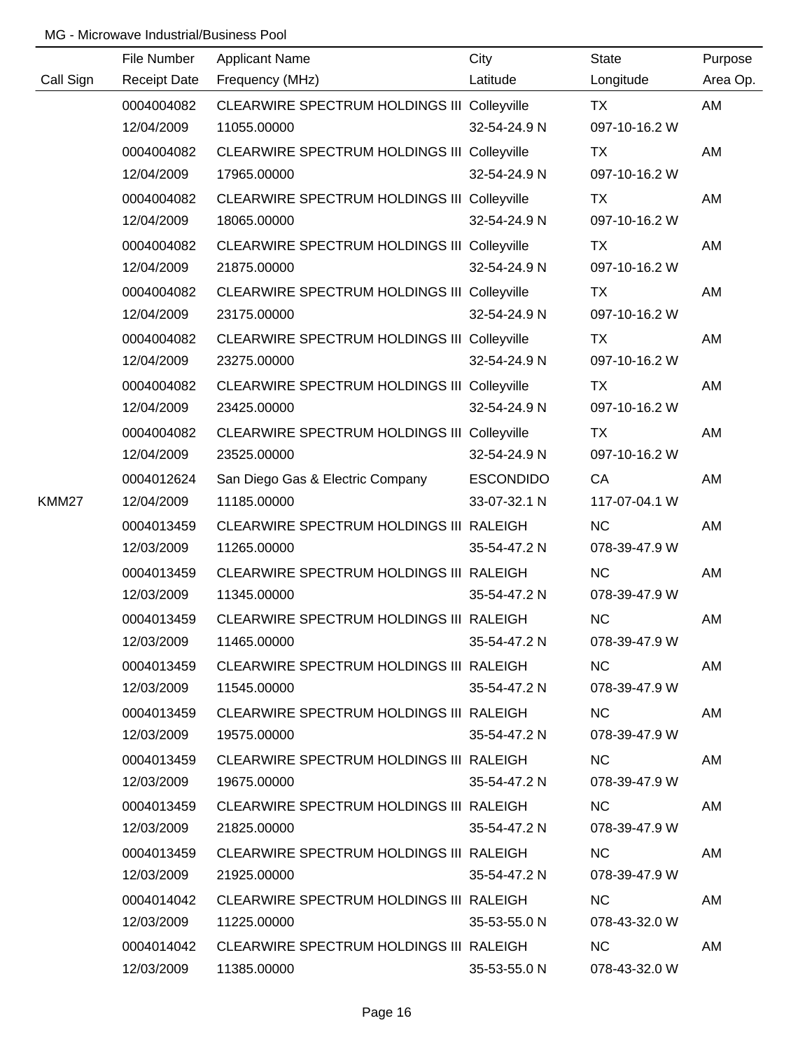MG - Microwave Industrial/Business Pool

| Call Sign | File Number<br>Receipt Date | Applicant Name<br>Frequency (MHz) | City<br>Latitude | State<br>Longitude | Purpose<br>Area Op. |
|---|---|---|---|---|---|
| | 0004004082<br>12/04/2009 | CLEARWIRE SPECTRUM HOLDINGS III<br>11055.00000 | Colleyville<br>32-54-24.9 N | TX<br>097-10-16.2 W | AM |
| | 0004004082<br>12/04/2009 | CLEARWIRE SPECTRUM HOLDINGS III<br>17965.00000 | Colleyville<br>32-54-24.9 N | TX<br>097-10-16.2 W | AM |
| | 0004004082<br>12/04/2009 | CLEARWIRE SPECTRUM HOLDINGS III<br>18065.00000 | Colleyville<br>32-54-24.9 N | TX<br>097-10-16.2 W | AM |
| | 0004004082<br>12/04/2009 | CLEARWIRE SPECTRUM HOLDINGS III<br>21875.00000 | Colleyville<br>32-54-24.9 N | TX<br>097-10-16.2 W | AM |
| | 0004004082<br>12/04/2009 | CLEARWIRE SPECTRUM HOLDINGS III<br>23175.00000 | Colleyville<br>32-54-24.9 N | TX<br>097-10-16.2 W | AM |
| | 0004004082<br>12/04/2009 | CLEARWIRE SPECTRUM HOLDINGS III<br>23275.00000 | Colleyville<br>32-54-24.9 N | TX<br>097-10-16.2 W | AM |
| | 0004004082<br>12/04/2009 | CLEARWIRE SPECTRUM HOLDINGS III<br>23425.00000 | Colleyville<br>32-54-24.9 N | TX<br>097-10-16.2 W | AM |
| | 0004004082<br>12/04/2009 | CLEARWIRE SPECTRUM HOLDINGS III<br>23525.00000 | Colleyville<br>32-54-24.9 N | TX<br>097-10-16.2 W | AM |
| KMM27 | 0004012624<br>12/04/2009 | San Diego Gas & Electric Company<br>11185.00000 | ESCONDIDO<br>33-07-32.1 N | CA<br>117-07-04.1 W | AM |
| | 0004013459<br>12/03/2009 | CLEARWIRE SPECTRUM HOLDINGS III<br>11265.00000 | RALEIGH<br>35-54-47.2 N | NC<br>078-39-47.9 W | AM |
| | 0004013459<br>12/03/2009 | CLEARWIRE SPECTRUM HOLDINGS III<br>11345.00000 | RALEIGH<br>35-54-47.2 N | NC<br>078-39-47.9 W | AM |
| | 0004013459<br>12/03/2009 | CLEARWIRE SPECTRUM HOLDINGS III<br>11465.00000 | RALEIGH<br>35-54-47.2 N | NC<br>078-39-47.9 W | AM |
| | 0004013459<br>12/03/2009 | CLEARWIRE SPECTRUM HOLDINGS III<br>11545.00000 | RALEIGH<br>35-54-47.2 N | NC<br>078-39-47.9 W | AM |
| | 0004013459<br>12/03/2009 | CLEARWIRE SPECTRUM HOLDINGS III<br>19575.00000 | RALEIGH<br>35-54-47.2 N | NC<br>078-39-47.9 W | AM |
| | 0004013459<br>12/03/2009 | CLEARWIRE SPECTRUM HOLDINGS III<br>19675.00000 | RALEIGH<br>35-54-47.2 N | NC<br>078-39-47.9 W | AM |
| | 0004013459<br>12/03/2009 | CLEARWIRE SPECTRUM HOLDINGS III<br>21825.00000 | RALEIGH<br>35-54-47.2 N | NC<br>078-39-47.9 W | AM |
| | 0004013459<br>12/03/2009 | CLEARWIRE SPECTRUM HOLDINGS III<br>21925.00000 | RALEIGH<br>35-54-47.2 N | NC<br>078-39-47.9 W | AM |
| | 0004014042<br>12/03/2009 | CLEARWIRE SPECTRUM HOLDINGS III<br>11225.00000 | RALEIGH<br>35-53-55.0 N | NC<br>078-43-32.0 W | AM |
| | 0004014042<br>12/03/2009 | CLEARWIRE SPECTRUM HOLDINGS III<br>11385.00000 | RALEIGH<br>35-53-55.0 N | NC<br>078-43-32.0 W | AM |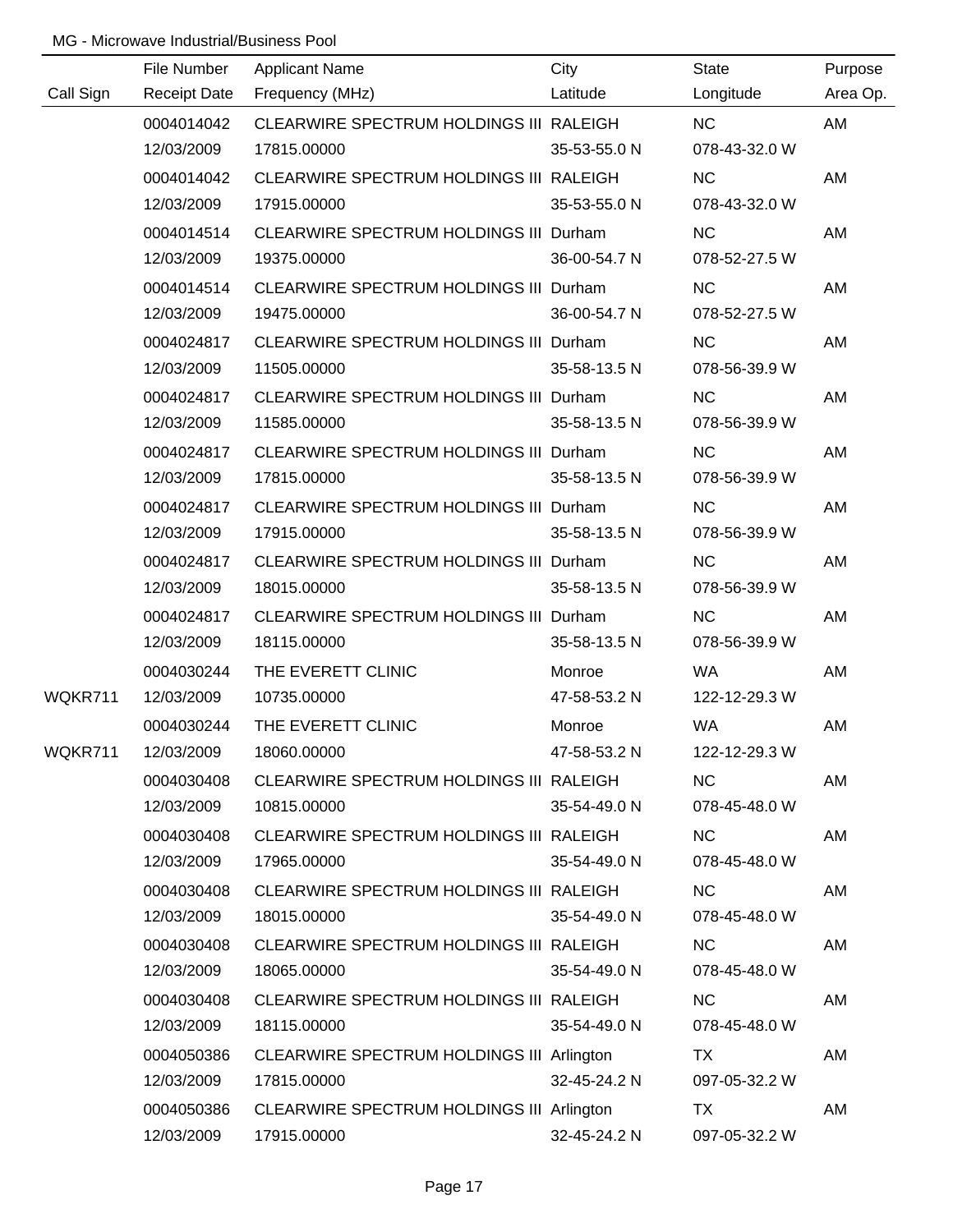MG - Microwave Industrial/Business Pool

| Call Sign | File Number / Receipt Date | Applicant Name / Frequency (MHz) | City / Latitude | State / Longitude | Purpose / Area Op. |
|---|---|---|---|---|---|
| | 0004014042<br>12/03/2009 | CLEARWIRE SPECTRUM HOLDINGS III<br>17815.00000 | RALEIGH<br>35-53-55.0 N | NC<br>078-43-32.0 W | AM |
| | 0004014042<br>12/03/2009 | CLEARWIRE SPECTRUM HOLDINGS III<br>17915.00000 | RALEIGH<br>35-53-55.0 N | NC<br>078-43-32.0 W | AM |
| | 0004014514<br>12/03/2009 | CLEARWIRE SPECTRUM HOLDINGS III<br>19375.00000 | Durham<br>36-00-54.7 N | NC<br>078-52-27.5 W | AM |
| | 0004014514<br>12/03/2009 | CLEARWIRE SPECTRUM HOLDINGS III<br>19475.00000 | Durham<br>36-00-54.7 N | NC<br>078-52-27.5 W | AM |
| | 0004024817<br>12/03/2009 | CLEARWIRE SPECTRUM HOLDINGS III<br>11505.00000 | Durham<br>35-58-13.5 N | NC<br>078-56-39.9 W | AM |
| | 0004024817<br>12/03/2009 | CLEARWIRE SPECTRUM HOLDINGS III<br>11585.00000 | Durham<br>35-58-13.5 N | NC<br>078-56-39.9 W | AM |
| | 0004024817<br>12/03/2009 | CLEARWIRE SPECTRUM HOLDINGS III<br>17815.00000 | Durham<br>35-58-13.5 N | NC<br>078-56-39.9 W | AM |
| | 0004024817<br>12/03/2009 | CLEARWIRE SPECTRUM HOLDINGS III<br>17915.00000 | Durham<br>35-58-13.5 N | NC<br>078-56-39.9 W | AM |
| | 0004024817<br>12/03/2009 | CLEARWIRE SPECTRUM HOLDINGS III<br>18015.00000 | Durham<br>35-58-13.5 N | NC<br>078-56-39.9 W | AM |
| | 0004024817<br>12/03/2009 | CLEARWIRE SPECTRUM HOLDINGS III<br>18115.00000 | Durham<br>35-58-13.5 N | NC<br>078-56-39.9 W | AM |
| WQKR711 | 0004030244<br>12/03/2009 | THE EVERETT CLINIC<br>10735.00000 | Monroe<br>47-58-53.2 N | WA<br>122-12-29.3 W | AM |
| WQKR711 | 0004030244<br>12/03/2009 | THE EVERETT CLINIC<br>18060.00000 | Monroe<br>47-58-53.2 N | WA<br>122-12-29.3 W | AM |
| | 0004030408<br>12/03/2009 | CLEARWIRE SPECTRUM HOLDINGS III<br>10815.00000 | RALEIGH<br>35-54-49.0 N | NC<br>078-45-48.0 W | AM |
| | 0004030408<br>12/03/2009 | CLEARWIRE SPECTRUM HOLDINGS III<br>17965.00000 | RALEIGH<br>35-54-49.0 N | NC<br>078-45-48.0 W | AM |
| | 0004030408<br>12/03/2009 | CLEARWIRE SPECTRUM HOLDINGS III<br>18015.00000 | RALEIGH<br>35-54-49.0 N | NC<br>078-45-48.0 W | AM |
| | 0004030408<br>12/03/2009 | CLEARWIRE SPECTRUM HOLDINGS III<br>18065.00000 | RALEIGH<br>35-54-49.0 N | NC<br>078-45-48.0 W | AM |
| | 0004030408<br>12/03/2009 | CLEARWIRE SPECTRUM HOLDINGS III<br>18115.00000 | RALEIGH<br>35-54-49.0 N | NC<br>078-45-48.0 W | AM |
| | 0004050386<br>12/03/2009 | CLEARWIRE SPECTRUM HOLDINGS III<br>17815.00000 | Arlington<br>32-45-24.2 N | TX<br>097-05-32.2 W | AM |
| | 0004050386<br>12/03/2009 | CLEARWIRE SPECTRUM HOLDINGS III<br>17915.00000 | Arlington<br>32-45-24.2 N | TX<br>097-05-32.2 W | AM |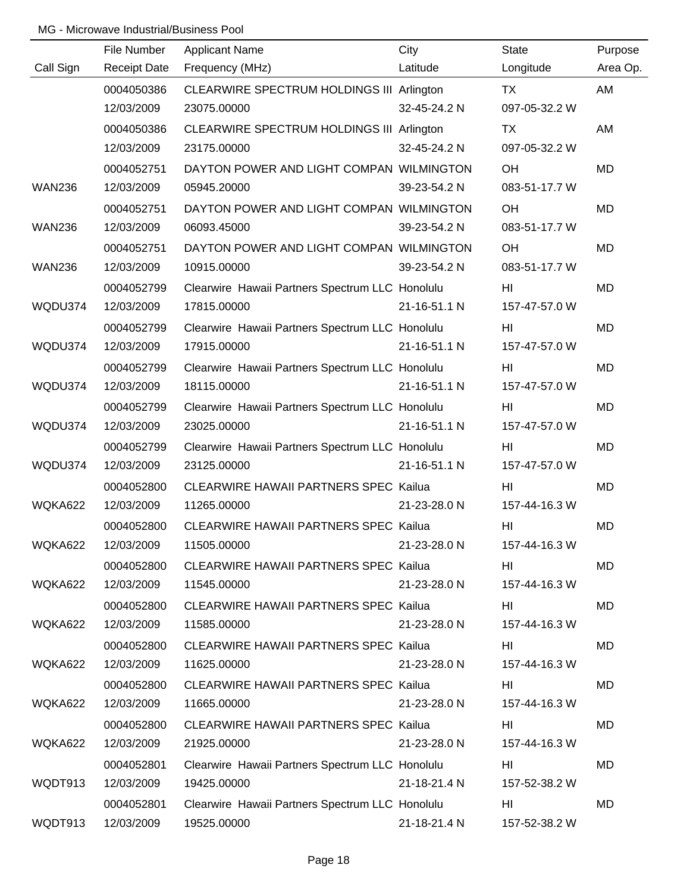MG - Microwave Industrial/Business Pool

| Call Sign | File Number<br>Receipt Date | Applicant Name<br>Frequency (MHz) | City<br>Latitude | State<br>Longitude | Purpose<br>Area Op. |
|---|---|---|---|---|---|
| | 0004050386<br>12/03/2009 | CLEARWIRE SPECTRUM HOLDINGS III<br>23075.00000 | Arlington<br>32-45-24.2 N | TX<br>097-05-32.2 W | AM |
| | 0004050386<br>12/03/2009 | CLEARWIRE SPECTRUM HOLDINGS III<br>23175.00000 | Arlington<br>32-45-24.2 N | TX<br>097-05-32.2 W | AM |
| WAN236 | 0004052751<br>12/03/2009 | DAYTON POWER AND LIGHT COMPAN<br>05945.20000 | WILMINGTON<br>39-23-54.2 N | OH<br>083-51-17.7 W | MD |
| WAN236 | 0004052751<br>12/03/2009 | DAYTON POWER AND LIGHT COMPAN<br>06093.45000 | WILMINGTON<br>39-23-54.2 N | OH<br>083-51-17.7 W | MD |
| WAN236 | 0004052751<br>12/03/2009 | DAYTON POWER AND LIGHT COMPAN<br>10915.00000 | WILMINGTON<br>39-23-54.2 N | OH<br>083-51-17.7 W | MD |
| WQDU374 | 0004052799<br>12/03/2009 | Clearwire Hawaii Partners Spectrum LLC<br>17815.00000 | Honolulu<br>21-16-51.1 N | HI<br>157-47-57.0 W | MD |
| WQDU374 | 0004052799<br>12/03/2009 | Clearwire Hawaii Partners Spectrum LLC<br>17915.00000 | Honolulu<br>21-16-51.1 N | HI<br>157-47-57.0 W | MD |
| WQDU374 | 0004052799<br>12/03/2009 | Clearwire Hawaii Partners Spectrum LLC<br>18115.00000 | Honolulu<br>21-16-51.1 N | HI<br>157-47-57.0 W | MD |
| WQDU374 | 0004052799<br>12/03/2009 | Clearwire Hawaii Partners Spectrum LLC<br>23025.00000 | Honolulu<br>21-16-51.1 N | HI<br>157-47-57.0 W | MD |
| WQDU374 | 0004052799<br>12/03/2009 | Clearwire Hawaii Partners Spectrum LLC<br>23125.00000 | Honolulu<br>21-16-51.1 N | HI<br>157-47-57.0 W | MD |
| WQKA622 | 0004052800<br>12/03/2009 | CLEARWIRE HAWAII PARTNERS SPEC<br>11265.00000 | Kailua<br>21-23-28.0 N | HI<br>157-44-16.3 W | MD |
| WQKA622 | 0004052800<br>12/03/2009 | CLEARWIRE HAWAII PARTNERS SPEC<br>11505.00000 | Kailua<br>21-23-28.0 N | HI<br>157-44-16.3 W | MD |
| WQKA622 | 0004052800<br>12/03/2009 | CLEARWIRE HAWAII PARTNERS SPEC<br>11545.00000 | Kailua<br>21-23-28.0 N | HI<br>157-44-16.3 W | MD |
| WQKA622 | 0004052800<br>12/03/2009 | CLEARWIRE HAWAII PARTNERS SPEC<br>11585.00000 | Kailua<br>21-23-28.0 N | HI<br>157-44-16.3 W | MD |
| WQKA622 | 0004052800<br>12/03/2009 | CLEARWIRE HAWAII PARTNERS SPEC<br>11625.00000 | Kailua<br>21-23-28.0 N | HI<br>157-44-16.3 W | MD |
| WQKA622 | 0004052800<br>12/03/2009 | CLEARWIRE HAWAII PARTNERS SPEC<br>11665.00000 | Kailua<br>21-23-28.0 N | HI<br>157-44-16.3 W | MD |
| WQKA622 | 0004052800<br>12/03/2009 | CLEARWIRE HAWAII PARTNERS SPEC<br>21925.00000 | Kailua<br>21-23-28.0 N | HI<br>157-44-16.3 W | MD |
| WQDT913 | 0004052801<br>12/03/2009 | Clearwire Hawaii Partners Spectrum LLC<br>19425.00000 | Honolulu<br>21-18-21.4 N | HI<br>157-52-38.2 W | MD |
| WQDT913 | 0004052801<br>12/03/2009 | Clearwire Hawaii Partners Spectrum LLC<br>19525.00000 | Honolulu<br>21-18-21.4 N | HI<br>157-52-38.2 W | MD |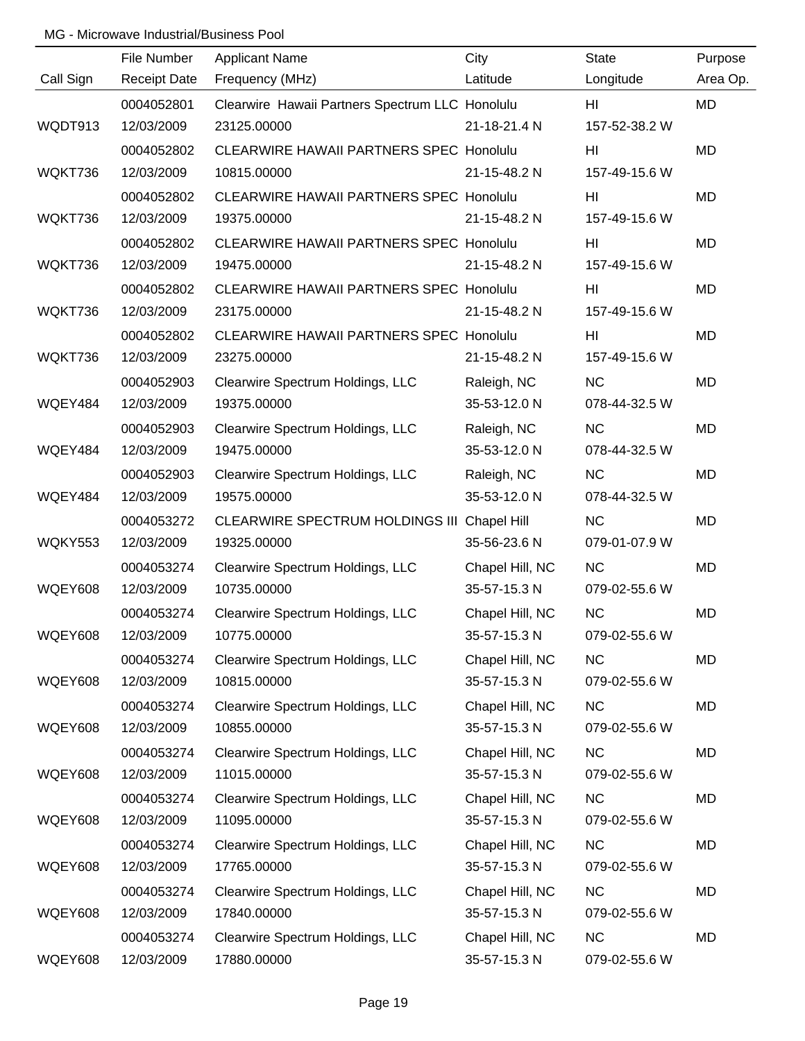MG - Microwave Industrial/Business Pool

| Call Sign | File Number<br>Receipt Date | Applicant Name<br>Frequency (MHz) | City<br>Latitude | State<br>Longitude | Purpose<br>Area Op. |
|---|---|---|---|---|---|
| WQDT913 | 0004052801<br>12/03/2009 | Clearwire  Hawaii Partners Spectrum LLC<br>23125.00000 | Honolulu<br>21-18-21.4 N | HI<br>157-52-38.2 W | MD |
| WQKT736 | 0004052802<br>12/03/2009 | CLEARWIRE HAWAII PARTNERS SPEC<br>10815.00000 | Honolulu<br>21-15-48.2 N | HI<br>157-49-15.6 W | MD |
| WQKT736 | 0004052802<br>12/03/2009 | CLEARWIRE HAWAII PARTNERS SPEC<br>19375.00000 | Honolulu<br>21-15-48.2 N | HI<br>157-49-15.6 W | MD |
| WQKT736 | 0004052802<br>12/03/2009 | CLEARWIRE HAWAII PARTNERS SPEC<br>19475.00000 | Honolulu<br>21-15-48.2 N | HI<br>157-49-15.6 W | MD |
| WQKT736 | 0004052802<br>12/03/2009 | CLEARWIRE HAWAII PARTNERS SPEC<br>23175.00000 | Honolulu<br>21-15-48.2 N | HI<br>157-49-15.6 W | MD |
| WQKT736 | 0004052802<br>12/03/2009 | CLEARWIRE HAWAII PARTNERS SPEC<br>23275.00000 | Honolulu<br>21-15-48.2 N | HI<br>157-49-15.6 W | MD |
| WQEY484 | 0004052903<br>12/03/2009 | Clearwire Spectrum Holdings, LLC<br>19375.00000 | Raleigh, NC<br>35-53-12.0 N | NC<br>078-44-32.5 W | MD |
| WQEY484 | 0004052903<br>12/03/2009 | Clearwire Spectrum Holdings, LLC<br>19475.00000 | Raleigh, NC<br>35-53-12.0 N | NC<br>078-44-32.5 W | MD |
| WQEY484 | 0004052903<br>12/03/2009 | Clearwire Spectrum Holdings, LLC<br>19575.00000 | Raleigh, NC<br>35-53-12.0 N | NC<br>078-44-32.5 W | MD |
| WQKY553 | 0004053272<br>12/03/2009 | CLEARWIRE SPECTRUM HOLDINGS III<br>19325.00000 | Chapel Hill<br>35-56-23.6 N | NC<br>079-01-07.9 W | MD |
| WQEY608 | 0004053274<br>12/03/2009 | Clearwire Spectrum Holdings, LLC<br>10735.00000 | Chapel Hill, NC<br>35-57-15.3 N | NC<br>079-02-55.6 W | MD |
| WQEY608 | 0004053274<br>12/03/2009 | Clearwire Spectrum Holdings, LLC<br>10775.00000 | Chapel Hill, NC<br>35-57-15.3 N | NC<br>079-02-55.6 W | MD |
| WQEY608 | 0004053274<br>12/03/2009 | Clearwire Spectrum Holdings, LLC<br>10815.00000 | Chapel Hill, NC<br>35-57-15.3 N | NC<br>079-02-55.6 W | MD |
| WQEY608 | 0004053274<br>12/03/2009 | Clearwire Spectrum Holdings, LLC<br>10855.00000 | Chapel Hill, NC<br>35-57-15.3 N | NC<br>079-02-55.6 W | MD |
| WQEY608 | 0004053274<br>12/03/2009 | Clearwire Spectrum Holdings, LLC<br>11015.00000 | Chapel Hill, NC<br>35-57-15.3 N | NC<br>079-02-55.6 W | MD |
| WQEY608 | 0004053274<br>12/03/2009 | Clearwire Spectrum Holdings, LLC<br>11095.00000 | Chapel Hill, NC<br>35-57-15.3 N | NC<br>079-02-55.6 W | MD |
| WQEY608 | 0004053274<br>12/03/2009 | Clearwire Spectrum Holdings, LLC<br>17765.00000 | Chapel Hill, NC<br>35-57-15.3 N | NC<br>079-02-55.6 W | MD |
| WQEY608 | 0004053274<br>12/03/2009 | Clearwire Spectrum Holdings, LLC<br>17840.00000 | Chapel Hill, NC<br>35-57-15.3 N | NC<br>079-02-55.6 W | MD |
| WQEY608 | 0004053274<br>12/03/2009 | Clearwire Spectrum Holdings, LLC<br>17880.00000 | Chapel Hill, NC<br>35-57-15.3 N | NC<br>079-02-55.6 W | MD |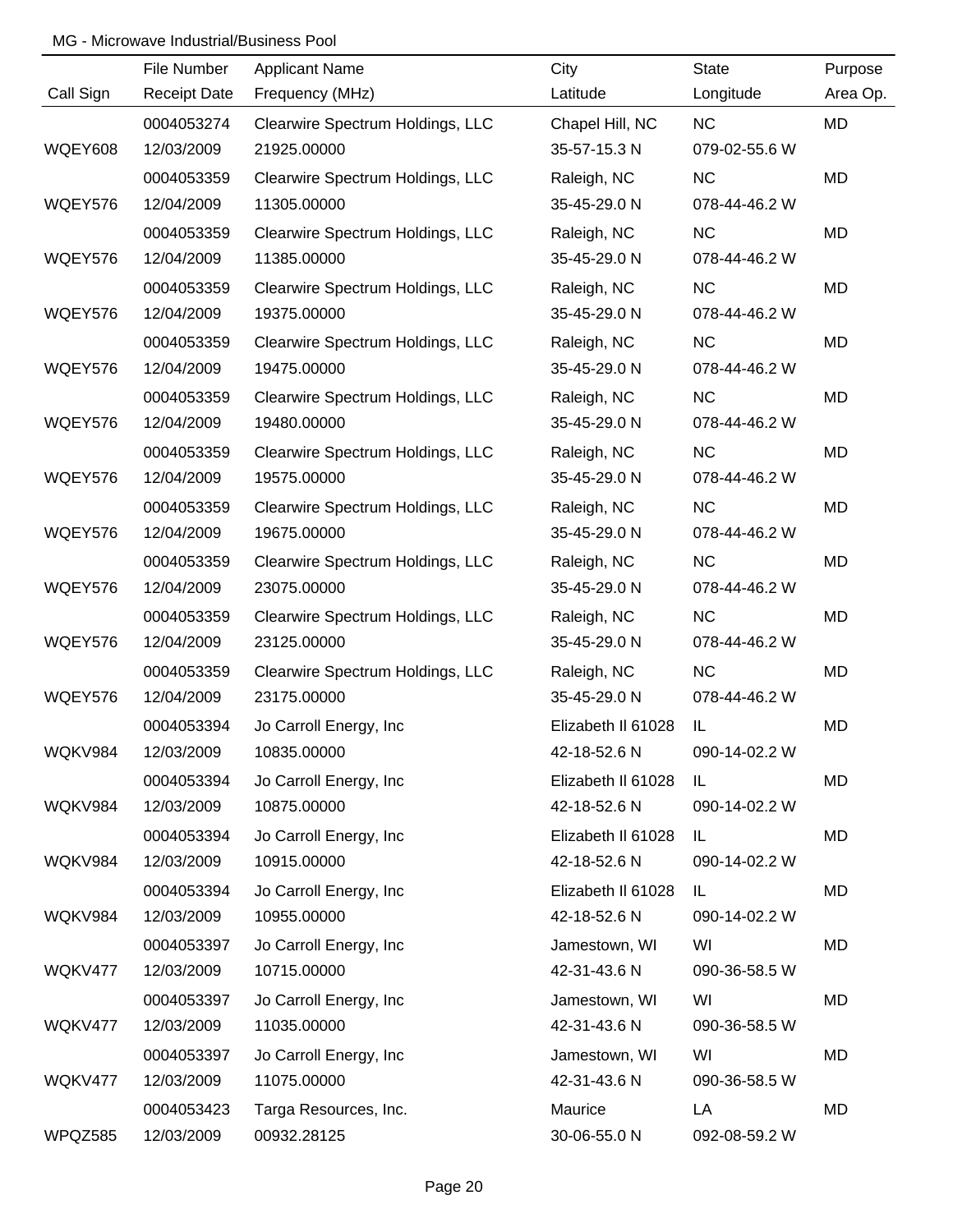MG - Microwave Industrial/Business Pool

| Call Sign | File Number<br>Receipt Date | Applicant Name<br>Frequency (MHz) | City<br>Latitude | State<br>Longitude | Purpose<br>Area Op. |
|---|---|---|---|---|---|
| WQEY608 | 0004053274<br>12/03/2009 | Clearwire Spectrum Holdings, LLC<br>21925.00000 | Chapel Hill, NC<br>35-57-15.3 N | NC<br>079-02-55.6 W | MD |
| WQEY576 | 0004053359<br>12/04/2009 | Clearwire Spectrum Holdings, LLC<br>11305.00000 | Raleigh, NC<br>35-45-29.0 N | NC<br>078-44-46.2 W | MD |
| WQEY576 | 0004053359<br>12/04/2009 | Clearwire Spectrum Holdings, LLC<br>11385.00000 | Raleigh, NC<br>35-45-29.0 N | NC<br>078-44-46.2 W | MD |
| WQEY576 | 0004053359<br>12/04/2009 | Clearwire Spectrum Holdings, LLC<br>19375.00000 | Raleigh, NC<br>35-45-29.0 N | NC<br>078-44-46.2 W | MD |
| WQEY576 | 0004053359<br>12/04/2009 | Clearwire Spectrum Holdings, LLC<br>19475.00000 | Raleigh, NC<br>35-45-29.0 N | NC<br>078-44-46.2 W | MD |
| WQEY576 | 0004053359<br>12/04/2009 | Clearwire Spectrum Holdings, LLC<br>19480.00000 | Raleigh, NC<br>35-45-29.0 N | NC<br>078-44-46.2 W | MD |
| WQEY576 | 0004053359<br>12/04/2009 | Clearwire Spectrum Holdings, LLC<br>19575.00000 | Raleigh, NC<br>35-45-29.0 N | NC<br>078-44-46.2 W | MD |
| WQEY576 | 0004053359<br>12/04/2009 | Clearwire Spectrum Holdings, LLC<br>19675.00000 | Raleigh, NC<br>35-45-29.0 N | NC<br>078-44-46.2 W | MD |
| WQEY576 | 0004053359<br>12/04/2009 | Clearwire Spectrum Holdings, LLC<br>23075.00000 | Raleigh, NC<br>35-45-29.0 N | NC<br>078-44-46.2 W | MD |
| WQEY576 | 0004053359<br>12/04/2009 | Clearwire Spectrum Holdings, LLC<br>23125.00000 | Raleigh, NC<br>35-45-29.0 N | NC<br>078-44-46.2 W | MD |
| WQEY576 | 0004053359<br>12/04/2009 | Clearwire Spectrum Holdings, LLC<br>23175.00000 | Raleigh, NC<br>35-45-29.0 N | NC<br>078-44-46.2 W | MD |
| WQKV984 | 0004053394<br>12/03/2009 | Jo Carroll Energy, Inc<br>10835.00000 | Elizabeth Il 61028<br>42-18-52.6 N | IL<br>090-14-02.2 W | MD |
| WQKV984 | 0004053394<br>12/03/2009 | Jo Carroll Energy, Inc<br>10875.00000 | Elizabeth Il 61028<br>42-18-52.6 N | IL<br>090-14-02.2 W | MD |
| WQKV984 | 0004053394<br>12/03/2009 | Jo Carroll Energy, Inc<br>10915.00000 | Elizabeth Il 61028<br>42-18-52.6 N | IL<br>090-14-02.2 W | MD |
| WQKV984 | 0004053394<br>12/03/2009 | Jo Carroll Energy, Inc<br>10955.00000 | Elizabeth Il 61028<br>42-18-52.6 N | IL<br>090-14-02.2 W | MD |
| WQKV477 | 0004053397<br>12/03/2009 | Jo Carroll Energy, Inc<br>10715.00000 | Jamestown, WI<br>42-31-43.6 N | WI<br>090-36-58.5 W | MD |
| WQKV477 | 0004053397<br>12/03/2009 | Jo Carroll Energy, Inc<br>11035.00000 | Jamestown, WI<br>42-31-43.6 N | WI<br>090-36-58.5 W | MD |
| WQKV477 | 0004053397<br>12/03/2009 | Jo Carroll Energy, Inc<br>11075.00000 | Jamestown, WI<br>42-31-43.6 N | WI<br>090-36-58.5 W | MD |
| WPQZ585 | 0004053423<br>12/03/2009 | Targa Resources, Inc.<br>00932.28125 | Maurice<br>30-06-55.0 N | LA<br>092-08-59.2 W | MD |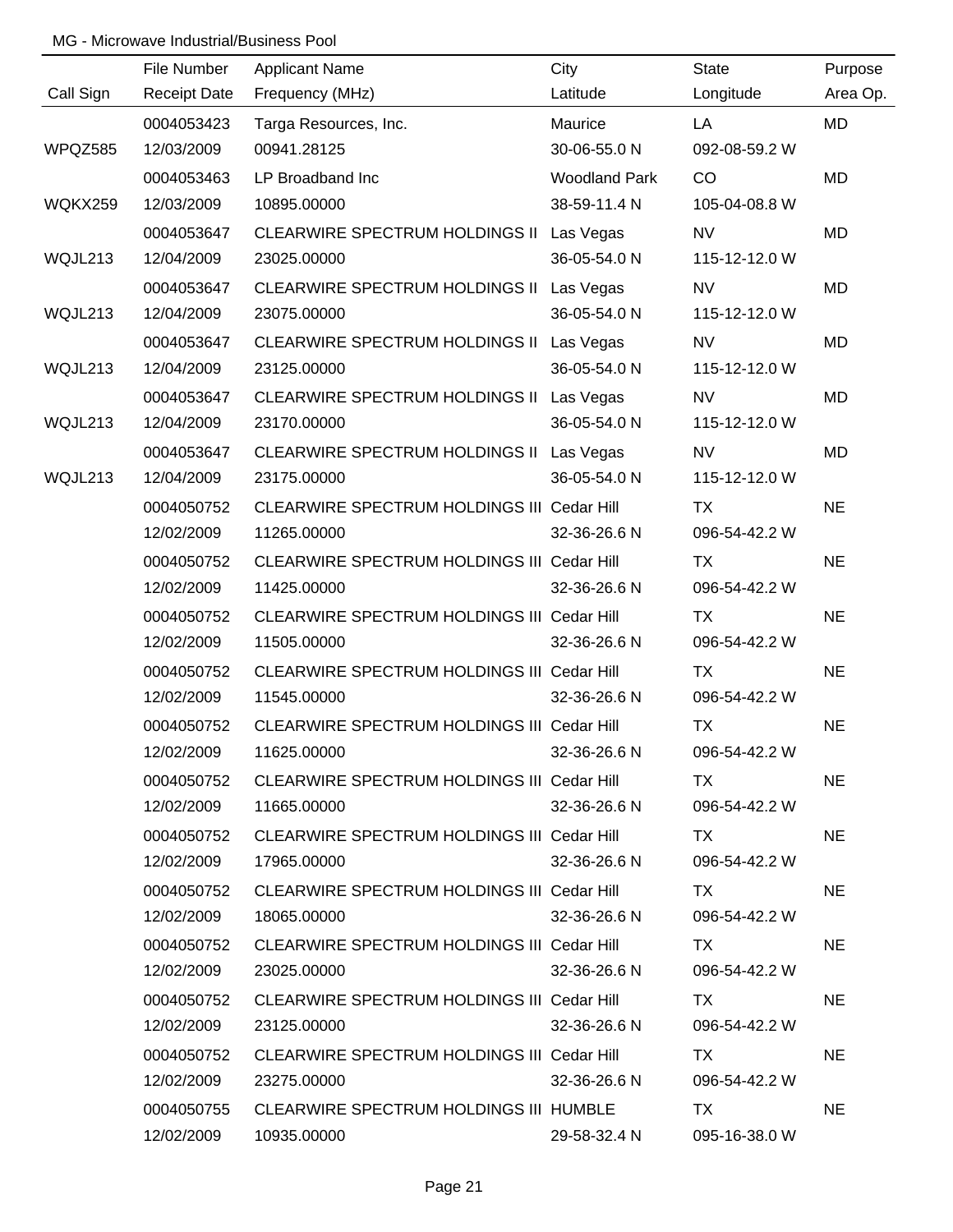MG - Microwave Industrial/Business Pool

| Call Sign | File Number<br>Receipt Date | Applicant Name<br>Frequency (MHz) | City<br>Latitude | State<br>Longitude | Purpose<br>Area Op. |
|---|---|---|---|---|---|
| WPQZ585 | 0004053423<br>12/03/2009 | Targa Resources, Inc.<br>00941.28125 | Maurice<br>30-06-55.0 N | LA<br>092-08-59.2 W | MD |
| WQKX259 | 0004053463<br>12/03/2009 | LP Broadband Inc<br>10895.00000 | Woodland Park<br>38-59-11.4 N | CO<br>105-04-08.8 W | MD |
| WQJL213 | 0004053647<br>12/04/2009 | CLEARWIRE SPECTRUM HOLDINGS II<br>23025.00000 | Las Vegas<br>36-05-54.0 N | NV<br>115-12-12.0 W | MD |
| WQJL213 | 0004053647<br>12/04/2009 | CLEARWIRE SPECTRUM HOLDINGS II<br>23075.00000 | Las Vegas<br>36-05-54.0 N | NV<br>115-12-12.0 W | MD |
| WQJL213 | 0004053647<br>12/04/2009 | CLEARWIRE SPECTRUM HOLDINGS II<br>23125.00000 | Las Vegas<br>36-05-54.0 N | NV<br>115-12-12.0 W | MD |
| WQJL213 | 0004053647<br>12/04/2009 | CLEARWIRE SPECTRUM HOLDINGS II<br>23170.00000 | Las Vegas<br>36-05-54.0 N | NV<br>115-12-12.0 W | MD |
| WQJL213 | 0004053647<br>12/04/2009 | CLEARWIRE SPECTRUM HOLDINGS II<br>23175.00000 | Las Vegas<br>36-05-54.0 N | NV<br>115-12-12.0 W | MD |
| | 0004050752<br>12/02/2009 | CLEARWIRE SPECTRUM HOLDINGS III<br>11265.00000 | Cedar Hill<br>32-36-26.6 N | TX<br>096-54-42.2 W | NE |
| | 0004050752<br>12/02/2009 | CLEARWIRE SPECTRUM HOLDINGS III<br>11425.00000 | Cedar Hill<br>32-36-26.6 N | TX<br>096-54-42.2 W | NE |
| | 0004050752<br>12/02/2009 | CLEARWIRE SPECTRUM HOLDINGS III<br>11505.00000 | Cedar Hill<br>32-36-26.6 N | TX<br>096-54-42.2 W | NE |
| | 0004050752<br>12/02/2009 | CLEARWIRE SPECTRUM HOLDINGS III<br>11545.00000 | Cedar Hill<br>32-36-26.6 N | TX<br>096-54-42.2 W | NE |
| | 0004050752<br>12/02/2009 | CLEARWIRE SPECTRUM HOLDINGS III<br>11625.00000 | Cedar Hill<br>32-36-26.6 N | TX<br>096-54-42.2 W | NE |
| | 0004050752<br>12/02/2009 | CLEARWIRE SPECTRUM HOLDINGS III<br>11665.00000 | Cedar Hill<br>32-36-26.6 N | TX<br>096-54-42.2 W | NE |
| | 0004050752<br>12/02/2009 | CLEARWIRE SPECTRUM HOLDINGS III<br>17965.00000 | Cedar Hill<br>32-36-26.6 N | TX<br>096-54-42.2 W | NE |
| | 0004050752<br>12/02/2009 | CLEARWIRE SPECTRUM HOLDINGS III<br>18065.00000 | Cedar Hill<br>32-36-26.6 N | TX<br>096-54-42.2 W | NE |
| | 0004050752<br>12/02/2009 | CLEARWIRE SPECTRUM HOLDINGS III<br>23025.00000 | Cedar Hill<br>32-36-26.6 N | TX<br>096-54-42.2 W | NE |
| | 0004050752<br>12/02/2009 | CLEARWIRE SPECTRUM HOLDINGS III<br>23125.00000 | Cedar Hill<br>32-36-26.6 N | TX<br>096-54-42.2 W | NE |
| | 0004050752<br>12/02/2009 | CLEARWIRE SPECTRUM HOLDINGS III<br>23275.00000 | Cedar Hill<br>32-36-26.6 N | TX<br>096-54-42.2 W | NE |
| | 0004050755<br>12/02/2009 | CLEARWIRE SPECTRUM HOLDINGS III<br>10935.00000 | HUMBLE<br>29-58-32.4 N | TX<br>095-16-38.0 W | NE |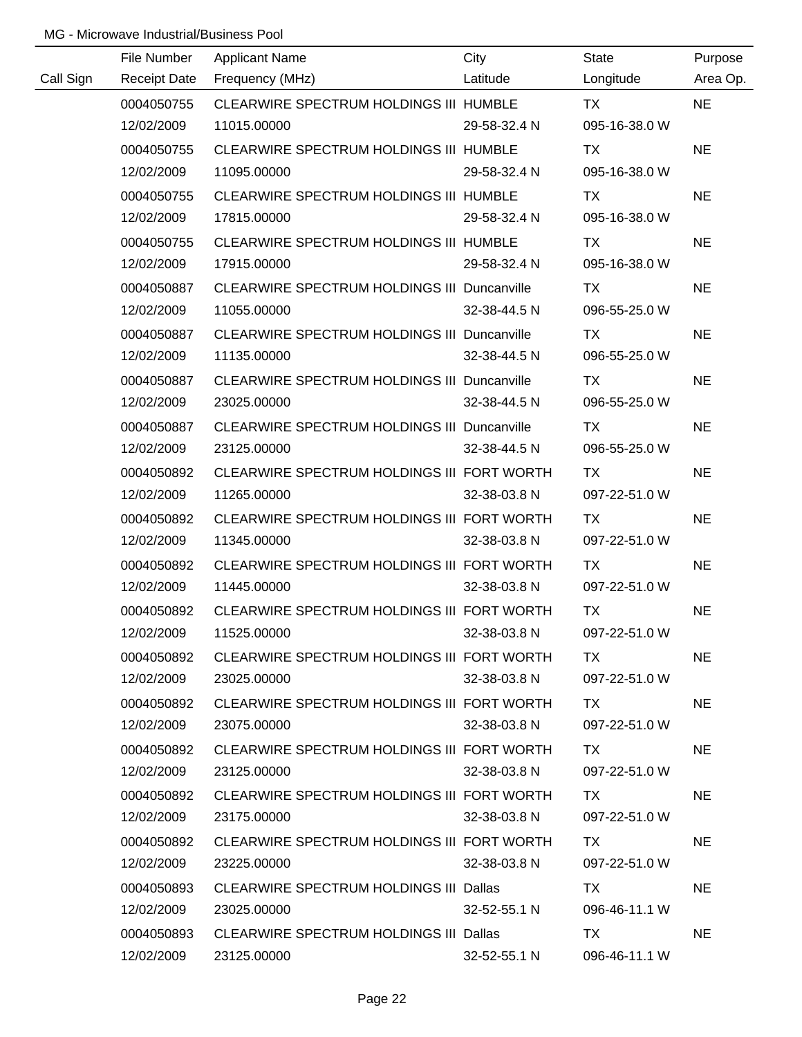MG - Microwave Industrial/Business Pool

| Call Sign | File Number<br>Receipt Date | Applicant Name<br>Frequency (MHz) | City<br>Latitude | State<br>Longitude | Purpose<br>Area Op. |
|---|---|---|---|---|---|
| | 0004050755<br>12/02/2009 | CLEARWIRE SPECTRUM HOLDINGS III<br>11015.00000 | HUMBLE<br>29-58-32.4 N | TX<br>095-16-38.0 W | NE |
| | 0004050755<br>12/02/2009 | CLEARWIRE SPECTRUM HOLDINGS III<br>11095.00000 | HUMBLE<br>29-58-32.4 N | TX<br>095-16-38.0 W | NE |
| | 0004050755<br>12/02/2009 | CLEARWIRE SPECTRUM HOLDINGS III<br>17815.00000 | HUMBLE<br>29-58-32.4 N | TX<br>095-16-38.0 W | NE |
| | 0004050755<br>12/02/2009 | CLEARWIRE SPECTRUM HOLDINGS III<br>17915.00000 | HUMBLE<br>29-58-32.4 N | TX<br>095-16-38.0 W | NE |
| | 0004050887<br>12/02/2009 | CLEARWIRE SPECTRUM HOLDINGS III<br>11055.00000 | Duncanville<br>32-38-44.5 N | TX<br>096-55-25.0 W | NE |
| | 0004050887<br>12/02/2009 | CLEARWIRE SPECTRUM HOLDINGS III<br>11135.00000 | Duncanville<br>32-38-44.5 N | TX<br>096-55-25.0 W | NE |
| | 0004050887<br>12/02/2009 | CLEARWIRE SPECTRUM HOLDINGS III<br>23025.00000 | Duncanville<br>32-38-44.5 N | TX<br>096-55-25.0 W | NE |
| | 0004050887<br>12/02/2009 | CLEARWIRE SPECTRUM HOLDINGS III<br>23125.00000 | Duncanville<br>32-38-44.5 N | TX<br>096-55-25.0 W | NE |
| | 0004050892<br>12/02/2009 | CLEARWIRE SPECTRUM HOLDINGS III<br>11265.00000 | FORT WORTH<br>32-38-03.8 N | TX<br>097-22-51.0 W | NE |
| | 0004050892<br>12/02/2009 | CLEARWIRE SPECTRUM HOLDINGS III<br>11345.00000 | FORT WORTH<br>32-38-03.8 N | TX<br>097-22-51.0 W | NE |
| | 0004050892<br>12/02/2009 | CLEARWIRE SPECTRUM HOLDINGS III<br>11445.00000 | FORT WORTH<br>32-38-03.8 N | TX<br>097-22-51.0 W | NE |
| | 0004050892<br>12/02/2009 | CLEARWIRE SPECTRUM HOLDINGS III<br>11525.00000 | FORT WORTH<br>32-38-03.8 N | TX<br>097-22-51.0 W | NE |
| | 0004050892<br>12/02/2009 | CLEARWIRE SPECTRUM HOLDINGS III<br>23025.00000 | FORT WORTH<br>32-38-03.8 N | TX<br>097-22-51.0 W | NE |
| | 0004050892<br>12/02/2009 | CLEARWIRE SPECTRUM HOLDINGS III<br>23075.00000 | FORT WORTH<br>32-38-03.8 N | TX<br>097-22-51.0 W | NE |
| | 0004050892<br>12/02/2009 | CLEARWIRE SPECTRUM HOLDINGS III<br>23125.00000 | FORT WORTH<br>32-38-03.8 N | TX<br>097-22-51.0 W | NE |
| | 0004050892<br>12/02/2009 | CLEARWIRE SPECTRUM HOLDINGS III<br>23175.00000 | FORT WORTH<br>32-38-03.8 N | TX<br>097-22-51.0 W | NE |
| | 0004050892<br>12/02/2009 | CLEARWIRE SPECTRUM HOLDINGS III<br>23225.00000 | FORT WORTH<br>32-38-03.8 N | TX<br>097-22-51.0 W | NE |
| | 0004050893<br>12/02/2009 | CLEARWIRE SPECTRUM HOLDINGS III<br>23025.00000 | Dallas<br>32-52-55.1 N | TX<br>096-46-11.1 W | NE |
| | 0004050893<br>12/02/2009 | CLEARWIRE SPECTRUM HOLDINGS III<br>23125.00000 | Dallas<br>32-52-55.1 N | TX<br>096-46-11.1 W | NE |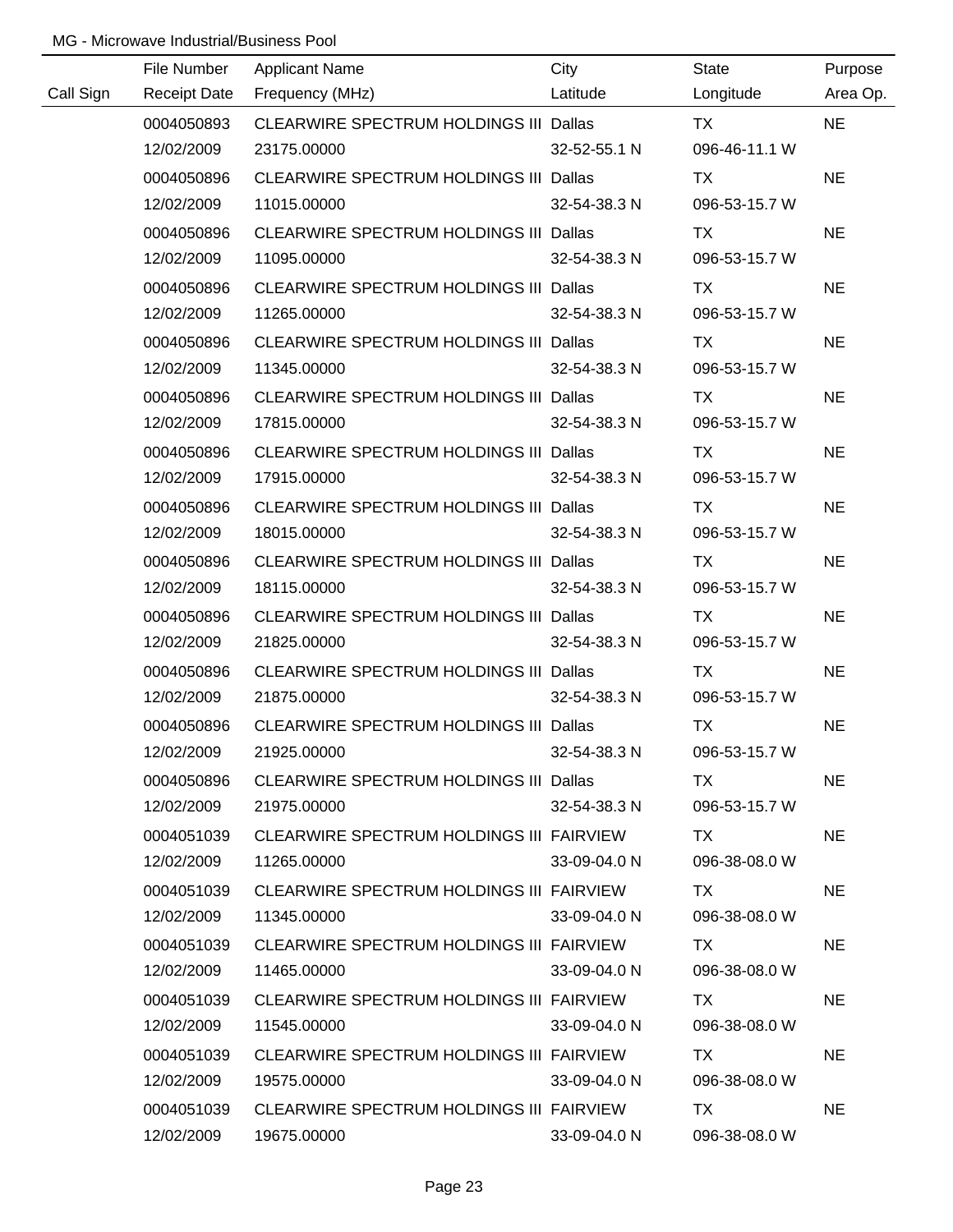MG - Microwave Industrial/Business Pool

| Call Sign | File Number / Receipt Date | Applicant Name / Frequency (MHz) | City / Latitude | State / Longitude | Purpose / Area Op. |
|---|---|---|---|---|---|
| | 0004050893 | CLEARWIRE SPECTRUM HOLDINGS III | Dallas | TX | NE |
| | 12/02/2009 | 23175.00000 | 32-52-55.1 N | 096-46-11.1 W | |
| | 0004050896 | CLEARWIRE SPECTRUM HOLDINGS III | Dallas | TX | NE |
| | 12/02/2009 | 11015.00000 | 32-54-38.3 N | 096-53-15.7 W | |
| | 0004050896 | CLEARWIRE SPECTRUM HOLDINGS III | Dallas | TX | NE |
| | 12/02/2009 | 11095.00000 | 32-54-38.3 N | 096-53-15.7 W | |
| | 0004050896 | CLEARWIRE SPECTRUM HOLDINGS III | Dallas | TX | NE |
| | 12/02/2009 | 11265.00000 | 32-54-38.3 N | 096-53-15.7 W | |
| | 0004050896 | CLEARWIRE SPECTRUM HOLDINGS III | Dallas | TX | NE |
| | 12/02/2009 | 11345.00000 | 32-54-38.3 N | 096-53-15.7 W | |
| | 0004050896 | CLEARWIRE SPECTRUM HOLDINGS III | Dallas | TX | NE |
| | 12/02/2009 | 17815.00000 | 32-54-38.3 N | 096-53-15.7 W | |
| | 0004050896 | CLEARWIRE SPECTRUM HOLDINGS III | Dallas | TX | NE |
| | 12/02/2009 | 17915.00000 | 32-54-38.3 N | 096-53-15.7 W | |
| | 0004050896 | CLEARWIRE SPECTRUM HOLDINGS III | Dallas | TX | NE |
| | 12/02/2009 | 18015.00000 | 32-54-38.3 N | 096-53-15.7 W | |
| | 0004050896 | CLEARWIRE SPECTRUM HOLDINGS III | Dallas | TX | NE |
| | 12/02/2009 | 18115.00000 | 32-54-38.3 N | 096-53-15.7 W | |
| | 0004050896 | CLEARWIRE SPECTRUM HOLDINGS III | Dallas | TX | NE |
| | 12/02/2009 | 21825.00000 | 32-54-38.3 N | 096-53-15.7 W | |
| | 0004050896 | CLEARWIRE SPECTRUM HOLDINGS III | Dallas | TX | NE |
| | 12/02/2009 | 21875.00000 | 32-54-38.3 N | 096-53-15.7 W | |
| | 0004050896 | CLEARWIRE SPECTRUM HOLDINGS III | Dallas | TX | NE |
| | 12/02/2009 | 21925.00000 | 32-54-38.3 N | 096-53-15.7 W | |
| | 0004050896 | CLEARWIRE SPECTRUM HOLDINGS III | Dallas | TX | NE |
| | 12/02/2009 | 21975.00000 | 32-54-38.3 N | 096-53-15.7 W | |
| | 0004051039 | CLEARWIRE SPECTRUM HOLDINGS III | FAIRVIEW | TX | NE |
| | 12/02/2009 | 11265.00000 | 33-09-04.0 N | 096-38-08.0 W | |
| | 0004051039 | CLEARWIRE SPECTRUM HOLDINGS III | FAIRVIEW | TX | NE |
| | 12/02/2009 | 11345.00000 | 33-09-04.0 N | 096-38-08.0 W | |
| | 0004051039 | CLEARWIRE SPECTRUM HOLDINGS III | FAIRVIEW | TX | NE |
| | 12/02/2009 | 11465.00000 | 33-09-04.0 N | 096-38-08.0 W | |
| | 0004051039 | CLEARWIRE SPECTRUM HOLDINGS III | FAIRVIEW | TX | NE |
| | 12/02/2009 | 11545.00000 | 33-09-04.0 N | 096-38-08.0 W | |
| | 0004051039 | CLEARWIRE SPECTRUM HOLDINGS III | FAIRVIEW | TX | NE |
| | 12/02/2009 | 19575.00000 | 33-09-04.0 N | 096-38-08.0 W | |
| | 0004051039 | CLEARWIRE SPECTRUM HOLDINGS III | FAIRVIEW | TX | NE |
| | 12/02/2009 | 19675.00000 | 33-09-04.0 N | 096-38-08.0 W | |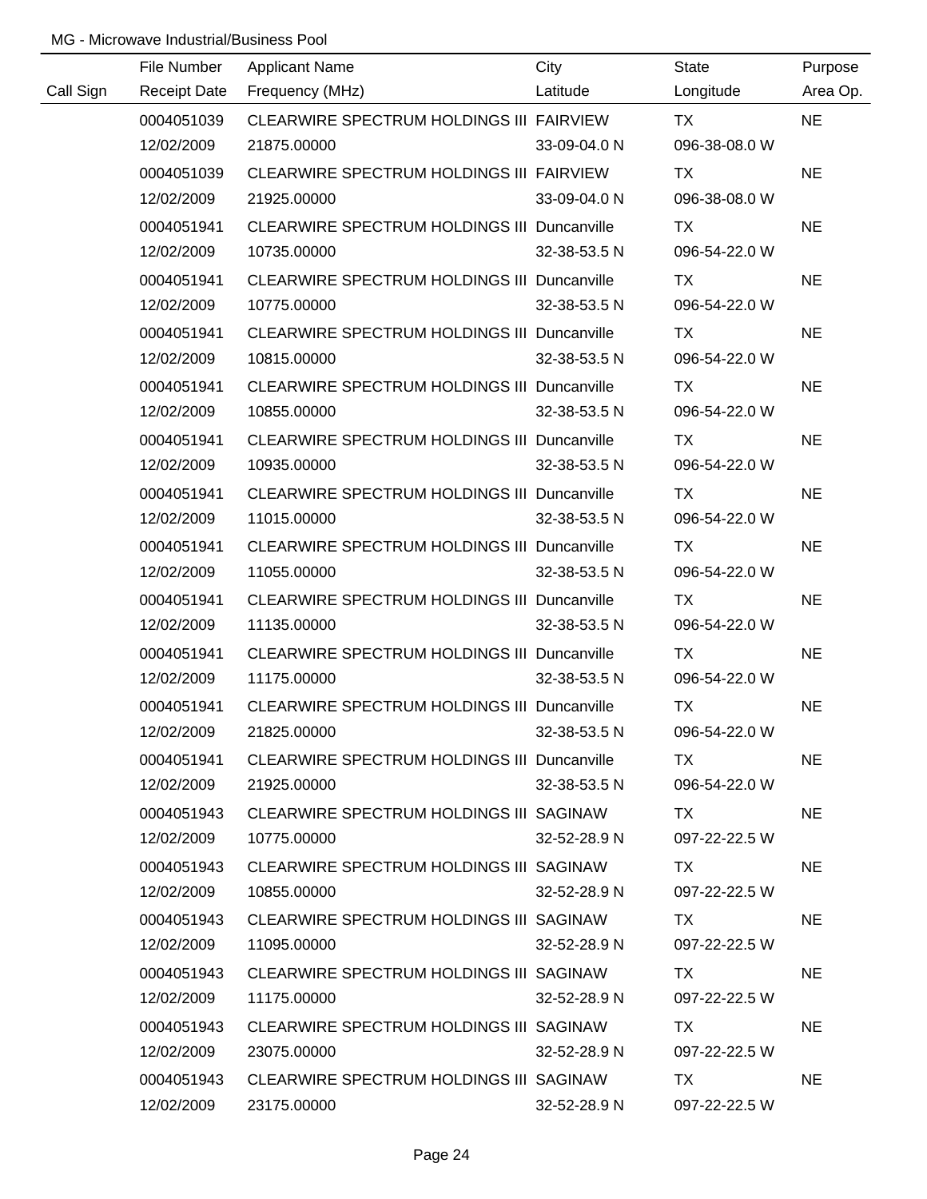MG - Microwave Industrial/Business Pool

| Call Sign | File Number<br>Receipt Date | Applicant Name<br>Frequency (MHz) | City<br>Latitude | State<br>Longitude | Purpose<br>Area Op. |
|---|---|---|---|---|---|
| | 0004051039<br>12/02/2009 | CLEARWIRE SPECTRUM HOLDINGS III<br>21875.00000 | FAIRVIEW<br>33-09-04.0 N | TX<br>096-38-08.0 W | NE |
| | 0004051039<br>12/02/2009 | CLEARWIRE SPECTRUM HOLDINGS III<br>21925.00000 | FAIRVIEW<br>33-09-04.0 N | TX<br>096-38-08.0 W | NE |
| | 0004051941<br>12/02/2009 | CLEARWIRE SPECTRUM HOLDINGS III<br>10735.00000 | Duncanville<br>32-38-53.5 N | TX<br>096-54-22.0 W | NE |
| | 0004051941<br>12/02/2009 | CLEARWIRE SPECTRUM HOLDINGS III<br>10775.00000 | Duncanville<br>32-38-53.5 N | TX<br>096-54-22.0 W | NE |
| | 0004051941<br>12/02/2009 | CLEARWIRE SPECTRUM HOLDINGS III<br>10815.00000 | Duncanville<br>32-38-53.5 N | TX<br>096-54-22.0 W | NE |
| | 0004051941<br>12/02/2009 | CLEARWIRE SPECTRUM HOLDINGS III<br>10855.00000 | Duncanville<br>32-38-53.5 N | TX<br>096-54-22.0 W | NE |
| | 0004051941<br>12/02/2009 | CLEARWIRE SPECTRUM HOLDINGS III<br>10935.00000 | Duncanville<br>32-38-53.5 N | TX<br>096-54-22.0 W | NE |
| | 0004051941<br>12/02/2009 | CLEARWIRE SPECTRUM HOLDINGS III<br>11015.00000 | Duncanville<br>32-38-53.5 N | TX<br>096-54-22.0 W | NE |
| | 0004051941<br>12/02/2009 | CLEARWIRE SPECTRUM HOLDINGS III<br>11055.00000 | Duncanville<br>32-38-53.5 N | TX<br>096-54-22.0 W | NE |
| | 0004051941<br>12/02/2009 | CLEARWIRE SPECTRUM HOLDINGS III<br>11135.00000 | Duncanville<br>32-38-53.5 N | TX<br>096-54-22.0 W | NE |
| | 0004051941<br>12/02/2009 | CLEARWIRE SPECTRUM HOLDINGS III<br>11175.00000 | Duncanville<br>32-38-53.5 N | TX<br>096-54-22.0 W | NE |
| | 0004051941<br>12/02/2009 | CLEARWIRE SPECTRUM HOLDINGS III<br>21825.00000 | Duncanville<br>32-38-53.5 N | TX<br>096-54-22.0 W | NE |
| | 0004051941<br>12/02/2009 | CLEARWIRE SPECTRUM HOLDINGS III<br>21925.00000 | Duncanville<br>32-38-53.5 N | TX<br>096-54-22.0 W | NE |
| | 0004051943<br>12/02/2009 | CLEARWIRE SPECTRUM HOLDINGS III<br>10775.00000 | SAGINAW<br>32-52-28.9 N | TX<br>097-22-22.5 W | NE |
| | 0004051943<br>12/02/2009 | CLEARWIRE SPECTRUM HOLDINGS III<br>10855.00000 | SAGINAW<br>32-52-28.9 N | TX<br>097-22-22.5 W | NE |
| | 0004051943<br>12/02/2009 | CLEARWIRE SPECTRUM HOLDINGS III<br>11095.00000 | SAGINAW<br>32-52-28.9 N | TX<br>097-22-22.5 W | NE |
| | 0004051943<br>12/02/2009 | CLEARWIRE SPECTRUM HOLDINGS III<br>11175.00000 | SAGINAW<br>32-52-28.9 N | TX<br>097-22-22.5 W | NE |
| | 0004051943<br>12/02/2009 | CLEARWIRE SPECTRUM HOLDINGS III<br>23075.00000 | SAGINAW<br>32-52-28.9 N | TX<br>097-22-22.5 W | NE |
| | 0004051943<br>12/02/2009 | CLEARWIRE SPECTRUM HOLDINGS III<br>23175.00000 | SAGINAW<br>32-52-28.9 N | TX<br>097-22-22.5 W | NE |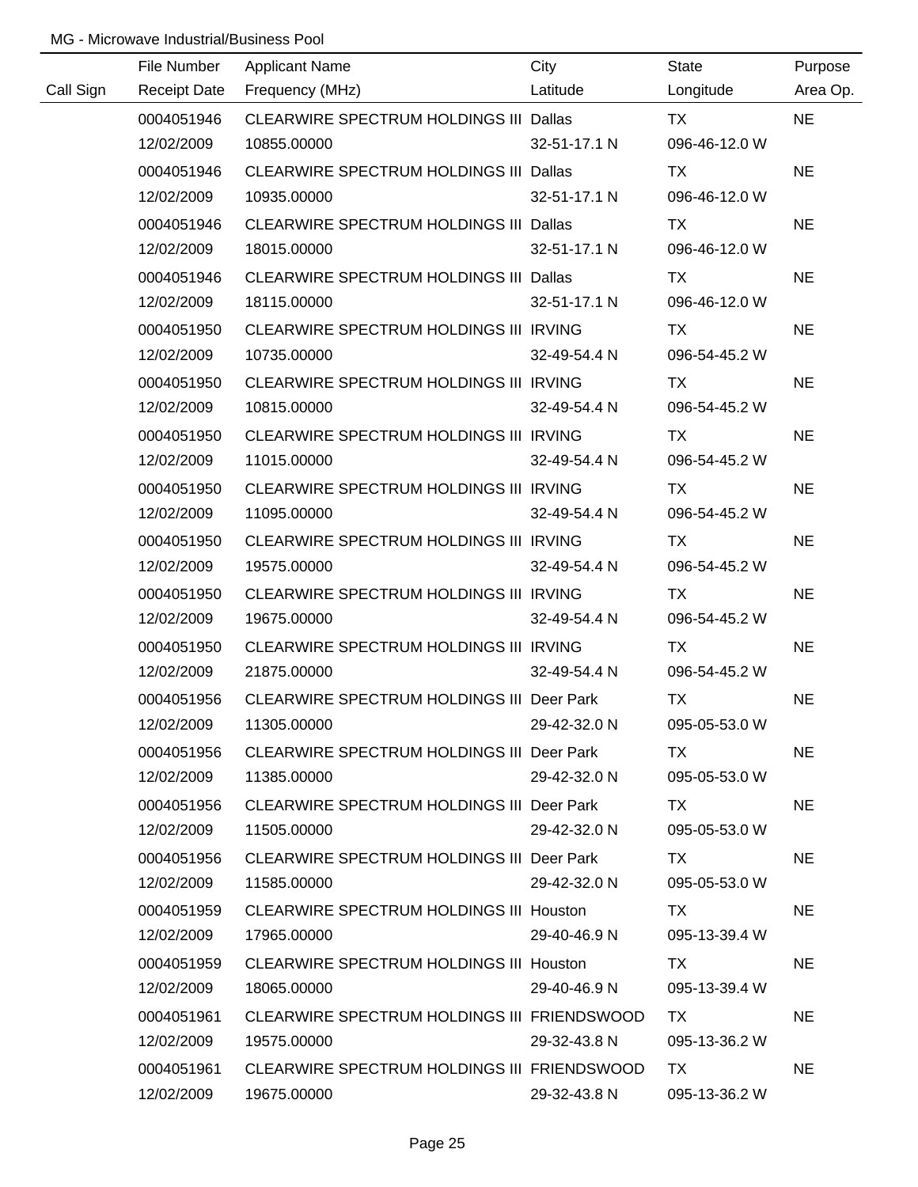MG - Microwave Industrial/Business Pool

| Call Sign | File Number<br>Receipt Date | Applicant Name<br>Frequency (MHz) | City<br>Latitude | State<br>Longitude | Purpose<br>Area Op. |
|---|---|---|---|---|---|
| | 0004051946<br>12/02/2009 | CLEARWIRE SPECTRUM HOLDINGS III<br>10855.00000 | Dallas<br>32-51-17.1 N | TX<br>096-46-12.0 W | NE |
| | 0004051946<br>12/02/2009 | CLEARWIRE SPECTRUM HOLDINGS III<br>10935.00000 | Dallas<br>32-51-17.1 N | TX<br>096-46-12.0 W | NE |
| | 0004051946<br>12/02/2009 | CLEARWIRE SPECTRUM HOLDINGS III<br>18015.00000 | Dallas<br>32-51-17.1 N | TX<br>096-46-12.0 W | NE |
| | 0004051946<br>12/02/2009 | CLEARWIRE SPECTRUM HOLDINGS III<br>18115.00000 | Dallas<br>32-51-17.1 N | TX<br>096-46-12.0 W | NE |
| | 0004051950<br>12/02/2009 | CLEARWIRE SPECTRUM HOLDINGS III<br>10735.00000 | IRVING<br>32-49-54.4 N | TX<br>096-54-45.2 W | NE |
| | 0004051950<br>12/02/2009 | CLEARWIRE SPECTRUM HOLDINGS III<br>10815.00000 | IRVING<br>32-49-54.4 N | TX<br>096-54-45.2 W | NE |
| | 0004051950<br>12/02/2009 | CLEARWIRE SPECTRUM HOLDINGS III<br>11015.00000 | IRVING<br>32-49-54.4 N | TX<br>096-54-45.2 W | NE |
| | 0004051950<br>12/02/2009 | CLEARWIRE SPECTRUM HOLDINGS III<br>11095.00000 | IRVING<br>32-49-54.4 N | TX<br>096-54-45.2 W | NE |
| | 0004051950<br>12/02/2009 | CLEARWIRE SPECTRUM HOLDINGS III<br>19575.00000 | IRVING<br>32-49-54.4 N | TX<br>096-54-45.2 W | NE |
| | 0004051950<br>12/02/2009 | CLEARWIRE SPECTRUM HOLDINGS III<br>19675.00000 | IRVING<br>32-49-54.4 N | TX<br>096-54-45.2 W | NE |
| | 0004051950<br>12/02/2009 | CLEARWIRE SPECTRUM HOLDINGS III<br>21875.00000 | IRVING<br>32-49-54.4 N | TX<br>096-54-45.2 W | NE |
| | 0004051956<br>12/02/2009 | CLEARWIRE SPECTRUM HOLDINGS III<br>11305.00000 | Deer Park<br>29-42-32.0 N | TX<br>095-05-53.0 W | NE |
| | 0004051956<br>12/02/2009 | CLEARWIRE SPECTRUM HOLDINGS III<br>11385.00000 | Deer Park<br>29-42-32.0 N | TX<br>095-05-53.0 W | NE |
| | 0004051956<br>12/02/2009 | CLEARWIRE SPECTRUM HOLDINGS III<br>11505.00000 | Deer Park<br>29-42-32.0 N | TX<br>095-05-53.0 W | NE |
| | 0004051956<br>12/02/2009 | CLEARWIRE SPECTRUM HOLDINGS III<br>11585.00000 | Deer Park<br>29-42-32.0 N | TX<br>095-05-53.0 W | NE |
| | 0004051959<br>12/02/2009 | CLEARWIRE SPECTRUM HOLDINGS III<br>17965.00000 | Houston<br>29-40-46.9 N | TX<br>095-13-39.4 W | NE |
| | 0004051959<br>12/02/2009 | CLEARWIRE SPECTRUM HOLDINGS III<br>18065.00000 | Houston<br>29-40-46.9 N | TX<br>095-13-39.4 W | NE |
| | 0004051961<br>12/02/2009 | CLEARWIRE SPECTRUM HOLDINGS III<br>19575.00000 | FRIENDSWOOD<br>29-32-43.8 N | TX<br>095-13-36.2 W | NE |
| | 0004051961<br>12/02/2009 | CLEARWIRE SPECTRUM HOLDINGS III<br>19675.00000 | FRIENDSWOOD<br>29-32-43.8 N | TX<br>095-13-36.2 W | NE |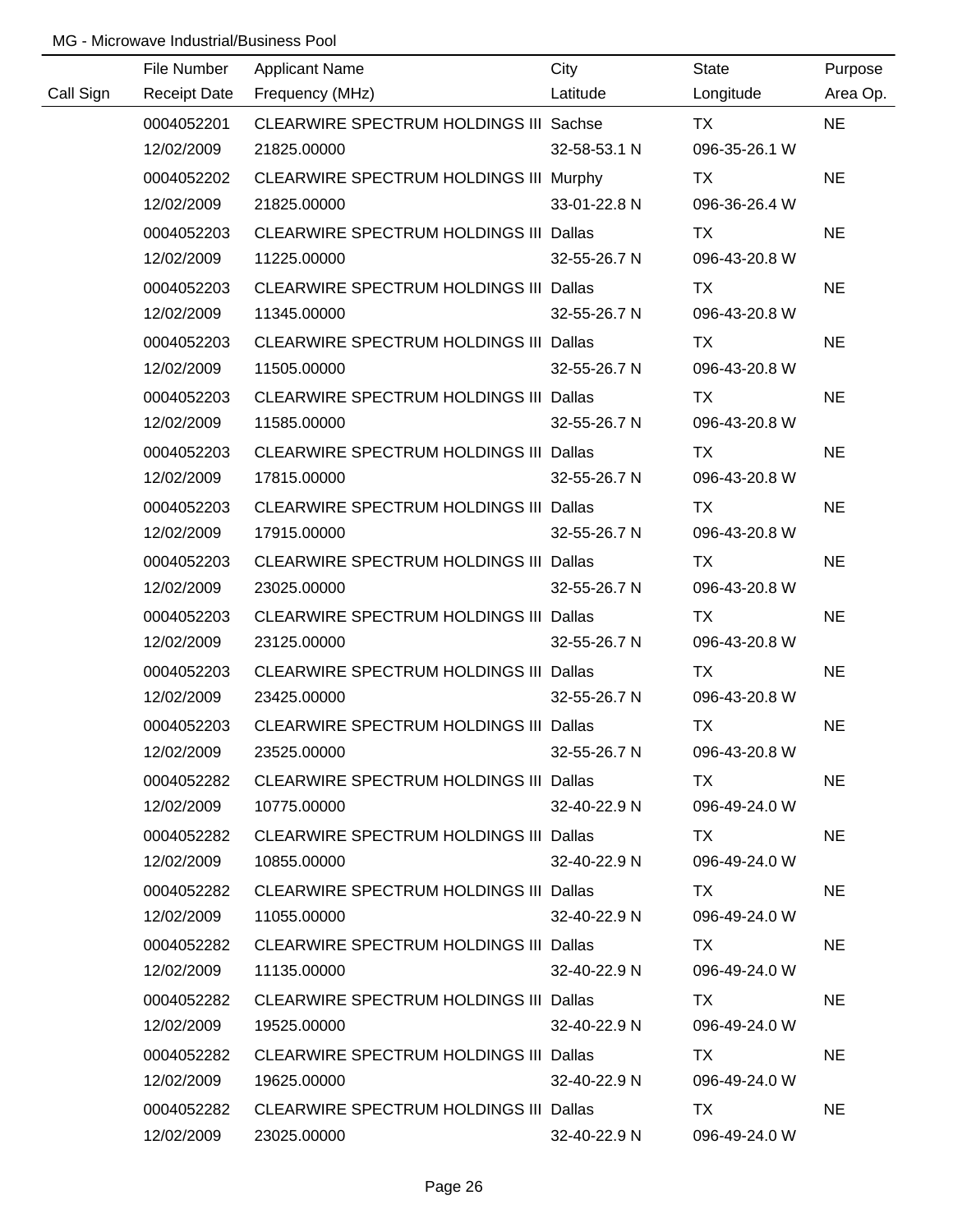MG - Microwave Industrial/Business Pool

| Call Sign | File Number<br>Receipt Date | Applicant Name<br>Frequency (MHz) | City<br>Latitude | State<br>Longitude | Purpose<br>Area Op. |
|---|---|---|---|---|---|
| | 0004052201<br>12/02/2009 | CLEARWIRE SPECTRUM HOLDINGS III<br>21825.00000 | Sachse<br>32-58-53.1 N | TX<br>096-35-26.1 W | NE |
| | 0004052202<br>12/02/2009 | CLEARWIRE SPECTRUM HOLDINGS III<br>21825.00000 | Murphy<br>33-01-22.8 N | TX<br>096-36-26.4 W | NE |
| | 0004052203<br>12/02/2009 | CLEARWIRE SPECTRUM HOLDINGS III<br>11225.00000 | Dallas<br>32-55-26.7 N | TX<br>096-43-20.8 W | NE |
| | 0004052203<br>12/02/2009 | CLEARWIRE SPECTRUM HOLDINGS III<br>11345.00000 | Dallas<br>32-55-26.7 N | TX<br>096-43-20.8 W | NE |
| | 0004052203<br>12/02/2009 | CLEARWIRE SPECTRUM HOLDINGS III<br>11505.00000 | Dallas<br>32-55-26.7 N | TX<br>096-43-20.8 W | NE |
| | 0004052203<br>12/02/2009 | CLEARWIRE SPECTRUM HOLDINGS III<br>11585.00000 | Dallas<br>32-55-26.7 N | TX<br>096-43-20.8 W | NE |
| | 0004052203<br>12/02/2009 | CLEARWIRE SPECTRUM HOLDINGS III<br>17815.00000 | Dallas<br>32-55-26.7 N | TX<br>096-43-20.8 W | NE |
| | 0004052203<br>12/02/2009 | CLEARWIRE SPECTRUM HOLDINGS III<br>17915.00000 | Dallas<br>32-55-26.7 N | TX<br>096-43-20.8 W | NE |
| | 0004052203<br>12/02/2009 | CLEARWIRE SPECTRUM HOLDINGS III<br>23025.00000 | Dallas<br>32-55-26.7 N | TX<br>096-43-20.8 W | NE |
| | 0004052203<br>12/02/2009 | CLEARWIRE SPECTRUM HOLDINGS III<br>23125.00000 | Dallas<br>32-55-26.7 N | TX<br>096-43-20.8 W | NE |
| | 0004052203<br>12/02/2009 | CLEARWIRE SPECTRUM HOLDINGS III<br>23425.00000 | Dallas<br>32-55-26.7 N | TX<br>096-43-20.8 W | NE |
| | 0004052203<br>12/02/2009 | CLEARWIRE SPECTRUM HOLDINGS III<br>23525.00000 | Dallas<br>32-55-26.7 N | TX<br>096-43-20.8 W | NE |
| | 0004052282<br>12/02/2009 | CLEARWIRE SPECTRUM HOLDINGS III<br>10775.00000 | Dallas<br>32-40-22.9 N | TX<br>096-49-24.0 W | NE |
| | 0004052282<br>12/02/2009 | CLEARWIRE SPECTRUM HOLDINGS III<br>10855.00000 | Dallas<br>32-40-22.9 N | TX<br>096-49-24.0 W | NE |
| | 0004052282<br>12/02/2009 | CLEARWIRE SPECTRUM HOLDINGS III<br>11055.00000 | Dallas<br>32-40-22.9 N | TX<br>096-49-24.0 W | NE |
| | 0004052282<br>12/02/2009 | CLEARWIRE SPECTRUM HOLDINGS III<br>11135.00000 | Dallas<br>32-40-22.9 N | TX<br>096-49-24.0 W | NE |
| | 0004052282<br>12/02/2009 | CLEARWIRE SPECTRUM HOLDINGS III<br>19525.00000 | Dallas<br>32-40-22.9 N | TX<br>096-49-24.0 W | NE |
| | 0004052282<br>12/02/2009 | CLEARWIRE SPECTRUM HOLDINGS III<br>19625.00000 | Dallas<br>32-40-22.9 N | TX<br>096-49-24.0 W | NE |
| | 0004052282<br>12/02/2009 | CLEARWIRE SPECTRUM HOLDINGS III<br>23025.00000 | Dallas<br>32-40-22.9 N | TX<br>096-49-24.0 W | NE |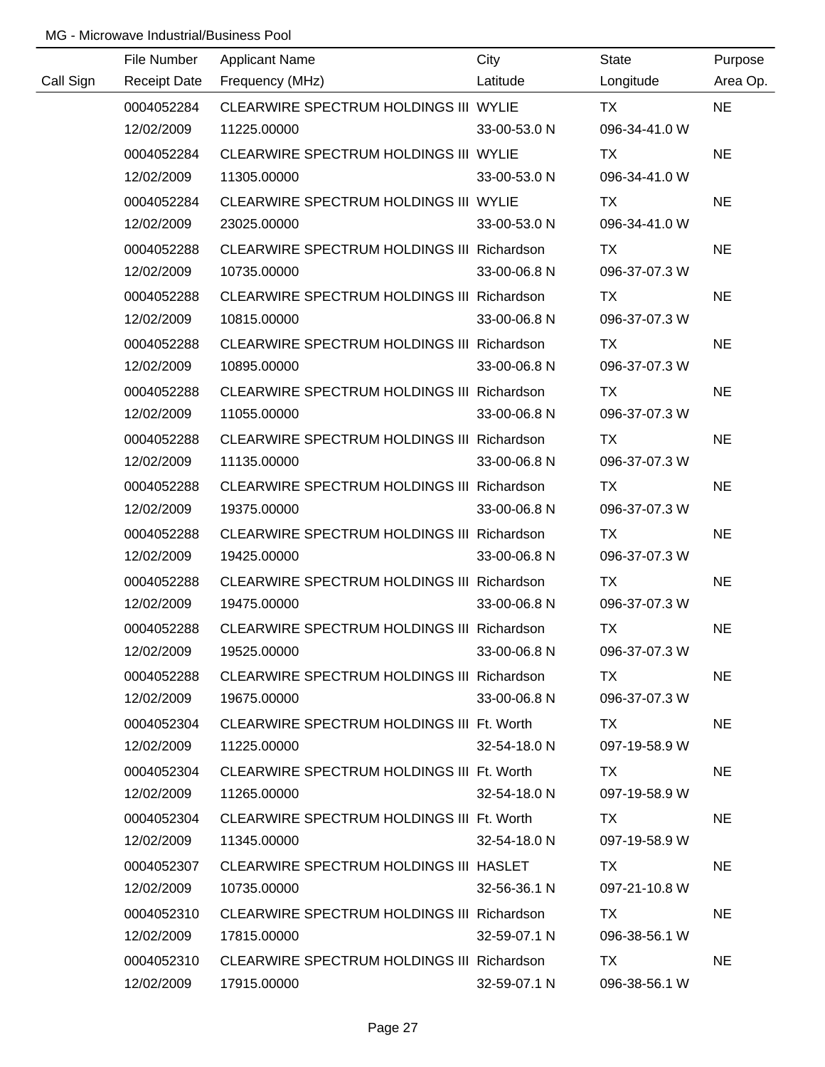MG - Microwave Industrial/Business Pool

| Call Sign | File Number<br>Receipt Date | Applicant Name<br>Frequency (MHz) | City<br>Latitude | State<br>Longitude | Purpose<br>Area Op. |
|---|---|---|---|---|---|
| | 0004052284<br>12/02/2009 | CLEARWIRE SPECTRUM HOLDINGS III<br>11225.00000 | WYLIE<br>33-00-53.0 N | TX<br>096-34-41.0 W | NE |
| | 0004052284<br>12/02/2009 | CLEARWIRE SPECTRUM HOLDINGS III<br>11305.00000 | WYLIE<br>33-00-53.0 N | TX<br>096-34-41.0 W | NE |
| | 0004052284<br>12/02/2009 | CLEARWIRE SPECTRUM HOLDINGS III<br>23025.00000 | WYLIE<br>33-00-53.0 N | TX<br>096-34-41.0 W | NE |
| | 0004052288<br>12/02/2009 | CLEARWIRE SPECTRUM HOLDINGS III<br>10735.00000 | Richardson<br>33-00-06.8 N | TX<br>096-37-07.3 W | NE |
| | 0004052288<br>12/02/2009 | CLEARWIRE SPECTRUM HOLDINGS III<br>10815.00000 | Richardson<br>33-00-06.8 N | TX<br>096-37-07.3 W | NE |
| | 0004052288<br>12/02/2009 | CLEARWIRE SPECTRUM HOLDINGS III<br>10895.00000 | Richardson<br>33-00-06.8 N | TX<br>096-37-07.3 W | NE |
| | 0004052288<br>12/02/2009 | CLEARWIRE SPECTRUM HOLDINGS III<br>11055.00000 | Richardson<br>33-00-06.8 N | TX<br>096-37-07.3 W | NE |
| | 0004052288<br>12/02/2009 | CLEARWIRE SPECTRUM HOLDINGS III<br>11135.00000 | Richardson<br>33-00-06.8 N | TX<br>096-37-07.3 W | NE |
| | 0004052288<br>12/02/2009 | CLEARWIRE SPECTRUM HOLDINGS III<br>19375.00000 | Richardson<br>33-00-06.8 N | TX<br>096-37-07.3 W | NE |
| | 0004052288<br>12/02/2009 | CLEARWIRE SPECTRUM HOLDINGS III<br>19425.00000 | Richardson<br>33-00-06.8 N | TX<br>096-37-07.3 W | NE |
| | 0004052288<br>12/02/2009 | CLEARWIRE SPECTRUM HOLDINGS III<br>19475.00000 | Richardson<br>33-00-06.8 N | TX<br>096-37-07.3 W | NE |
| | 0004052288<br>12/02/2009 | CLEARWIRE SPECTRUM HOLDINGS III<br>19525.00000 | Richardson<br>33-00-06.8 N | TX<br>096-37-07.3 W | NE |
| | 0004052288<br>12/02/2009 | CLEARWIRE SPECTRUM HOLDINGS III<br>19675.00000 | Richardson<br>33-00-06.8 N | TX<br>096-37-07.3 W | NE |
| | 0004052304<br>12/02/2009 | CLEARWIRE SPECTRUM HOLDINGS III<br>11225.00000 | Ft. Worth<br>32-54-18.0 N | TX<br>097-19-58.9 W | NE |
| | 0004052304<br>12/02/2009 | CLEARWIRE SPECTRUM HOLDINGS III<br>11265.00000 | Ft. Worth<br>32-54-18.0 N | TX<br>097-19-58.9 W | NE |
| | 0004052304<br>12/02/2009 | CLEARWIRE SPECTRUM HOLDINGS III<br>11345.00000 | Ft. Worth<br>32-54-18.0 N | TX<br>097-19-58.9 W | NE |
| | 0004052307<br>12/02/2009 | CLEARWIRE SPECTRUM HOLDINGS III<br>10735.00000 | HASLET<br>32-56-36.1 N | TX<br>097-21-10.8 W | NE |
| | 0004052310<br>12/02/2009 | CLEARWIRE SPECTRUM HOLDINGS III<br>17815.00000 | Richardson<br>32-59-07.1 N | TX<br>096-38-56.1 W | NE |
| | 0004052310<br>12/02/2009 | CLEARWIRE SPECTRUM HOLDINGS III<br>17915.00000 | Richardson<br>32-59-07.1 N | TX<br>096-38-56.1 W | NE |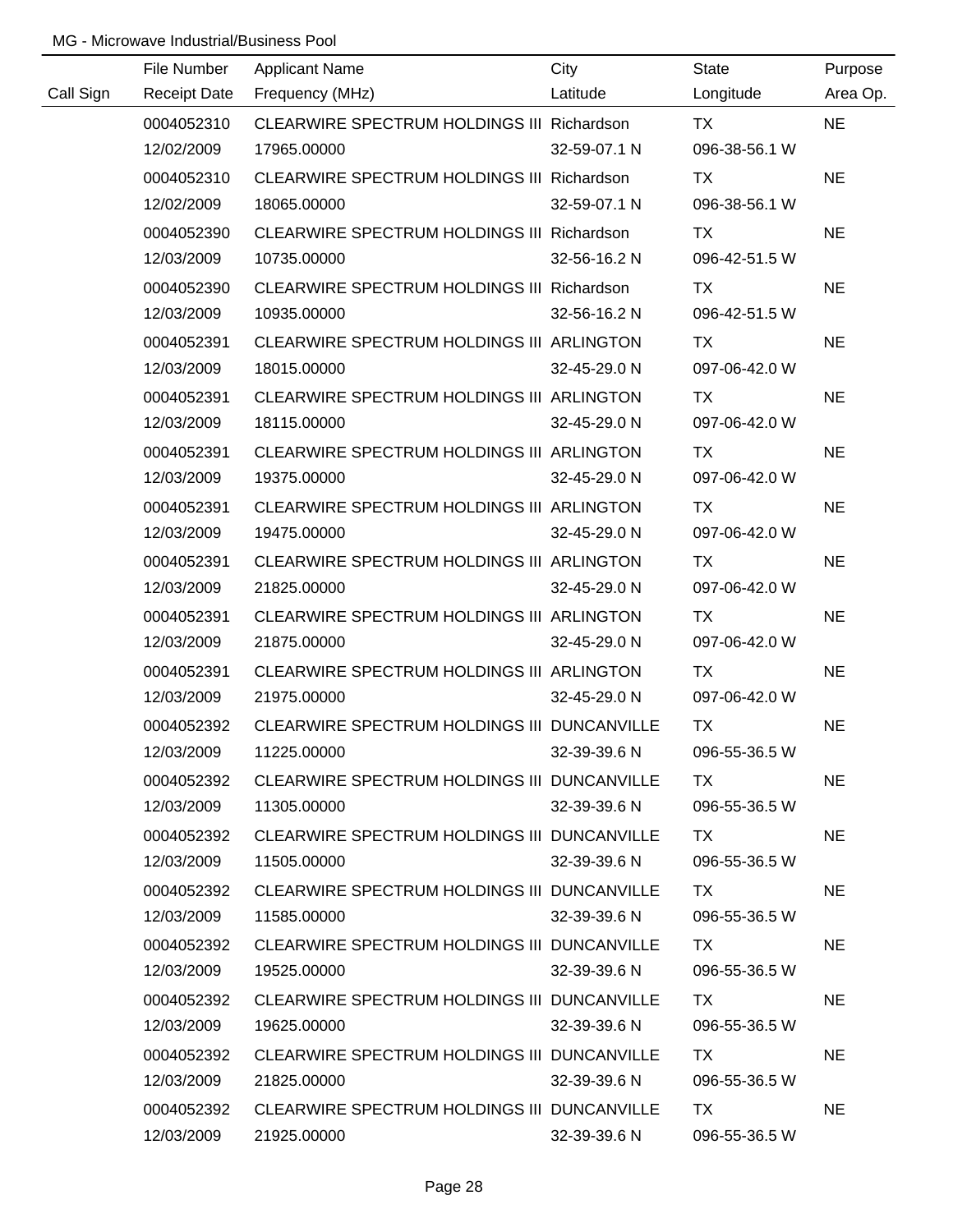MG - Microwave Industrial/Business Pool

| Call Sign | File Number<br>Receipt Date | Applicant Name<br>Frequency (MHz) | City<br>Latitude | State<br>Longitude | Purpose<br>Area Op. |
|---|---|---|---|---|---|
| | 0004052310<br>12/02/2009 | CLEARWIRE SPECTRUM HOLDINGS III<br>17965.00000 | Richardson<br>32-59-07.1 N | TX<br>096-38-56.1 W | NE |
| | 0004052310<br>12/02/2009 | CLEARWIRE SPECTRUM HOLDINGS III<br>18065.00000 | Richardson<br>32-59-07.1 N | TX<br>096-38-56.1 W | NE |
| | 0004052390<br>12/03/2009 | CLEARWIRE SPECTRUM HOLDINGS III<br>10735.00000 | Richardson<br>32-56-16.2 N | TX<br>096-42-51.5 W | NE |
| | 0004052390<br>12/03/2009 | CLEARWIRE SPECTRUM HOLDINGS III<br>10935.00000 | Richardson<br>32-56-16.2 N | TX<br>096-42-51.5 W | NE |
| | 0004052391<br>12/03/2009 | CLEARWIRE SPECTRUM HOLDINGS III<br>18015.00000 | ARLINGTON<br>32-45-29.0 N | TX<br>097-06-42.0 W | NE |
| | 0004052391<br>12/03/2009 | CLEARWIRE SPECTRUM HOLDINGS III<br>18115.00000 | ARLINGTON<br>32-45-29.0 N | TX<br>097-06-42.0 W | NE |
| | 0004052391<br>12/03/2009 | CLEARWIRE SPECTRUM HOLDINGS III<br>19375.00000 | ARLINGTON<br>32-45-29.0 N | TX<br>097-06-42.0 W | NE |
| | 0004052391<br>12/03/2009 | CLEARWIRE SPECTRUM HOLDINGS III<br>19475.00000 | ARLINGTON<br>32-45-29.0 N | TX<br>097-06-42.0 W | NE |
| | 0004052391<br>12/03/2009 | CLEARWIRE SPECTRUM HOLDINGS III<br>21825.00000 | ARLINGTON<br>32-45-29.0 N | TX<br>097-06-42.0 W | NE |
| | 0004052391<br>12/03/2009 | CLEARWIRE SPECTRUM HOLDINGS III<br>21875.00000 | ARLINGTON<br>32-45-29.0 N | TX<br>097-06-42.0 W | NE |
| | 0004052391<br>12/03/2009 | CLEARWIRE SPECTRUM HOLDINGS III<br>21975.00000 | ARLINGTON<br>32-45-29.0 N | TX<br>097-06-42.0 W | NE |
| | 0004052392<br>12/03/2009 | CLEARWIRE SPECTRUM HOLDINGS III<br>11225.00000 | DUNCANVILLE<br>32-39-39.6 N | TX<br>096-55-36.5 W | NE |
| | 0004052392<br>12/03/2009 | CLEARWIRE SPECTRUM HOLDINGS III<br>11305.00000 | DUNCANVILLE<br>32-39-39.6 N | TX<br>096-55-36.5 W | NE |
| | 0004052392<br>12/03/2009 | CLEARWIRE SPECTRUM HOLDINGS III<br>11505.00000 | DUNCANVILLE<br>32-39-39.6 N | TX<br>096-55-36.5 W | NE |
| | 0004052392<br>12/03/2009 | CLEARWIRE SPECTRUM HOLDINGS III<br>11585.00000 | DUNCANVILLE<br>32-39-39.6 N | TX<br>096-55-36.5 W | NE |
| | 0004052392<br>12/03/2009 | CLEARWIRE SPECTRUM HOLDINGS III<br>19525.00000 | DUNCANVILLE<br>32-39-39.6 N | TX<br>096-55-36.5 W | NE |
| | 0004052392<br>12/03/2009 | CLEARWIRE SPECTRUM HOLDINGS III<br>19625.00000 | DUNCANVILLE<br>32-39-39.6 N | TX<br>096-55-36.5 W | NE |
| | 0004052392<br>12/03/2009 | CLEARWIRE SPECTRUM HOLDINGS III<br>21825.00000 | DUNCANVILLE<br>32-39-39.6 N | TX<br>096-55-36.5 W | NE |
| | 0004052392<br>12/03/2009 | CLEARWIRE SPECTRUM HOLDINGS III<br>21925.00000 | DUNCANVILLE<br>32-39-39.6 N | TX<br>096-55-36.5 W | NE |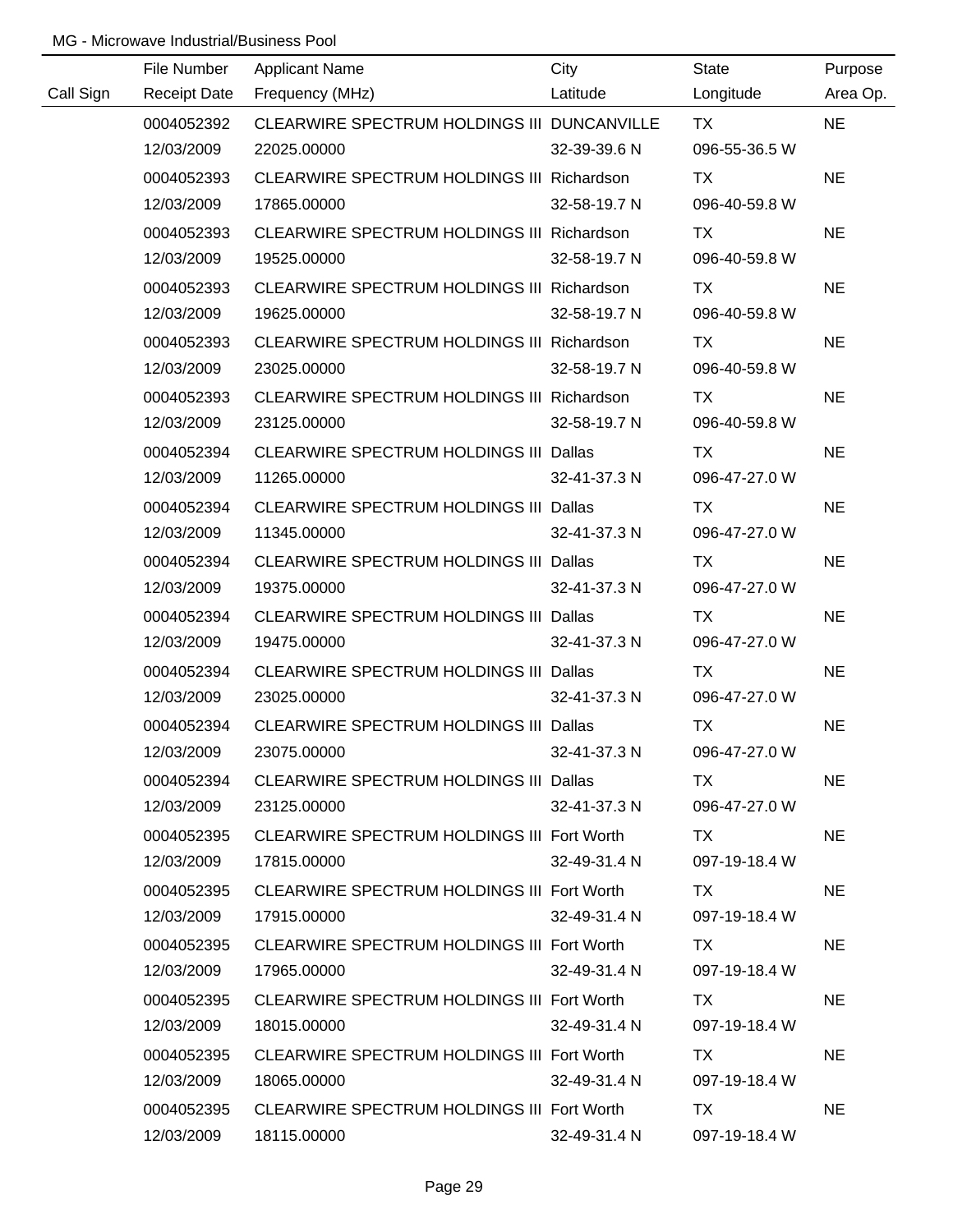MG - Microwave Industrial/Business Pool

| Call Sign | File Number / Receipt Date | Applicant Name / Frequency (MHz) | City / Latitude | State / Longitude | Purpose / Area Op. |
|---|---|---|---|---|---|
| | 0004052392 | CLEARWIRE SPECTRUM HOLDINGS III | DUNCANVILLE | TX | NE |
| | 12/03/2009 | 22025.00000 | 32-39-39.6 N | 096-55-36.5 W | |
| | 0004052393 | CLEARWIRE SPECTRUM HOLDINGS III | Richardson | TX | NE |
| | 12/03/2009 | 17865.00000 | 32-58-19.7 N | 096-40-59.8 W | |
| | 0004052393 | CLEARWIRE SPECTRUM HOLDINGS III | Richardson | TX | NE |
| | 12/03/2009 | 19525.00000 | 32-58-19.7 N | 096-40-59.8 W | |
| | 0004052393 | CLEARWIRE SPECTRUM HOLDINGS III | Richardson | TX | NE |
| | 12/03/2009 | 19625.00000 | 32-58-19.7 N | 096-40-59.8 W | |
| | 0004052393 | CLEARWIRE SPECTRUM HOLDINGS III | Richardson | TX | NE |
| | 12/03/2009 | 23025.00000 | 32-58-19.7 N | 096-40-59.8 W | |
| | 0004052393 | CLEARWIRE SPECTRUM HOLDINGS III | Richardson | TX | NE |
| | 12/03/2009 | 23125.00000 | 32-58-19.7 N | 096-40-59.8 W | |
| | 0004052394 | CLEARWIRE SPECTRUM HOLDINGS III | Dallas | TX | NE |
| | 12/03/2009 | 11265.00000 | 32-41-37.3 N | 096-47-27.0 W | |
| | 0004052394 | CLEARWIRE SPECTRUM HOLDINGS III | Dallas | TX | NE |
| | 12/03/2009 | 11345.00000 | 32-41-37.3 N | 096-47-27.0 W | |
| | 0004052394 | CLEARWIRE SPECTRUM HOLDINGS III | Dallas | TX | NE |
| | 12/03/2009 | 19375.00000 | 32-41-37.3 N | 096-47-27.0 W | |
| | 0004052394 | CLEARWIRE SPECTRUM HOLDINGS III | Dallas | TX | NE |
| | 12/03/2009 | 19475.00000 | 32-41-37.3 N | 096-47-27.0 W | |
| | 0004052394 | CLEARWIRE SPECTRUM HOLDINGS III | Dallas | TX | NE |
| | 12/03/2009 | 23025.00000 | 32-41-37.3 N | 096-47-27.0 W | |
| | 0004052394 | CLEARWIRE SPECTRUM HOLDINGS III | Dallas | TX | NE |
| | 12/03/2009 | 23075.00000 | 32-41-37.3 N | 096-47-27.0 W | |
| | 0004052394 | CLEARWIRE SPECTRUM HOLDINGS III | Dallas | TX | NE |
| | 12/03/2009 | 23125.00000 | 32-41-37.3 N | 096-47-27.0 W | |
| | 0004052395 | CLEARWIRE SPECTRUM HOLDINGS III | Fort Worth | TX | NE |
| | 12/03/2009 | 17815.00000 | 32-49-31.4 N | 097-19-18.4 W | |
| | 0004052395 | CLEARWIRE SPECTRUM HOLDINGS III | Fort Worth | TX | NE |
| | 12/03/2009 | 17915.00000 | 32-49-31.4 N | 097-19-18.4 W | |
| | 0004052395 | CLEARWIRE SPECTRUM HOLDINGS III | Fort Worth | TX | NE |
| | 12/03/2009 | 17965.00000 | 32-49-31.4 N | 097-19-18.4 W | |
| | 0004052395 | CLEARWIRE SPECTRUM HOLDINGS III | Fort Worth | TX | NE |
| | 12/03/2009 | 18015.00000 | 32-49-31.4 N | 097-19-18.4 W | |
| | 0004052395 | CLEARWIRE SPECTRUM HOLDINGS III | Fort Worth | TX | NE |
| | 12/03/2009 | 18065.00000 | 32-49-31.4 N | 097-19-18.4 W | |
| | 0004052395 | CLEARWIRE SPECTRUM HOLDINGS III | Fort Worth | TX | NE |
| | 12/03/2009 | 18115.00000 | 32-49-31.4 N | 097-19-18.4 W | |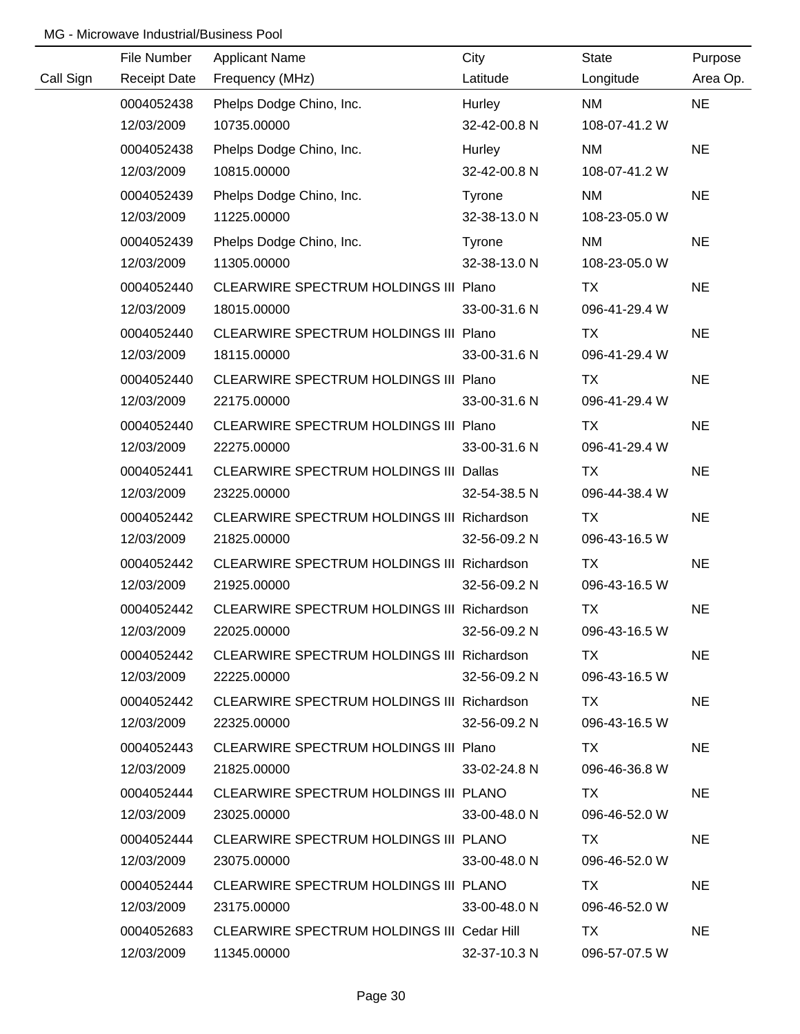MG - Microwave Industrial/Business Pool

| Call Sign | File Number<br>Receipt Date | Applicant Name<br>Frequency (MHz) | City<br>Latitude | State<br>Longitude | Purpose<br>Area Op. |
|---|---|---|---|---|---|
| | 0004052438<br>12/03/2009 | Phelps Dodge Chino, Inc.<br>10735.00000 | Hurley<br>32-42-00.8 N | NM<br>108-07-41.2 W | NE |
| | 0004052438<br>12/03/2009 | Phelps Dodge Chino, Inc.<br>10815.00000 | Hurley<br>32-42-00.8 N | NM<br>108-07-41.2 W | NE |
| | 0004052439<br>12/03/2009 | Phelps Dodge Chino, Inc.<br>11225.00000 | Tyrone<br>32-38-13.0 N | NM<br>108-23-05.0 W | NE |
| | 0004052439<br>12/03/2009 | Phelps Dodge Chino, Inc.<br>11305.00000 | Tyrone<br>32-38-13.0 N | NM<br>108-23-05.0 W | NE |
| | 0004052440<br>12/03/2009 | CLEARWIRE SPECTRUM HOLDINGS III<br>18015.00000 | Plano<br>33-00-31.6 N | TX<br>096-41-29.4 W | NE |
| | 0004052440<br>12/03/2009 | CLEARWIRE SPECTRUM HOLDINGS III<br>18115.00000 | Plano<br>33-00-31.6 N | TX<br>096-41-29.4 W | NE |
| | 0004052440<br>12/03/2009 | CLEARWIRE SPECTRUM HOLDINGS III<br>22175.00000 | Plano<br>33-00-31.6 N | TX<br>096-41-29.4 W | NE |
| | 0004052440<br>12/03/2009 | CLEARWIRE SPECTRUM HOLDINGS III<br>22275.00000 | Plano<br>33-00-31.6 N | TX<br>096-41-29.4 W | NE |
| | 0004052441<br>12/03/2009 | CLEARWIRE SPECTRUM HOLDINGS III<br>23225.00000 | Dallas<br>32-54-38.5 N | TX<br>096-44-38.4 W | NE |
| | 0004052442<br>12/03/2009 | CLEARWIRE SPECTRUM HOLDINGS III<br>21825.00000 | Richardson<br>32-56-09.2 N | TX<br>096-43-16.5 W | NE |
| | 0004052442<br>12/03/2009 | CLEARWIRE SPECTRUM HOLDINGS III<br>21925.00000 | Richardson<br>32-56-09.2 N | TX<br>096-43-16.5 W | NE |
| | 0004052442<br>12/03/2009 | CLEARWIRE SPECTRUM HOLDINGS III<br>22025.00000 | Richardson<br>32-56-09.2 N | TX<br>096-43-16.5 W | NE |
| | 0004052442<br>12/03/2009 | CLEARWIRE SPECTRUM HOLDINGS III<br>22225.00000 | Richardson<br>32-56-09.2 N | TX<br>096-43-16.5 W | NE |
| | 0004052442<br>12/03/2009 | CLEARWIRE SPECTRUM HOLDINGS III<br>22325.00000 | Richardson<br>32-56-09.2 N | TX<br>096-43-16.5 W | NE |
| | 0004052443<br>12/03/2009 | CLEARWIRE SPECTRUM HOLDINGS III<br>21825.00000 | Plano<br>33-02-24.8 N | TX<br>096-46-36.8 W | NE |
| | 0004052444<br>12/03/2009 | CLEARWIRE SPECTRUM HOLDINGS III<br>23025.00000 | PLANO<br>33-00-48.0 N | TX<br>096-46-52.0 W | NE |
| | 0004052444<br>12/03/2009 | CLEARWIRE SPECTRUM HOLDINGS III<br>23075.00000 | PLANO<br>33-00-48.0 N | TX<br>096-46-52.0 W | NE |
| | 0004052444<br>12/03/2009 | CLEARWIRE SPECTRUM HOLDINGS III<br>23175.00000 | PLANO<br>33-00-48.0 N | TX<br>096-46-52.0 W | NE |
| | 0004052683<br>12/03/2009 | CLEARWIRE SPECTRUM HOLDINGS III<br>11345.00000 | Cedar Hill<br>32-37-10.3 N | TX<br>096-57-07.5 W | NE |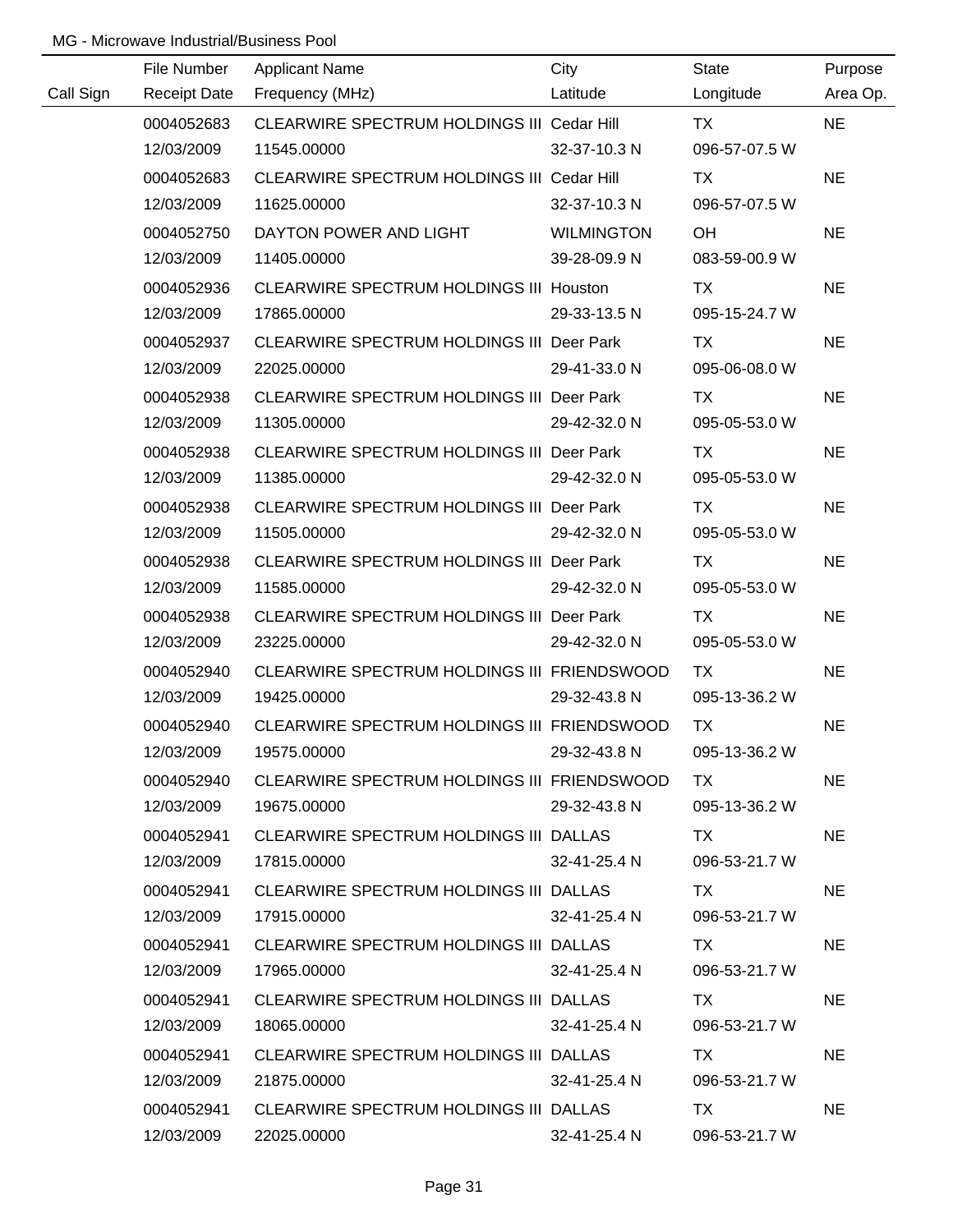MG - Microwave Industrial/Business Pool

| Call Sign | File Number<br>Receipt Date | Applicant Name<br>Frequency (MHz) | City<br>Latitude | State<br>Longitude | Purpose<br>Area Op. |
|---|---|---|---|---|---|
| | 0004052683<br>12/03/2009 | CLEARWIRE SPECTRUM HOLDINGS III<br>11545.00000 | Cedar Hill<br>32-37-10.3 N | TX<br>096-57-07.5 W | NE |
| | 0004052683<br>12/03/2009 | CLEARWIRE SPECTRUM HOLDINGS III<br>11625.00000 | Cedar Hill<br>32-37-10.3 N | TX<br>096-57-07.5 W | NE |
| | 0004052750<br>12/03/2009 | DAYTON POWER AND LIGHT<br>11405.00000 | WILMINGTON<br>39-28-09.9 N | OH<br>083-59-00.9 W | NE |
| | 0004052936<br>12/03/2009 | CLEARWIRE SPECTRUM HOLDINGS III<br>17865.00000 | Houston<br>29-33-13.5 N | TX<br>095-15-24.7 W | NE |
| | 0004052937<br>12/03/2009 | CLEARWIRE SPECTRUM HOLDINGS III<br>22025.00000 | Deer Park<br>29-41-33.0 N | TX<br>095-06-08.0 W | NE |
| | 0004052938<br>12/03/2009 | CLEARWIRE SPECTRUM HOLDINGS III<br>11305.00000 | Deer Park<br>29-42-32.0 N | TX<br>095-05-53.0 W | NE |
| | 0004052938<br>12/03/2009 | CLEARWIRE SPECTRUM HOLDINGS III<br>11385.00000 | Deer Park<br>29-42-32.0 N | TX<br>095-05-53.0 W | NE |
| | 0004052938<br>12/03/2009 | CLEARWIRE SPECTRUM HOLDINGS III<br>11505.00000 | Deer Park<br>29-42-32.0 N | TX<br>095-05-53.0 W | NE |
| | 0004052938<br>12/03/2009 | CLEARWIRE SPECTRUM HOLDINGS III<br>11585.00000 | Deer Park<br>29-42-32.0 N | TX<br>095-05-53.0 W | NE |
| | 0004052938<br>12/03/2009 | CLEARWIRE SPECTRUM HOLDINGS III<br>23225.00000 | Deer Park<br>29-42-32.0 N | TX<br>095-05-53.0 W | NE |
| | 0004052940<br>12/03/2009 | CLEARWIRE SPECTRUM HOLDINGS III<br>19425.00000 | FRIENDSWOOD<br>29-32-43.8 N | TX<br>095-13-36.2 W | NE |
| | 0004052940<br>12/03/2009 | CLEARWIRE SPECTRUM HOLDINGS III<br>19575.00000 | FRIENDSWOOD<br>29-32-43.8 N | TX<br>095-13-36.2 W | NE |
| | 0004052940<br>12/03/2009 | CLEARWIRE SPECTRUM HOLDINGS III<br>19675.00000 | FRIENDSWOOD<br>29-32-43.8 N | TX<br>095-13-36.2 W | NE |
| | 0004052941<br>12/03/2009 | CLEARWIRE SPECTRUM HOLDINGS III<br>17815.00000 | DALLAS<br>32-41-25.4 N | TX<br>096-53-21.7 W | NE |
| | 0004052941<br>12/03/2009 | CLEARWIRE SPECTRUM HOLDINGS III<br>17915.00000 | DALLAS<br>32-41-25.4 N | TX<br>096-53-21.7 W | NE |
| | 0004052941<br>12/03/2009 | CLEARWIRE SPECTRUM HOLDINGS III<br>17965.00000 | DALLAS<br>32-41-25.4 N | TX<br>096-53-21.7 W | NE |
| | 0004052941<br>12/03/2009 | CLEARWIRE SPECTRUM HOLDINGS III<br>18065.00000 | DALLAS<br>32-41-25.4 N | TX<br>096-53-21.7 W | NE |
| | 0004052941<br>12/03/2009 | CLEARWIRE SPECTRUM HOLDINGS III<br>21875.00000 | DALLAS<br>32-41-25.4 N | TX<br>096-53-21.7 W | NE |
| | 0004052941<br>12/03/2009 | CLEARWIRE SPECTRUM HOLDINGS III<br>22025.00000 | DALLAS<br>32-41-25.4 N | TX<br>096-53-21.7 W | NE |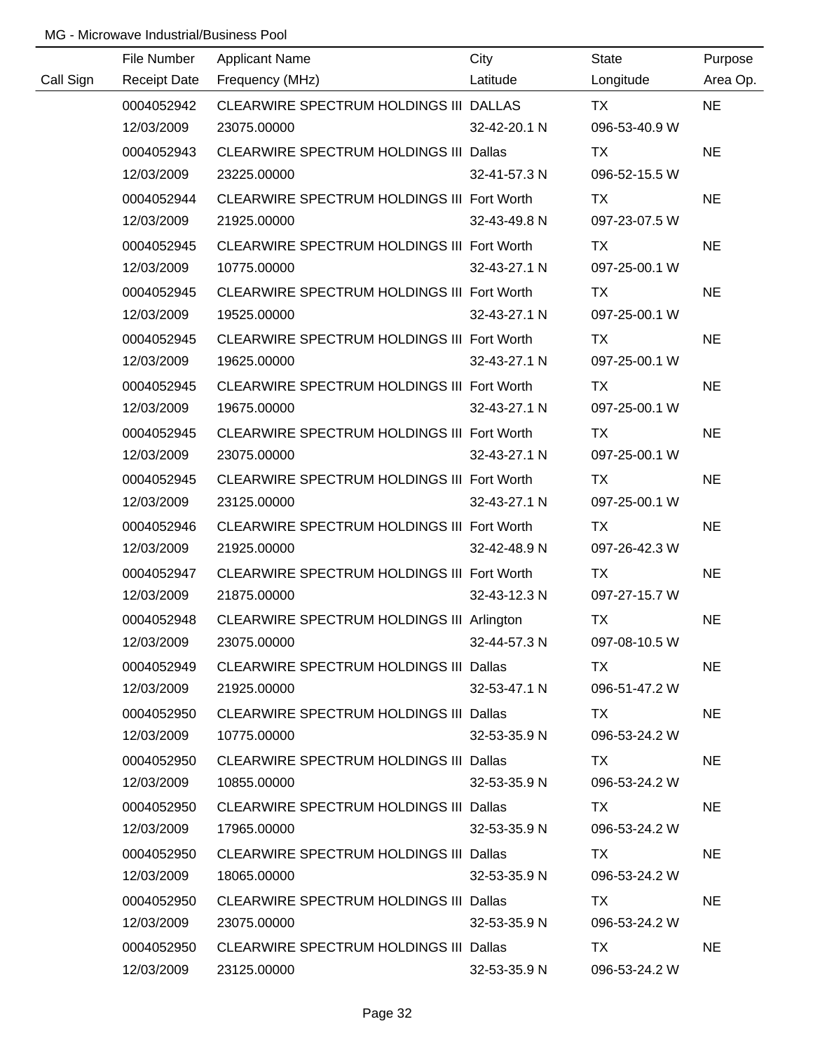MG - Microwave Industrial/Business Pool

| Call Sign | File Number / Receipt Date | Applicant Name / Frequency (MHz) | City / Latitude | State / Longitude | Purpose / Area Op. |
|---|---|---|---|---|---|
| | 0004052942 | CLEARWIRE SPECTRUM HOLDINGS III | DALLAS | TX | NE |
| | 12/03/2009 | 23075.00000 | 32-42-20.1 N | 096-53-40.9 W | |
| | 0004052943 | CLEARWIRE SPECTRUM HOLDINGS III | Dallas | TX | NE |
| | 12/03/2009 | 23225.00000 | 32-41-57.3 N | 096-52-15.5 W | |
| | 0004052944 | CLEARWIRE SPECTRUM HOLDINGS III | Fort Worth | TX | NE |
| | 12/03/2009 | 21925.00000 | 32-43-49.8 N | 097-23-07.5 W | |
| | 0004052945 | CLEARWIRE SPECTRUM HOLDINGS III | Fort Worth | TX | NE |
| | 12/03/2009 | 10775.00000 | 32-43-27.1 N | 097-25-00.1 W | |
| | 0004052945 | CLEARWIRE SPECTRUM HOLDINGS III | Fort Worth | TX | NE |
| | 12/03/2009 | 19525.00000 | 32-43-27.1 N | 097-25-00.1 W | |
| | 0004052945 | CLEARWIRE SPECTRUM HOLDINGS III | Fort Worth | TX | NE |
| | 12/03/2009 | 19625.00000 | 32-43-27.1 N | 097-25-00.1 W | |
| | 0004052945 | CLEARWIRE SPECTRUM HOLDINGS III | Fort Worth | TX | NE |
| | 12/03/2009 | 19675.00000 | 32-43-27.1 N | 097-25-00.1 W | |
| | 0004052945 | CLEARWIRE SPECTRUM HOLDINGS III | Fort Worth | TX | NE |
| | 12/03/2009 | 23075.00000 | 32-43-27.1 N | 097-25-00.1 W | |
| | 0004052945 | CLEARWIRE SPECTRUM HOLDINGS III | Fort Worth | TX | NE |
| | 12/03/2009 | 23125.00000 | 32-43-27.1 N | 097-25-00.1 W | |
| | 0004052946 | CLEARWIRE SPECTRUM HOLDINGS III | Fort Worth | TX | NE |
| | 12/03/2009 | 21925.00000 | 32-42-48.9 N | 097-26-42.3 W | |
| | 0004052947 | CLEARWIRE SPECTRUM HOLDINGS III | Fort Worth | TX | NE |
| | 12/03/2009 | 21875.00000 | 32-43-12.3 N | 097-27-15.7 W | |
| | 0004052948 | CLEARWIRE SPECTRUM HOLDINGS III | Arlington | TX | NE |
| | 12/03/2009 | 23075.00000 | 32-44-57.3 N | 097-08-10.5 W | |
| | 0004052949 | CLEARWIRE SPECTRUM HOLDINGS III | Dallas | TX | NE |
| | 12/03/2009 | 21925.00000 | 32-53-47.1 N | 096-51-47.2 W | |
| | 0004052950 | CLEARWIRE SPECTRUM HOLDINGS III | Dallas | TX | NE |
| | 12/03/2009 | 10775.00000 | 32-53-35.9 N | 096-53-24.2 W | |
| | 0004052950 | CLEARWIRE SPECTRUM HOLDINGS III | Dallas | TX | NE |
| | 12/03/2009 | 10855.00000 | 32-53-35.9 N | 096-53-24.2 W | |
| | 0004052950 | CLEARWIRE SPECTRUM HOLDINGS III | Dallas | TX | NE |
| | 12/03/2009 | 17965.00000 | 32-53-35.9 N | 096-53-24.2 W | |
| | 0004052950 | CLEARWIRE SPECTRUM HOLDINGS III | Dallas | TX | NE |
| | 12/03/2009 | 18065.00000 | 32-53-35.9 N | 096-53-24.2 W | |
| | 0004052950 | CLEARWIRE SPECTRUM HOLDINGS III | Dallas | TX | NE |
| | 12/03/2009 | 23075.00000 | 32-53-35.9 N | 096-53-24.2 W | |
| | 0004052950 | CLEARWIRE SPECTRUM HOLDINGS III | Dallas | TX | NE |
| | 12/03/2009 | 23125.00000 | 32-53-35.9 N | 096-53-24.2 W | |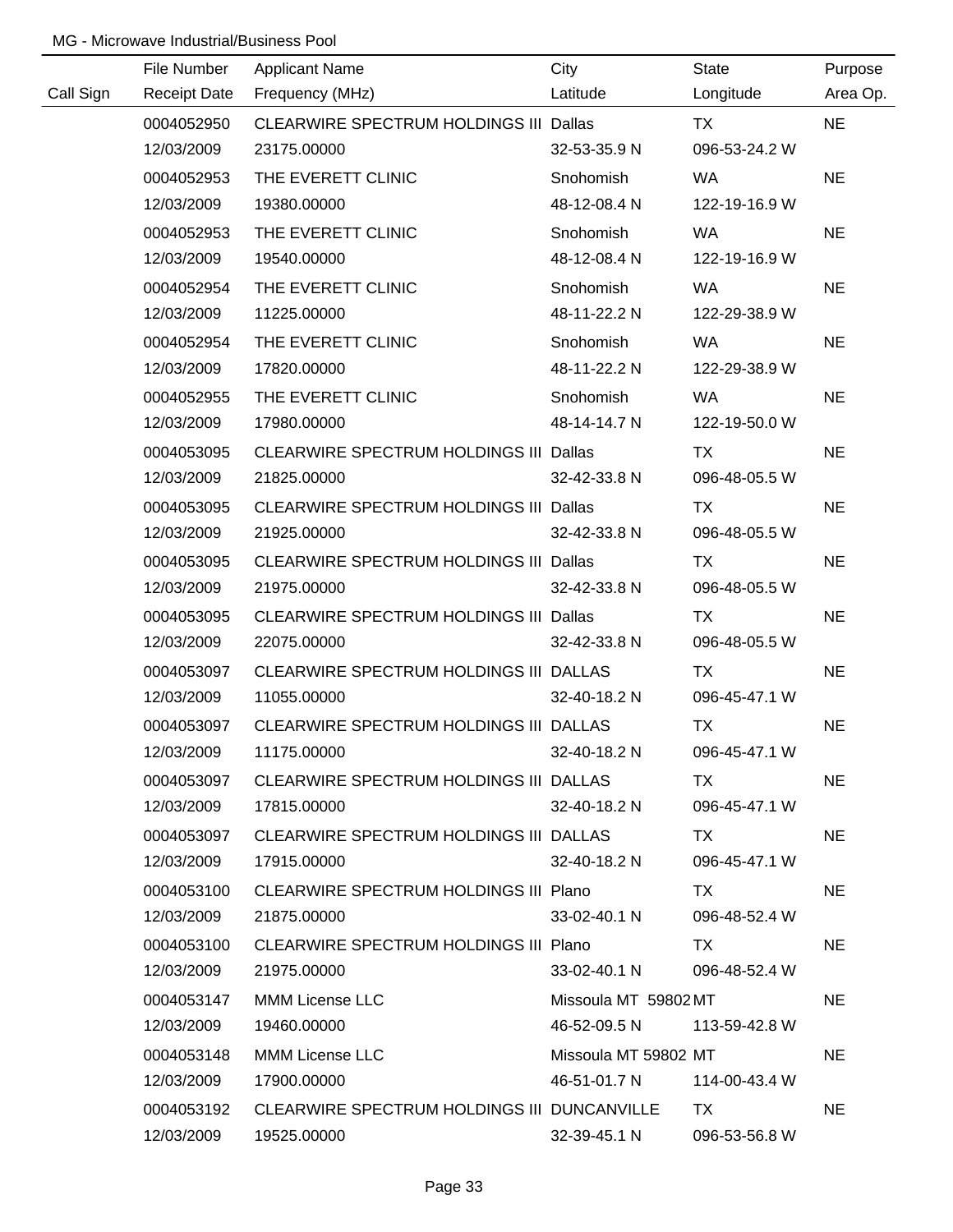MG - Microwave Industrial/Business Pool

| Call Sign | File Number<br>Receipt Date | Applicant Name<br>Frequency (MHz) | City<br>Latitude | State<br>Longitude | Purpose<br>Area Op. |
|---|---|---|---|---|---|
| | 0004052950<br>12/03/2009 | CLEARWIRE SPECTRUM HOLDINGS III<br>23175.00000 | Dallas<br>32-53-35.9 N | TX<br>096-53-24.2 W | NE |
| | 0004052953<br>12/03/2009 | THE EVERETT CLINIC<br>19380.00000 | Snohomish<br>48-12-08.4 N | WA<br>122-19-16.9 W | NE |
| | 0004052953<br>12/03/2009 | THE EVERETT CLINIC<br>19540.00000 | Snohomish<br>48-12-08.4 N | WA<br>122-19-16.9 W | NE |
| | 0004052954<br>12/03/2009 | THE EVERETT CLINIC<br>11225.00000 | Snohomish<br>48-11-22.2 N | WA<br>122-29-38.9 W | NE |
| | 0004052954<br>12/03/2009 | THE EVERETT CLINIC<br>17820.00000 | Snohomish<br>48-11-22.2 N | WA<br>122-29-38.9 W | NE |
| | 0004052955<br>12/03/2009 | THE EVERETT CLINIC<br>17980.00000 | Snohomish<br>48-14-14.7 N | WA<br>122-19-50.0 W | NE |
| | 0004053095<br>12/03/2009 | CLEARWIRE SPECTRUM HOLDINGS III<br>21825.00000 | Dallas<br>32-42-33.8 N | TX<br>096-48-05.5 W | NE |
| | 0004053095<br>12/03/2009 | CLEARWIRE SPECTRUM HOLDINGS III<br>21925.00000 | Dallas<br>32-42-33.8 N | TX<br>096-48-05.5 W | NE |
| | 0004053095<br>12/03/2009 | CLEARWIRE SPECTRUM HOLDINGS III<br>21975.00000 | Dallas<br>32-42-33.8 N | TX<br>096-48-05.5 W | NE |
| | 0004053095<br>12/03/2009 | CLEARWIRE SPECTRUM HOLDINGS III<br>22075.00000 | Dallas<br>32-42-33.8 N | TX<br>096-48-05.5 W | NE |
| | 0004053097<br>12/03/2009 | CLEARWIRE SPECTRUM HOLDINGS III<br>11055.00000 | DALLAS<br>32-40-18.2 N | TX<br>096-45-47.1 W | NE |
| | 0004053097<br>12/03/2009 | CLEARWIRE SPECTRUM HOLDINGS III<br>11175.00000 | DALLAS<br>32-40-18.2 N | TX<br>096-45-47.1 W | NE |
| | 0004053097<br>12/03/2009 | CLEARWIRE SPECTRUM HOLDINGS III<br>17815.00000 | DALLAS<br>32-40-18.2 N | TX<br>096-45-47.1 W | NE |
| | 0004053097<br>12/03/2009 | CLEARWIRE SPECTRUM HOLDINGS III<br>17915.00000 | DALLAS<br>32-40-18.2 N | TX<br>096-45-47.1 W | NE |
| | 0004053100<br>12/03/2009 | CLEARWIRE SPECTRUM HOLDINGS III<br>21875.00000 | Plano<br>33-02-40.1 N | TX<br>096-48-52.4 W | NE |
| | 0004053100<br>12/03/2009 | CLEARWIRE SPECTRUM HOLDINGS III<br>21975.00000 | Plano<br>33-02-40.1 N | TX<br>096-48-52.4 W | NE |
| | 0004053147<br>12/03/2009 | MMM License LLC<br>19460.00000 | Missoula MT 59802<br>46-52-09.5 N | MT<br>113-59-42.8 W | NE |
| | 0004053148<br>12/03/2009 | MMM License LLC<br>17900.00000 | Missoula MT 59802<br>46-51-01.7 N | MT<br>114-00-43.4 W | NE |
| | 0004053192<br>12/03/2009 | CLEARWIRE SPECTRUM HOLDINGS III<br>19525.00000 | DUNCANVILLE<br>32-39-45.1 N | TX<br>096-53-56.8 W | NE |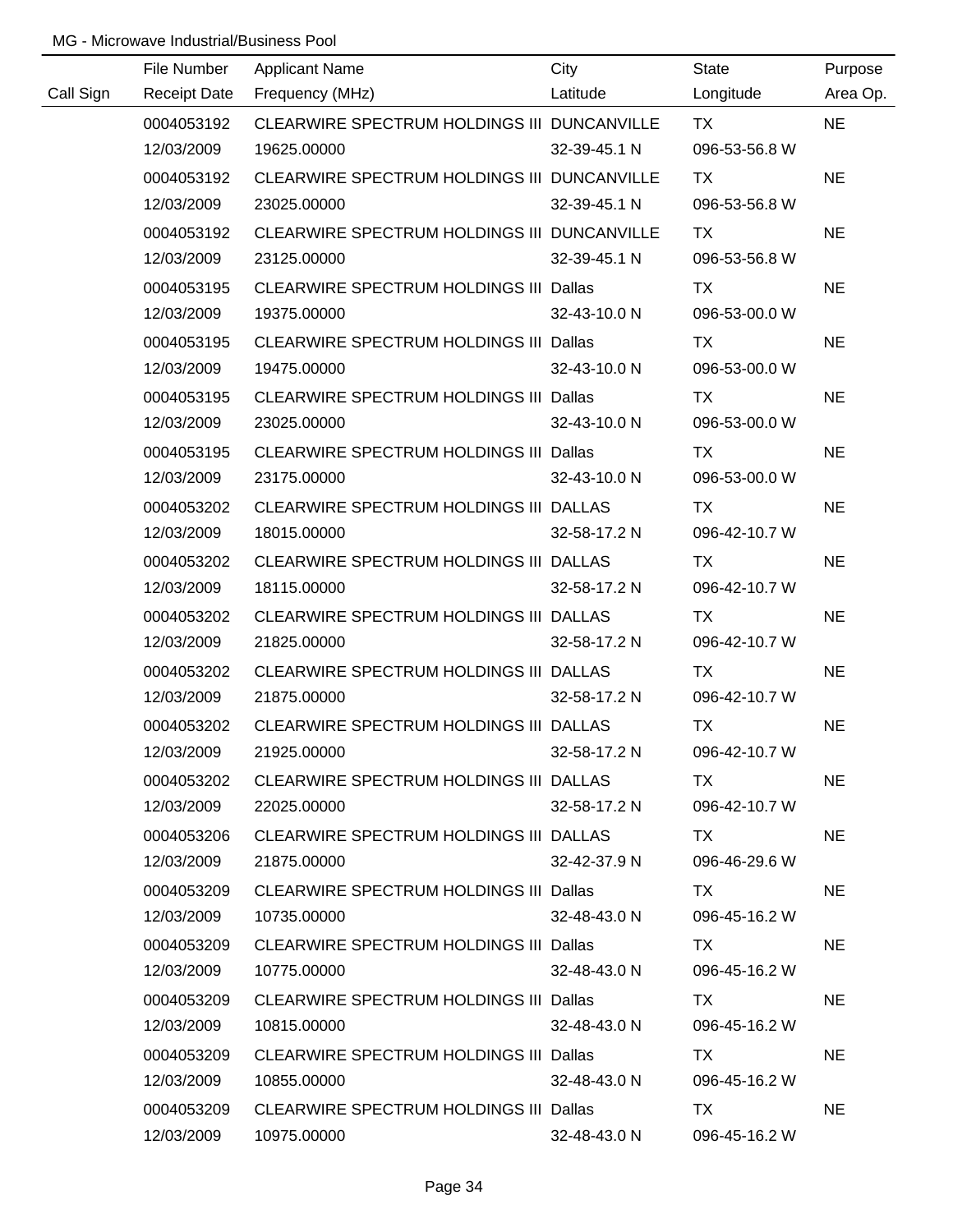MG - Microwave Industrial/Business Pool

| Call Sign | File Number<br>Receipt Date | Applicant Name<br>Frequency (MHz) | City<br>Latitude | State<br>Longitude | Purpose<br>Area Op. |
|---|---|---|---|---|---|
| | 0004053192<br>12/03/2009 | CLEARWIRE SPECTRUM HOLDINGS III<br>19625.00000 | DUNCANVILLE<br>32-39-45.1 N | TX<br>096-53-56.8 W | NE |
| | 0004053192<br>12/03/2009 | CLEARWIRE SPECTRUM HOLDINGS III<br>23025.00000 | DUNCANVILLE<br>32-39-45.1 N | TX<br>096-53-56.8 W | NE |
| | 0004053192<br>12/03/2009 | CLEARWIRE SPECTRUM HOLDINGS III<br>23125.00000 | DUNCANVILLE<br>32-39-45.1 N | TX<br>096-53-56.8 W | NE |
| | 0004053195<br>12/03/2009 | CLEARWIRE SPECTRUM HOLDINGS III<br>19375.00000 | Dallas<br>32-43-10.0 N | TX<br>096-53-00.0 W | NE |
| | 0004053195<br>12/03/2009 | CLEARWIRE SPECTRUM HOLDINGS III<br>19475.00000 | Dallas<br>32-43-10.0 N | TX<br>096-53-00.0 W | NE |
| | 0004053195<br>12/03/2009 | CLEARWIRE SPECTRUM HOLDINGS III<br>23025.00000 | Dallas<br>32-43-10.0 N | TX<br>096-53-00.0 W | NE |
| | 0004053195<br>12/03/2009 | CLEARWIRE SPECTRUM HOLDINGS III<br>23175.00000 | Dallas<br>32-43-10.0 N | TX<br>096-53-00.0 W | NE |
| | 0004053202<br>12/03/2009 | CLEARWIRE SPECTRUM HOLDINGS III<br>18015.00000 | DALLAS<br>32-58-17.2 N | TX<br>096-42-10.7 W | NE |
| | 0004053202<br>12/03/2009 | CLEARWIRE SPECTRUM HOLDINGS III<br>18115.00000 | DALLAS<br>32-58-17.2 N | TX<br>096-42-10.7 W | NE |
| | 0004053202<br>12/03/2009 | CLEARWIRE SPECTRUM HOLDINGS III<br>21825.00000 | DALLAS<br>32-58-17.2 N | TX<br>096-42-10.7 W | NE |
| | 0004053202<br>12/03/2009 | CLEARWIRE SPECTRUM HOLDINGS III<br>21875.00000 | DALLAS<br>32-58-17.2 N | TX<br>096-42-10.7 W | NE |
| | 0004053202<br>12/03/2009 | CLEARWIRE SPECTRUM HOLDINGS III<br>21925.00000 | DALLAS<br>32-58-17.2 N | TX<br>096-42-10.7 W | NE |
| | 0004053202<br>12/03/2009 | CLEARWIRE SPECTRUM HOLDINGS III<br>22025.00000 | DALLAS<br>32-58-17.2 N | TX<br>096-42-10.7 W | NE |
| | 0004053206<br>12/03/2009 | CLEARWIRE SPECTRUM HOLDINGS III<br>21875.00000 | DALLAS<br>32-42-37.9 N | TX<br>096-46-29.6 W | NE |
| | 0004053209<br>12/03/2009 | CLEARWIRE SPECTRUM HOLDINGS III<br>10735.00000 | Dallas<br>32-48-43.0 N | TX<br>096-45-16.2 W | NE |
| | 0004053209<br>12/03/2009 | CLEARWIRE SPECTRUM HOLDINGS III<br>10775.00000 | Dallas<br>32-48-43.0 N | TX<br>096-45-16.2 W | NE |
| | 0004053209<br>12/03/2009 | CLEARWIRE SPECTRUM HOLDINGS III<br>10815.00000 | Dallas<br>32-48-43.0 N | TX<br>096-45-16.2 W | NE |
| | 0004053209<br>12/03/2009 | CLEARWIRE SPECTRUM HOLDINGS III<br>10855.00000 | Dallas<br>32-48-43.0 N | TX<br>096-45-16.2 W | NE |
| | 0004053209<br>12/03/2009 | CLEARWIRE SPECTRUM HOLDINGS III<br>10975.00000 | Dallas<br>32-48-43.0 N | TX<br>096-45-16.2 W | NE |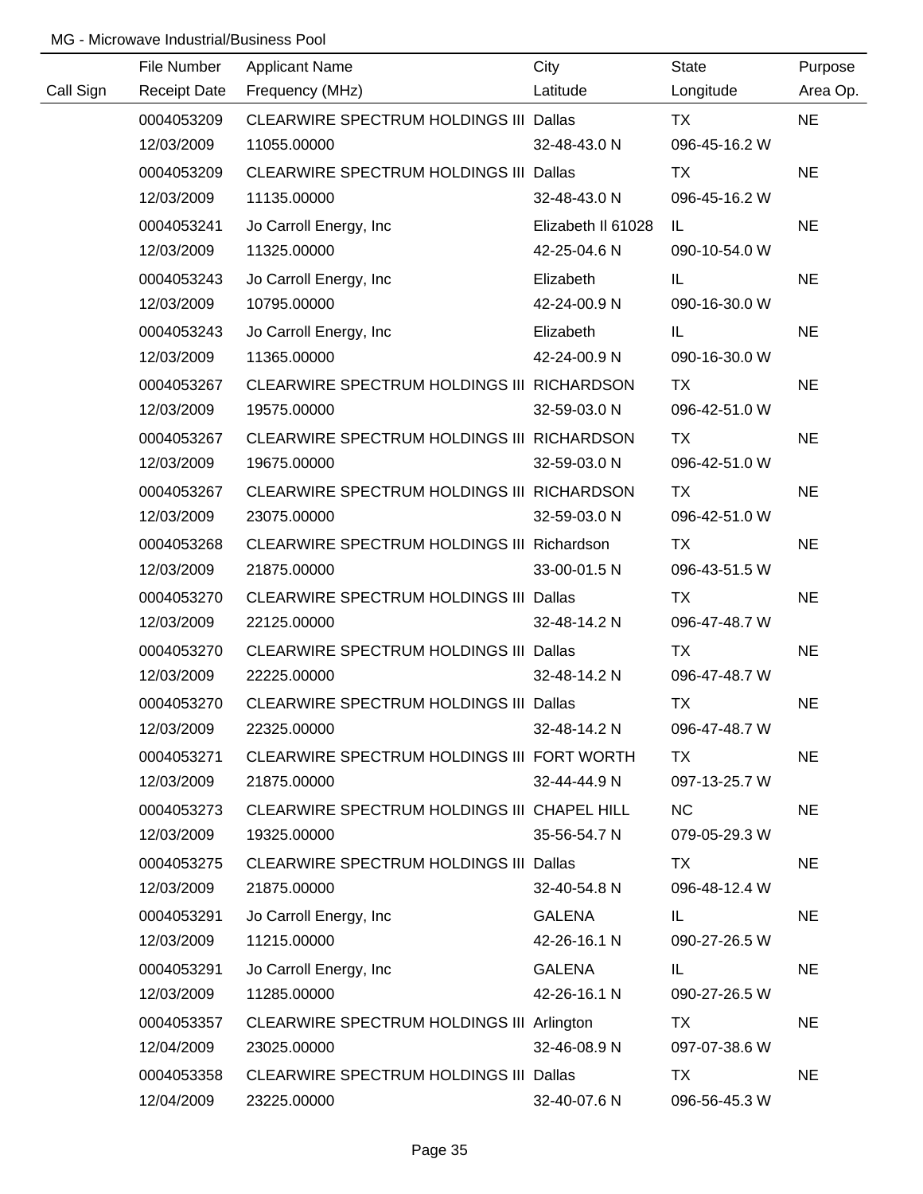MG - Microwave Industrial/Business Pool

| Call Sign | File Number<br>Receipt Date | Applicant Name<br>Frequency (MHz) | City<br>Latitude | State<br>Longitude | Purpose<br>Area Op. |
|---|---|---|---|---|---|
| | 0004053209<br>12/03/2009 | CLEARWIRE SPECTRUM HOLDINGS III<br>11055.00000 | Dallas<br>32-48-43.0 N | TX<br>096-45-16.2 W | NE |
| | 0004053209<br>12/03/2009 | CLEARWIRE SPECTRUM HOLDINGS III<br>11135.00000 | Dallas<br>32-48-43.0 N | TX<br>096-45-16.2 W | NE |
| | 0004053241<br>12/03/2009 | Jo Carroll Energy, Inc<br>11325.00000 | Elizabeth Il 61028<br>42-25-04.6 N | IL<br>090-10-54.0 W | NE |
| | 0004053243<br>12/03/2009 | Jo Carroll Energy, Inc<br>10795.00000 | Elizabeth<br>42-24-00.9 N | IL<br>090-16-30.0 W | NE |
| | 0004053243<br>12/03/2009 | Jo Carroll Energy, Inc<br>11365.00000 | Elizabeth<br>42-24-00.9 N | IL<br>090-16-30.0 W | NE |
| | 0004053267<br>12/03/2009 | CLEARWIRE SPECTRUM HOLDINGS III<br>19575.00000 | RICHARDSON<br>32-59-03.0 N | TX<br>096-42-51.0 W | NE |
| | 0004053267<br>12/03/2009 | CLEARWIRE SPECTRUM HOLDINGS III<br>19675.00000 | RICHARDSON<br>32-59-03.0 N | TX<br>096-42-51.0 W | NE |
| | 0004053267<br>12/03/2009 | CLEARWIRE SPECTRUM HOLDINGS III<br>23075.00000 | RICHARDSON<br>32-59-03.0 N | TX<br>096-42-51.0 W | NE |
| | 0004053268<br>12/03/2009 | CLEARWIRE SPECTRUM HOLDINGS III<br>21875.00000 | Richardson<br>33-00-01.5 N | TX<br>096-43-51.5 W | NE |
| | 0004053270<br>12/03/2009 | CLEARWIRE SPECTRUM HOLDINGS III<br>22125.00000 | Dallas<br>32-48-14.2 N | TX<br>096-47-48.7 W | NE |
| | 0004053270<br>12/03/2009 | CLEARWIRE SPECTRUM HOLDINGS III<br>22225.00000 | Dallas<br>32-48-14.2 N | TX<br>096-47-48.7 W | NE |
| | 0004053270<br>12/03/2009 | CLEARWIRE SPECTRUM HOLDINGS III<br>22325.00000 | Dallas<br>32-48-14.2 N | TX<br>096-47-48.7 W | NE |
| | 0004053271<br>12/03/2009 | CLEARWIRE SPECTRUM HOLDINGS III<br>21875.00000 | FORT WORTH<br>32-44-44.9 N | TX<br>097-13-25.7 W | NE |
| | 0004053273<br>12/03/2009 | CLEARWIRE SPECTRUM HOLDINGS III<br>19325.00000 | CHAPEL HILL<br>35-56-54.7 N | NC<br>079-05-29.3 W | NE |
| | 0004053275<br>12/03/2009 | CLEARWIRE SPECTRUM HOLDINGS III<br>21875.00000 | Dallas<br>32-40-54.8 N | TX<br>096-48-12.4 W | NE |
| | 0004053291<br>12/03/2009 | Jo Carroll Energy, Inc<br>11215.00000 | GALENA<br>42-26-16.1 N | IL<br>090-27-26.5 W | NE |
| | 0004053291<br>12/03/2009 | Jo Carroll Energy, Inc<br>11285.00000 | GALENA<br>42-26-16.1 N | IL<br>090-27-26.5 W | NE |
| | 0004053357<br>12/04/2009 | CLEARWIRE SPECTRUM HOLDINGS III<br>23025.00000 | Arlington<br>32-46-08.9 N | TX<br>097-07-38.6 W | NE |
| | 0004053358<br>12/04/2009 | CLEARWIRE SPECTRUM HOLDINGS III<br>23225.00000 | Dallas<br>32-40-07.6 N | TX<br>096-56-45.3 W | NE |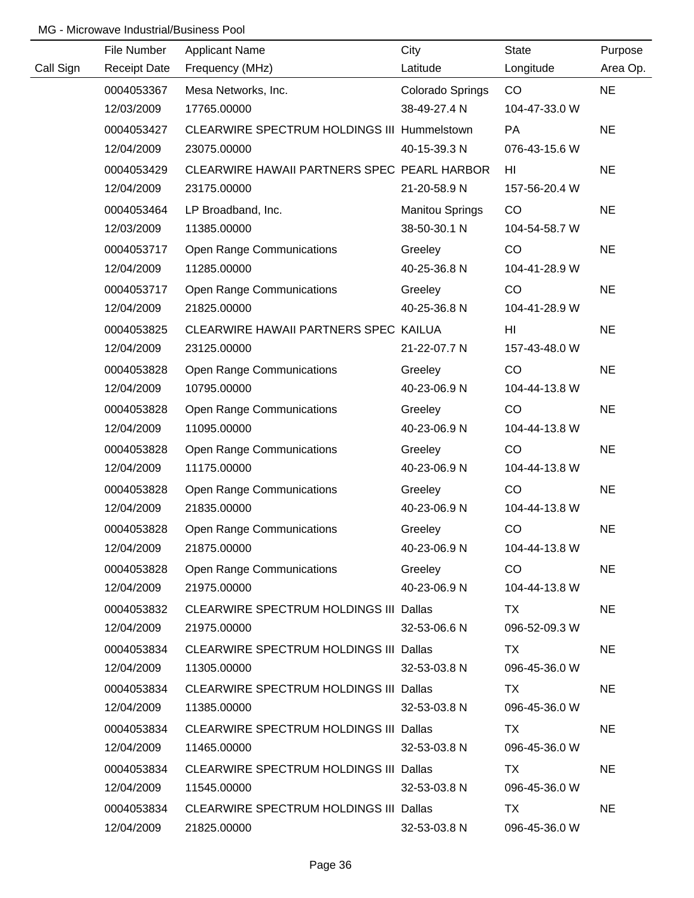MG - Microwave Industrial/Business Pool

| Call Sign | File Number<br>Receipt Date | Applicant Name<br>Frequency (MHz) | City<br>Latitude | State<br>Longitude | Purpose<br>Area Op. |
|---|---|---|---|---|---|
| | 0004053367<br>12/03/2009 | Mesa Networks, Inc.<br>17765.00000 | Colorado Springs<br>38-49-27.4 N | CO<br>104-47-33.0 W | NE |
| | 0004053427<br>12/04/2009 | CLEARWIRE SPECTRUM HOLDINGS III<br>23075.00000 | Hummelstown<br>40-15-39.3 N | PA<br>076-43-15.6 W | NE |
| | 0004053429<br>12/04/2009 | CLEARWIRE HAWAII PARTNERS SPEC<br>23175.00000 | PEARL HARBOR<br>21-20-58.9 N | HI<br>157-56-20.4 W | NE |
| | 0004053464<br>12/03/2009 | LP Broadband, Inc.<br>11385.00000 | Manitou Springs<br>38-50-30.1 N | CO<br>104-54-58.7 W | NE |
| | 0004053717<br>12/04/2009 | Open Range Communications<br>11285.00000 | Greeley<br>40-25-36.8 N | CO<br>104-41-28.9 W | NE |
| | 0004053717<br>12/04/2009 | Open Range Communications<br>21825.00000 | Greeley<br>40-25-36.8 N | CO<br>104-41-28.9 W | NE |
| | 0004053825<br>12/04/2009 | CLEARWIRE HAWAII PARTNERS SPEC<br>23125.00000 | KAILUA<br>21-22-07.7 N | HI<br>157-43-48.0 W | NE |
| | 0004053828<br>12/04/2009 | Open Range Communications<br>10795.00000 | Greeley<br>40-23-06.9 N | CO<br>104-44-13.8 W | NE |
| | 0004053828<br>12/04/2009 | Open Range Communications<br>11095.00000 | Greeley<br>40-23-06.9 N | CO<br>104-44-13.8 W | NE |
| | 0004053828<br>12/04/2009 | Open Range Communications<br>11175.00000 | Greeley<br>40-23-06.9 N | CO<br>104-44-13.8 W | NE |
| | 0004053828<br>12/04/2009 | Open Range Communications<br>21835.00000 | Greeley<br>40-23-06.9 N | CO<br>104-44-13.8 W | NE |
| | 0004053828<br>12/04/2009 | Open Range Communications<br>21875.00000 | Greeley<br>40-23-06.9 N | CO<br>104-44-13.8 W | NE |
| | 0004053828<br>12/04/2009 | Open Range Communications<br>21975.00000 | Greeley<br>40-23-06.9 N | CO<br>104-44-13.8 W | NE |
| | 0004053832<br>12/04/2009 | CLEARWIRE SPECTRUM HOLDINGS III<br>21975.00000 | Dallas<br>32-53-06.6 N | TX<br>096-52-09.3 W | NE |
| | 0004053834<br>12/04/2009 | CLEARWIRE SPECTRUM HOLDINGS III<br>11305.00000 | Dallas<br>32-53-03.8 N | TX<br>096-45-36.0 W | NE |
| | 0004053834<br>12/04/2009 | CLEARWIRE SPECTRUM HOLDINGS III<br>11385.00000 | Dallas<br>32-53-03.8 N | TX<br>096-45-36.0 W | NE |
| | 0004053834<br>12/04/2009 | CLEARWIRE SPECTRUM HOLDINGS III<br>11465.00000 | Dallas<br>32-53-03.8 N | TX<br>096-45-36.0 W | NE |
| | 0004053834<br>12/04/2009 | CLEARWIRE SPECTRUM HOLDINGS III<br>11545.00000 | Dallas<br>32-53-03.8 N | TX<br>096-45-36.0 W | NE |
| | 0004053834<br>12/04/2009 | CLEARWIRE SPECTRUM HOLDINGS III<br>21825.00000 | Dallas<br>32-53-03.8 N | TX<br>096-45-36.0 W | NE |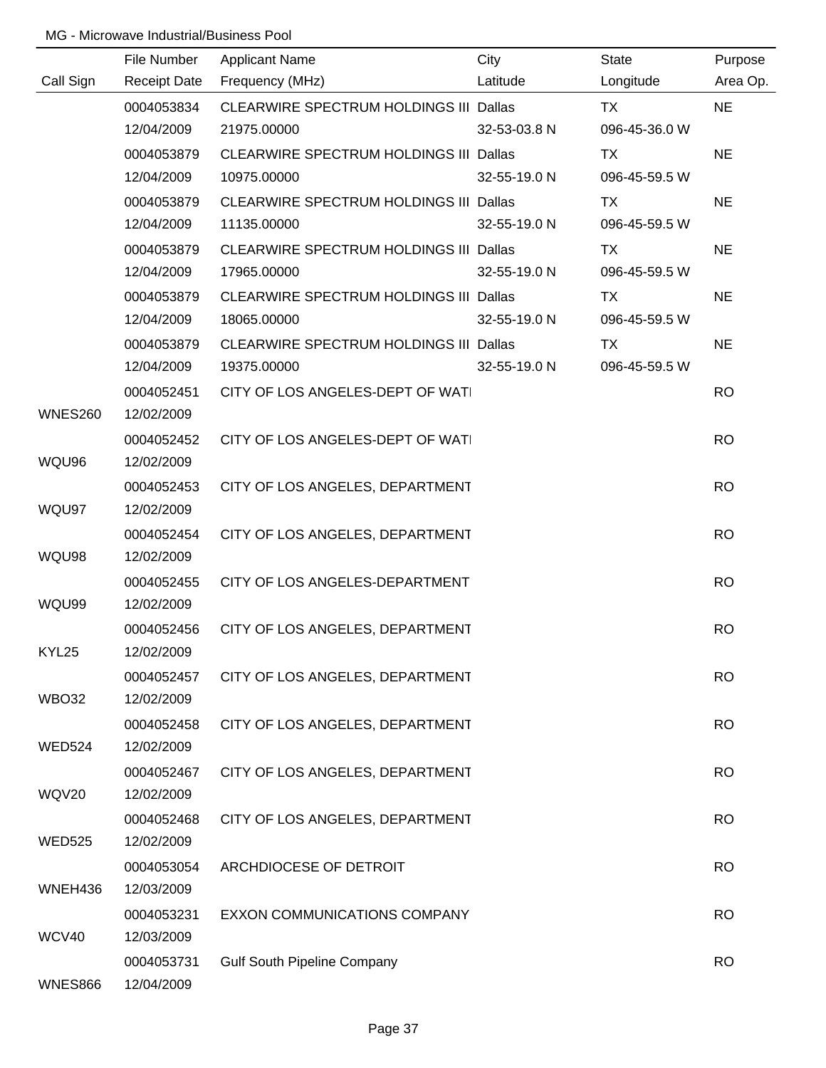MG - Microwave Industrial/Business Pool

| Call Sign | File Number<br>Receipt Date | Applicant Name<br>Frequency (MHz) | City<br>Latitude | State<br>Longitude | Purpose<br>Area Op. |
|---|---|---|---|---|---|
| | 0004053834<br>12/04/2009 | CLEARWIRE SPECTRUM HOLDINGS III<br>21975.00000 | Dallas<br>32-53-03.8 N | TX<br>096-45-36.0 W | NE |
| | 0004053879<br>12/04/2009 | CLEARWIRE SPECTRUM HOLDINGS III<br>10975.00000 | Dallas<br>32-55-19.0 N | TX<br>096-45-59.5 W | NE |
| | 0004053879<br>12/04/2009 | CLEARWIRE SPECTRUM HOLDINGS III<br>11135.00000 | Dallas<br>32-55-19.0 N | TX<br>096-45-59.5 W | NE |
| | 0004053879<br>12/04/2009 | CLEARWIRE SPECTRUM HOLDINGS III<br>17965.00000 | Dallas<br>32-55-19.0 N | TX<br>096-45-59.5 W | NE |
| | 0004053879<br>12/04/2009 | CLEARWIRE SPECTRUM HOLDINGS III<br>18065.00000 | Dallas<br>32-55-19.0 N | TX<br>096-45-59.5 W | NE |
| | 0004053879<br>12/04/2009 | CLEARWIRE SPECTRUM HOLDINGS III<br>19375.00000 | Dallas<br>32-55-19.0 N | TX<br>096-45-59.5 W | NE |
| WNES260 | 0004052451<br>12/02/2009 | CITY OF LOS ANGELES-DEPT OF WATI | | | RO |
| WQU96 | 0004052452<br>12/02/2009 | CITY OF LOS ANGELES-DEPT OF WATI | | | RO |
| WQU97 | 0004052453<br>12/02/2009 | CITY OF LOS ANGELES, DEPARTMENT | | | RO |
| WQU98 | 0004052454<br>12/02/2009 | CITY OF LOS ANGELES, DEPARTMENT | | | RO |
| WQU99 | 0004052455<br>12/02/2009 | CITY OF LOS ANGELES-DEPARTMENT | | | RO |
| KYL25 | 0004052456<br>12/02/2009 | CITY OF LOS ANGELES, DEPARTMENT | | | RO |
| WBO32 | 0004052457<br>12/02/2009 | CITY OF LOS ANGELES, DEPARTMENT | | | RO |
| WED524 | 0004052458<br>12/02/2009 | CITY OF LOS ANGELES, DEPARTMENT | | | RO |
| WQV20 | 0004052467<br>12/02/2009 | CITY OF LOS ANGELES, DEPARTMENT | | | RO |
| WED525 | 0004052468<br>12/02/2009 | CITY OF LOS ANGELES, DEPARTMENT | | | RO |
| WNEH436 | 0004053054<br>12/03/2009 | ARCHDIOCESE OF DETROIT | | | RO |
| WCV40 | 0004053231<br>12/03/2009 | EXXON COMMUNICATIONS COMPANY | | | RO |
| WNES866 | 0004053731<br>12/04/2009 | Gulf South Pipeline Company | | | RO |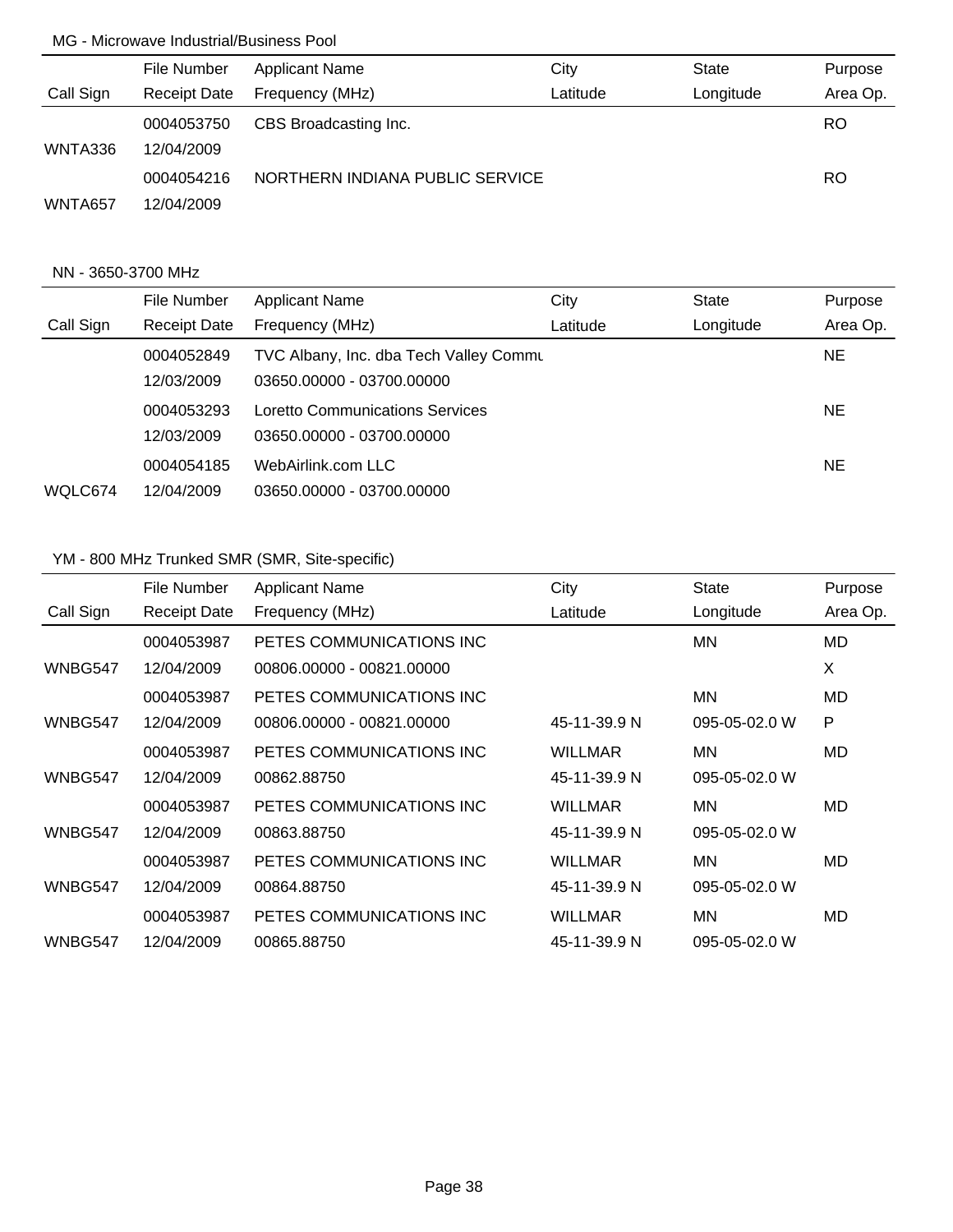## MG - Microwave Industrial/Business Pool

| Call Sign | File Number / Receipt Date | Applicant Name / Frequency (MHz) | City / Latitude | State / Longitude | Purpose / Area Op. |
|---|---|---|---|---|---|
| WNTA336 | 0004053750 / 12/04/2009 | CBS Broadcasting Inc. | | | RO |
| WNTA657 | 0004054216 / 12/04/2009 | NORTHERN INDIANA PUBLIC SERVICE | | | RO |

## NN - 3650-3700 MHz

| Call Sign | File Number / Receipt Date | Applicant Name / Frequency (MHz) | City / Latitude | State / Longitude | Purpose / Area Op. |
|---|---|---|---|---|---|
| | 0004052849 / 12/03/2009 | TVC Albany, Inc. dba Tech Valley Commu / 03650.00000 - 03700.00000 | | | NE |
| | 0004053293 / 12/03/2009 | Loretto Communications Services / 03650.00000 - 03700.00000 | | | NE |
| WQLC674 | 0004054185 / 12/04/2009 | WebAirlink.com LLC / 03650.00000 - 03700.00000 | | | NE |

## YM - 800 MHz Trunked SMR (SMR, Site-specific)

| Call Sign | File Number / Receipt Date | Applicant Name / Frequency (MHz) | City / Latitude | State / Longitude | Purpose / Area Op. |
|---|---|---|---|---|---|
| WNBG547 | 0004053987 / 12/04/2009 | PETES COMMUNICATIONS INC / 00806.00000 - 00821.00000 | | MN | MD / X |
| WNBG547 | 0004053987 / 12/04/2009 | PETES COMMUNICATIONS INC / 00806.00000 - 00821.00000 | 45-11-39.9 N | MN / 095-05-02.0 W | MD / P |
| WNBG547 | 0004053987 / 12/04/2009 | PETES COMMUNICATIONS INC / 00862.88750 | WILLMAR / 45-11-39.9 N | MN / 095-05-02.0 W | MD |
| WNBG547 | 0004053987 / 12/04/2009 | PETES COMMUNICATIONS INC / 00863.88750 | WILLMAR / 45-11-39.9 N | MN / 095-05-02.0 W | MD |
| WNBG547 | 0004053987 / 12/04/2009 | PETES COMMUNICATIONS INC / 00864.88750 | WILLMAR / 45-11-39.9 N | MN / 095-05-02.0 W | MD |
| WNBG547 | 0004053987 / 12/04/2009 | PETES COMMUNICATIONS INC / 00865.88750 | WILLMAR / 45-11-39.9 N | MN / 095-05-02.0 W | MD |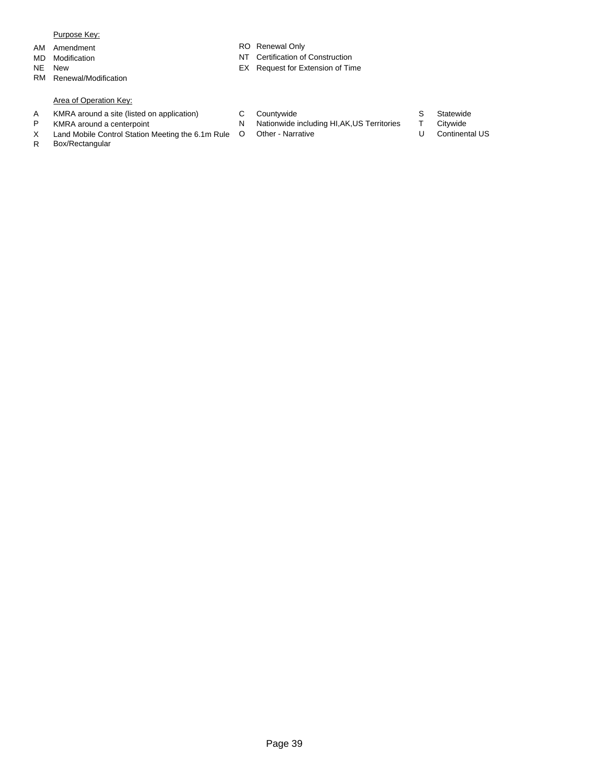Purpose Key:

| | | | |
|---|---|---|---|
| AM | Amendment | RO | Renewal Only |
| MD | Modification | NT | Certification of Construction |
| NE | New | EX | Request for Extension of Time |
| RM | Renewal/Modification | | |

Area of Operation Key:

| | | | | | |
|---|---|---|---|---|---|
| A | KMRA around a site (listed on application) | C | Countywide | S | Statewide |
| P | KMRA around a centerpoint | N | Nationwide including HI,AK,US Territories | T | Citywide |
| X | Land Mobile Control Station Meeting the 6.1m Rule | O | Other - Narrative | U | Continental US |
| R | Box/Rectangular | | | | |